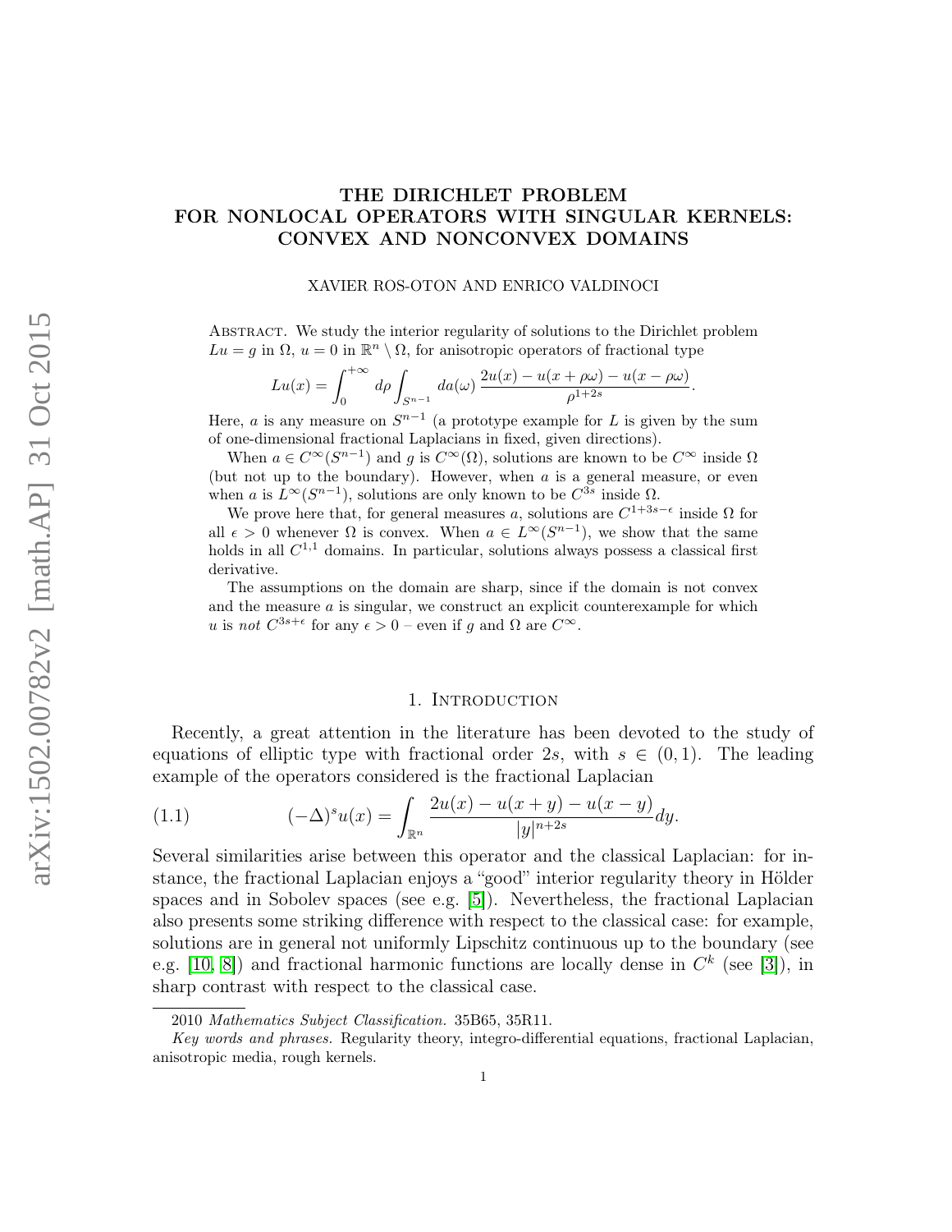# THE DIRICHLET PROBLEM FOR NONLOCAL OPERATORS WITH SINGULAR KERNELS: CONVEX AND NONCONVEX DOMAINS

XAVIER ROS-OTON AND ENRICO VALDINOCI

Abstract. We study the interior regularity of solutions to the Dirichlet problem $Lu = g$ in $\Omega$, $u = 0$ in $\mathbb{R}^n \setminus \Omega$, for anisotropic operators of fractional type

$$Lu(x) = \int_0^{+\infty} d\rho \int_{S^{n-1}} da(\omega)\, \frac{2u(x) - u(x+\rho\omega) - u(x-\rho\omega)}{\rho^{1+2s}}.$$

Here, $a$ is any measure on $S^{n-1}$ (a prototype example for $L$ is given by the sum of one-dimensional fractional Laplacians in fixed, given directions).

When $a \in C^\infty(S^{n-1})$ and $g$ is $C^\infty(\Omega)$, solutions are known to be $C^\infty$ inside $\Omega$ (but not up to the boundary). However, when $a$ is a general measure, or even when $a$ is $L^\infty(S^{n-1})$, solutions are only known to be $C^{3s}$ inside $\Omega$.

We prove here that, for general measures $a$, solutions are $C^{1+3s-\epsilon}$ inside $\Omega$ for all $\epsilon > 0$ whenever $\Omega$ is convex. When $a \in L^\infty(S^{n-1})$, we show that the same holds in all $C^{1,1}$ domains. In particular, solutions always possess a classical first derivative.

The assumptions on the domain are sharp, since if the domain is not convex and the measure $a$ is singular, we construct an explicit counterexample for which $u$ is *not* $C^{3s+\epsilon}$ for any $\epsilon > 0$ – even if $g$ and $\Omega$ are $C^\infty$.

## 1. Introduction

Recently, a great attention in the literature has been devoted to the study of equations of elliptic type with fractional order $2s$, with $s \in (0,1)$. The leading example of the operators considered is the fractional Laplacian

$$(-\Delta)^s u(x) = \int_{\mathbb{R}^n} \frac{2u(x) - u(x+y) - u(x-y)}{|y|^{n+2s}}\, dy. \tag{1.1}$$

Several similarities arise between this operator and the classical Laplacian: for instance, the fractional Laplacian enjoys a "good" interior regularity theory in Hölder spaces and in Sobolev spaces (see e.g. [5]). Nevertheless, the fractional Laplacian also presents some striking difference with respect to the classical case: for example, solutions are in general not uniformly Lipschitz continuous up to the boundary (see e.g. [10, 8]) and fractional harmonic functions are locally dense in $C^k$ (see [3]), in sharp contrast with respect to the classical case.

2010 *Mathematics Subject Classification.* 35B65, 35R11.

*Key words and phrases.* Regularity theory, integro-differential equations, fractional Laplacian, anisotropic media, rough kernels.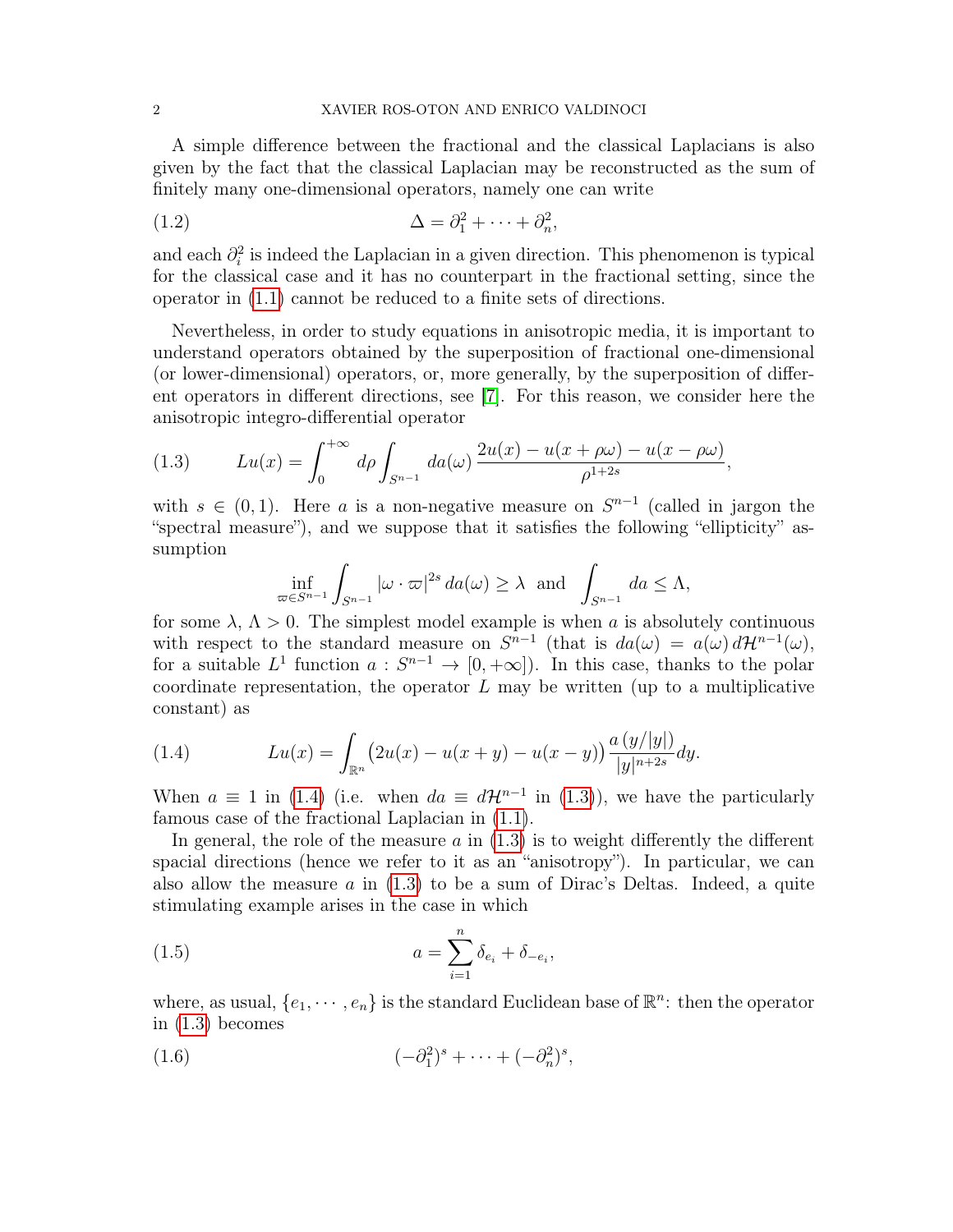A simple difference between the fractional and the classical Laplacians is also given by the fact that the classical Laplacian may be reconstructed as the sum of finitely many one-dimensional operators, namely one can write

$$\Delta = \partial_1^2 + \cdots + \partial_n^2, \tag{1.2}$$

and each $\partial_i^2$ is indeed the Laplacian in a given direction. This phenomenon is typical for the classical case and it has no counterpart in the fractional setting, since the operator in (1.1) cannot be reduced to a finite sets of directions.

Nevertheless, in order to study equations in anisotropic media, it is important to understand operators obtained by the superposition of fractional one-dimensional (or lower-dimensional) operators, or, more generally, by the superposition of different operators in different directions, see [7]. For this reason, we consider here the anisotropic integro-differential operator

$$Lu(x) = \int_0^{+\infty} d\rho \int_{S^{n-1}} da(\omega)\, \frac{2u(x) - u(x+\rho\omega) - u(x-\rho\omega)}{\rho^{1+2s}}, \tag{1.3}$$

with $s \in (0,1)$. Here $a$ is a non-negative measure on $S^{n-1}$ (called in jargon the "spectral measure"), and we suppose that it satisfies the following "ellipticity" assumption

$$\inf_{\varpi \in S^{n-1}} \int_{S^{n-1}} |\omega \cdot \varpi|^{2s}\, da(\omega) \geq \lambda \quad \text{and} \quad \int_{S^{n-1}} da \leq \Lambda,$$

for some $\lambda, \Lambda > 0$. The simplest model example is when $a$ is absolutely continuous with respect to the standard measure on $S^{n-1}$ (that is $da(\omega) = a(\omega)\, d\mathcal{H}^{n-1}(\omega)$, for a suitable $L^1$ function $a : S^{n-1} \to [0, +\infty])$. In this case, thanks to the polar coordinate representation, the operator $L$ may be written (up to a multiplicative constant) as

$$Lu(x) = \int_{\mathbb{R}^n} \big(2u(x) - u(x+y) - u(x-y)\big) \frac{a\,(y/|y|)}{|y|^{n+2s}} dy. \tag{1.4}$$

When $a \equiv 1$ in (1.4) (i.e. when $da \equiv d\mathcal{H}^{n-1}$ in (1.3)), we have the particularly famous case of the fractional Laplacian in (1.1).

In general, the role of the measure $a$ in (1.3) is to weight differently the different spacial directions (hence we refer to it as an "anisotropy"). In particular, we can also allow the measure $a$ in (1.3) to be a sum of Dirac's Deltas. Indeed, a quite stimulating example arises in the case in which

$$a = \sum_{i=1}^{n} \delta_{e_i} + \delta_{-e_i}, \tag{1.5}$$

where, as usual, $\{e_1, \cdots, e_n\}$ is the standard Euclidean base of $\mathbb{R}^n$: then the operator in (1.3) becomes

$$(-\partial_1^2)^s + \cdots + (-\partial_n^2)^s, \tag{1.6}$$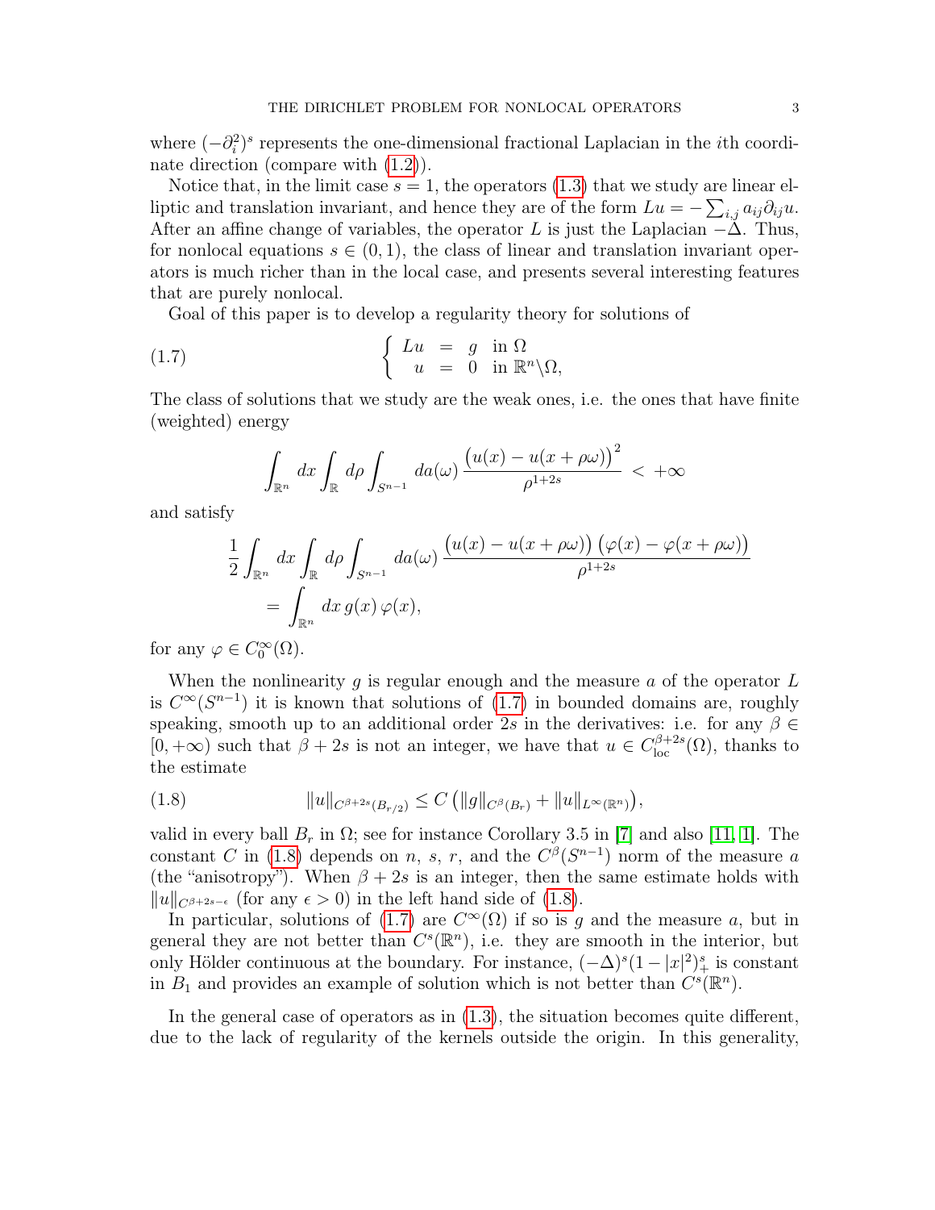where $(-\partial_i^2)^s$ represents the one-dimensional fractional Laplacian in the $i$th coordinate direction (compare with (1.2)).

Notice that, in the limit case $s = 1$, the operators (1.3) that we study are linear elliptic and translation invariant, and hence they are of the form $Lu = -\sum_{i,j} a_{ij}\partial_{ij}u$. After an affine change of variables, the operator $L$ is just the Laplacian $-\Delta$. Thus, for nonlocal equations $s \in (0, 1)$, the class of linear and translation invariant operators is much richer than in the local case, and presents several interesting features that are purely nonlocal.

Goal of this paper is to develop a regularity theory for solutions of

$$
\left\{ \begin{array}{rcll} Lu & = & g & \text{in } \Omega \\ u & = & 0 & \text{in } \mathbb{R}^n \setminus \Omega, \end{array} \right. \tag{1.7}
$$

The class of solutions that we study are the weak ones, i.e. the ones that have finite (weighted) energy

$$
\int_{\mathbb{R}^n} dx \int_{\mathbb{R}} d\rho \int_{S^{n-1}} da(\omega)\, \frac{\big(u(x) - u(x+\rho\omega)\big)^2}{\rho^{1+2s}} \;<\; +\infty
$$

and satisfy

$$
\begin{aligned}
\frac{1}{2}\int_{\mathbb{R}^n} dx \int_{\mathbb{R}} d\rho \int_{S^{n-1}} da(\omega)\, &\frac{\big(u(x) - u(x+\rho\omega)\big)\big(\varphi(x) - \varphi(x+\rho\omega)\big)}{\rho^{1+2s}} \\
&= \int_{\mathbb{R}^n} dx\, g(x)\, \varphi(x),
\end{aligned}
$$

for any $\varphi \in C_0^\infty(\Omega)$.

When the nonlinearity $g$ is regular enough and the measure $a$ of the operator $L$ is $C^\infty(S^{n-1})$ it is known that solutions of (1.7) in bounded domains are, roughly speaking, smooth up to an additional order $2s$ in the derivatives: i.e. for any $\beta \in [0, +\infty)$ such that $\beta + 2s$ is not an integer, we have that $u \in C^{\beta+2s}_{\mathrm{loc}}(\Omega)$, thanks to the estimate

$$
\|u\|_{C^{\beta+2s}(B_{r/2})} \le C\left(\|g\|_{C^\beta(B_r)} + \|u\|_{L^\infty(\mathbb{R}^n)}\right), \tag{1.8}
$$

valid in every ball $B_r$ in $\Omega$; see for instance Corollary 3.5 in [7] and also [11, 1]. The constant $C$ in (1.8) depends on $n$, $s$, $r$, and the $C^\beta(S^{n-1})$ norm of the measure $a$ (the "anisotropy"). When $\beta + 2s$ is an integer, then the same estimate holds with $\|u\|_{C^{\beta+2s-\epsilon}}$ (for any $\epsilon > 0$) in the left hand side of (1.8).

In particular, solutions of (1.7) are $C^\infty(\Omega)$ if so is $g$ and the measure $a$, but in general they are not better than $C^s(\mathbb{R}^n)$, i.e. they are smooth in the interior, but only Hölder continuous at the boundary. For instance, $(-\Delta)^s(1 - |x|^2)_+^s$ is constant in $B_1$ and provides an example of solution which is not better than $C^s(\mathbb{R}^n)$.

In the general case of operators as in (1.3), the situation becomes quite different, due to the lack of regularity of the kernels outside the origin. In this generality,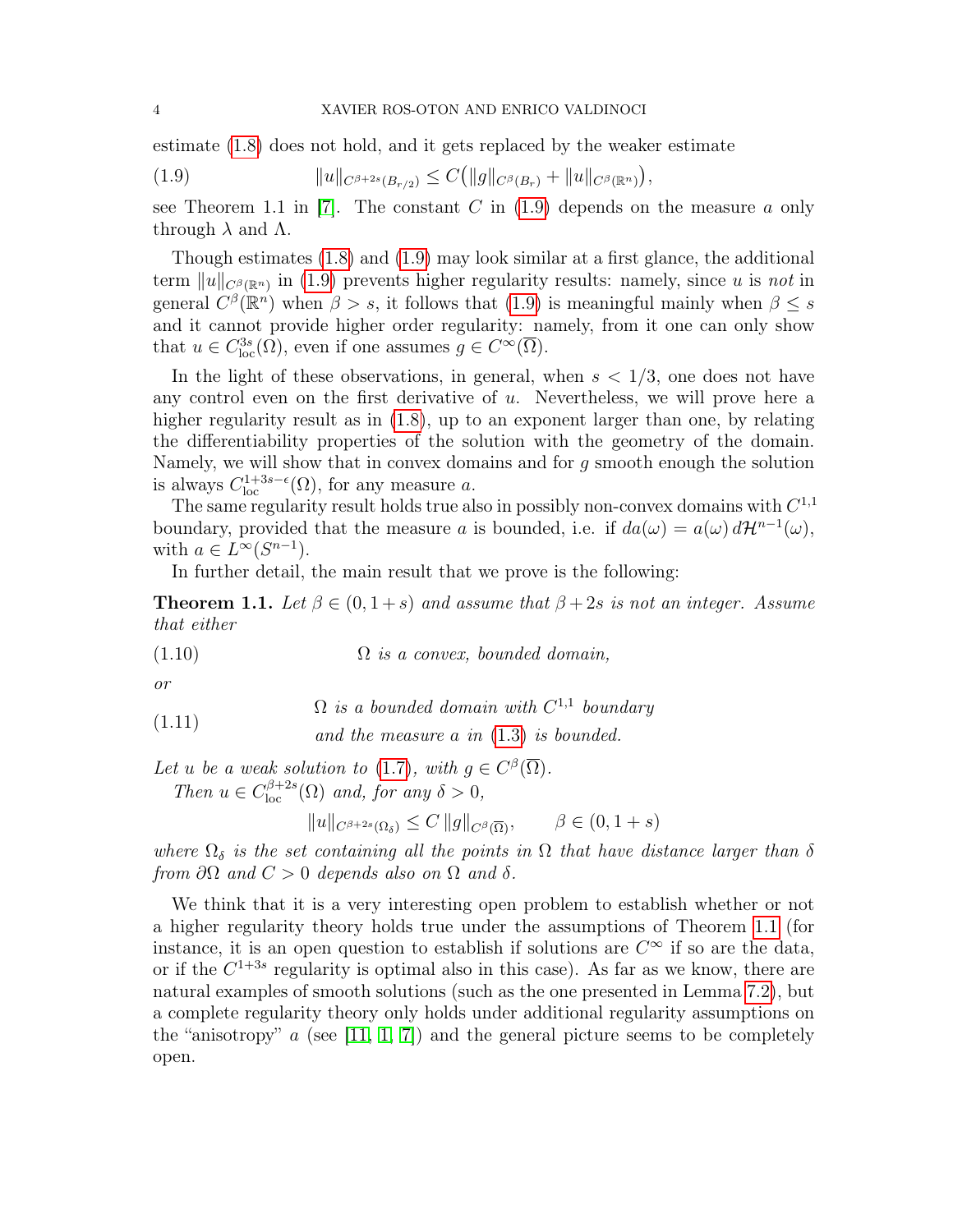estimate (1.8) does not hold, and it gets replaced by the weaker estimate

$$\|u\|_{C^{\beta+2s}(B_{r/2})} \leq C\big(\|g\|_{C^\beta(B_r)} + \|u\|_{C^\beta(\mathbb{R}^n)}\big), \tag{1.9}$$

see Theorem 1.1 in [7]. The constant $C$ in (1.9) depends on the measure $a$ only through $\lambda$ and $\Lambda$.

Though estimates (1.8) and (1.9) may look similar at a first glance, the additional term $\|u\|_{C^\beta(\mathbb{R}^n)}$ in (1.9) prevents higher regularity results: namely, since $u$ is *not* in general $C^\beta(\mathbb{R}^n)$ when $\beta > s$, it follows that (1.9) is meaningful mainly when $\beta \leq s$ and it cannot provide higher order regularity: namely, from it one can only show that $u \in C^{3s}_{\mathrm{loc}}(\Omega)$, even if one assumes $g \in C^\infty(\overline{\Omega})$.

In the light of these observations, in general, when $s < 1/3$, one does not have any control even on the first derivative of $u$. Nevertheless, we will prove here a higher regularity result as in (1.8), up to an exponent larger than one, by relating the differentiability properties of the solution with the geometry of the domain. Namely, we will show that in convex domains and for $g$ smooth enough the solution is always $C^{1+3s-\epsilon}_{\mathrm{loc}}(\Omega)$, for any measure $a$.

The same regularity result holds true also in possibly non-convex domains with $C^{1,1}$ boundary, provided that the measure $a$ is bounded, i.e. if $da(\omega) = a(\omega)\, d\mathcal{H}^{n-1}(\omega)$, with $a \in L^\infty(S^{n-1})$.

In further detail, the main result that we prove is the following:

**Theorem 1.1.** *Let $\beta \in (0, 1+s)$ and assume that $\beta + 2s$ is not an integer. Assume that either*

$$\Omega \text{ is a convex, bounded domain,} \tag{1.10}$$

*or*

$$\begin{aligned} &\Omega \text{ is a bounded domain with } C^{1,1} \text{ boundary} \\ &\text{and the measure } a \text{ in (1.3) is bounded.} \end{aligned} \tag{1.11}$$

*Let $u$ be a weak solution to (1.7), with $g \in C^\beta(\overline{\Omega})$.*

*Then $u \in C^{\beta+2s}_{\mathrm{loc}}(\Omega)$ and, for any $\delta > 0$,*

$$\|u\|_{C^{\beta+2s}(\Omega_\delta)} \leq C\, \|g\|_{C^\beta(\overline{\Omega})}, \qquad \beta \in (0, 1+s)$$

*where $\Omega_\delta$ is the set containing all the points in $\Omega$ that have distance larger than $\delta$ from $\partial\Omega$ and $C > 0$ depends also on $\Omega$ and $\delta$.*

We think that it is a very interesting open problem to establish whether or not a higher regularity theory holds true under the assumptions of Theorem 1.1 (for instance, it is an open question to establish if solutions are $C^\infty$ if so are the data, or if the $C^{1+3s}$ regularity is optimal also in this case). As far as we know, there are natural examples of smooth solutions (such as the one presented in Lemma 7.2), but a complete regularity theory only holds under additional regularity assumptions on the "anisotropy" $a$ (see [11, 1, 7]) and the general picture seems to be completely open.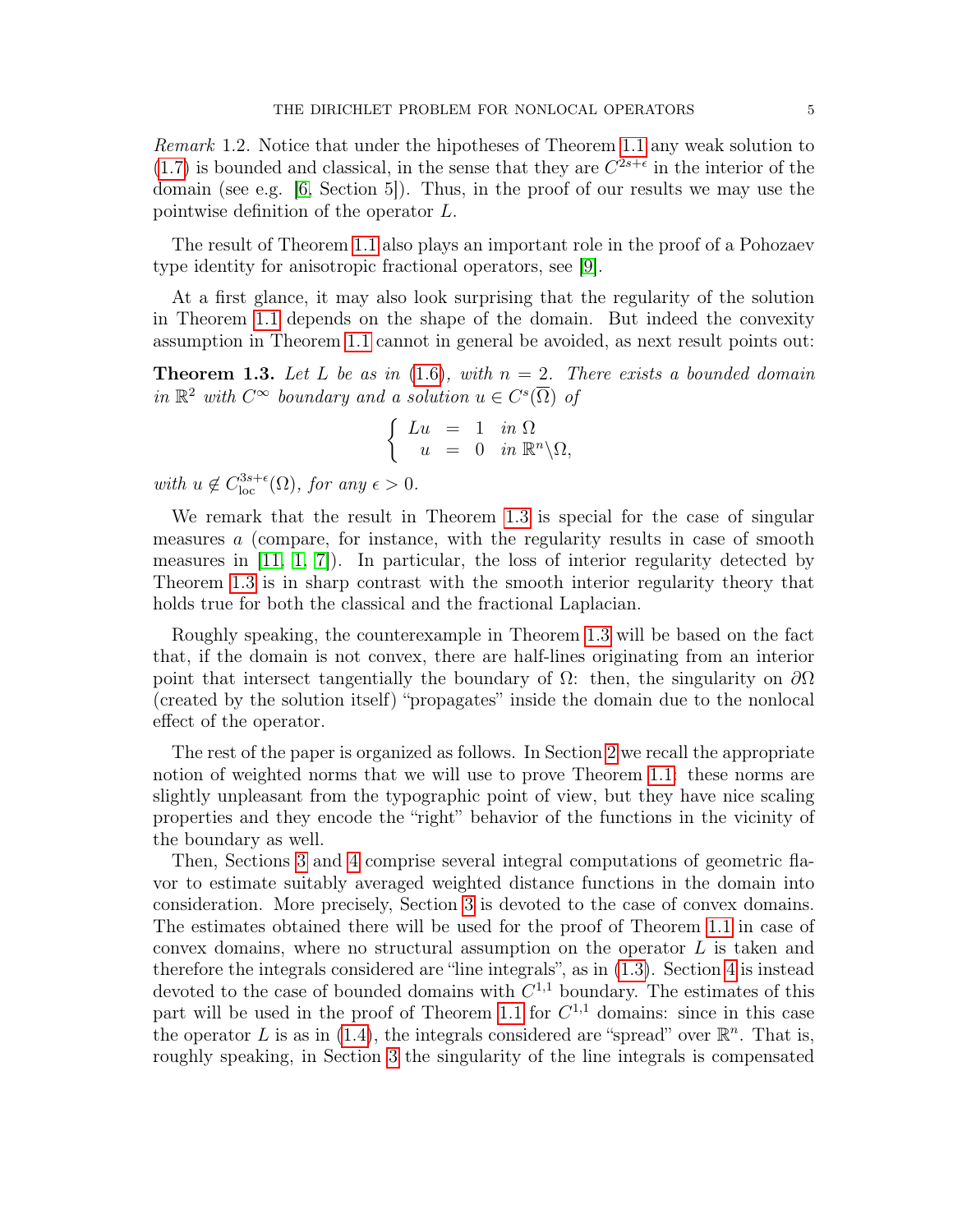*Remark* 1.2. Notice that under the hipotheses of Theorem 1.1 any weak solution to (1.7) is bounded and classical, in the sense that they are $C^{2s+\epsilon}$ in the interior of the domain (see e.g. [6, Section 5]). Thus, in the proof of our results we may use the pointwise definition of the operator $L$.

The result of Theorem 1.1 also plays an important role in the proof of a Pohozaev type identity for anisotropic fractional operators, see [9].

At a first glance, it may also look surprising that the regularity of the solution in Theorem 1.1 depends on the shape of the domain. But indeed the convexity assumption in Theorem 1.1 cannot in general be avoided, as next result points out:

**Theorem 1.3.** *Let $L$ be as in (1.6), with $n = 2$. There exists a bounded domain in $\mathbb{R}^2$ with $C^\infty$ boundary and a solution $u \in C^s(\overline{\Omega})$ of*

$$\left\{ \begin{array}{rcll} Lu & = & 1 & \text{in } \Omega \\ u & = & 0 & \text{in } \mathbb{R}^n \setminus \Omega, \end{array} \right.$$

*with $u \notin C^{3s+\epsilon}_{\mathrm{loc}}(\Omega)$, for any $\epsilon > 0$.*

We remark that the result in Theorem 1.3 is special for the case of singular measures $a$ (compare, for instance, with the regularity results in case of smooth measures in [11, 1, 7]). In particular, the loss of interior regularity detected by Theorem 1.3 is in sharp contrast with the smooth interior regularity theory that holds true for both the classical and the fractional Laplacian.

Roughly speaking, the counterexample in Theorem 1.3 will be based on the fact that, if the domain is not convex, there are half-lines originating from an interior point that intersect tangentially the boundary of $\Omega$: then, the singularity on $\partial\Omega$ (created by the solution itself) "propagates" inside the domain due to the nonlocal effect of the operator.

The rest of the paper is organized as follows. In Section 2 we recall the appropriate notion of weighted norms that we will use to prove Theorem 1.1: these norms are slightly unpleasant from the typographic point of view, but they have nice scaling properties and they encode the "right" behavior of the functions in the vicinity of the boundary as well.

Then, Sections 3 and 4 comprise several integral computations of geometric flavor to estimate suitably averaged weighted distance functions in the domain into consideration. More precisely, Section 3 is devoted to the case of convex domains. The estimates obtained there will be used for the proof of Theorem 1.1 in case of convex domains, where no structural assumption on the operator $L$ is taken and therefore the integrals considered are "line integrals", as in (1.3). Section 4 is instead devoted to the case of bounded domains with $C^{1,1}$ boundary. The estimates of this part will be used in the proof of Theorem 1.1 for $C^{1,1}$ domains: since in this case the operator $L$ is as in (1.4), the integrals considered are "spread" over $\mathbb{R}^n$. That is, roughly speaking, in Section 3 the singularity of the line integrals is compensated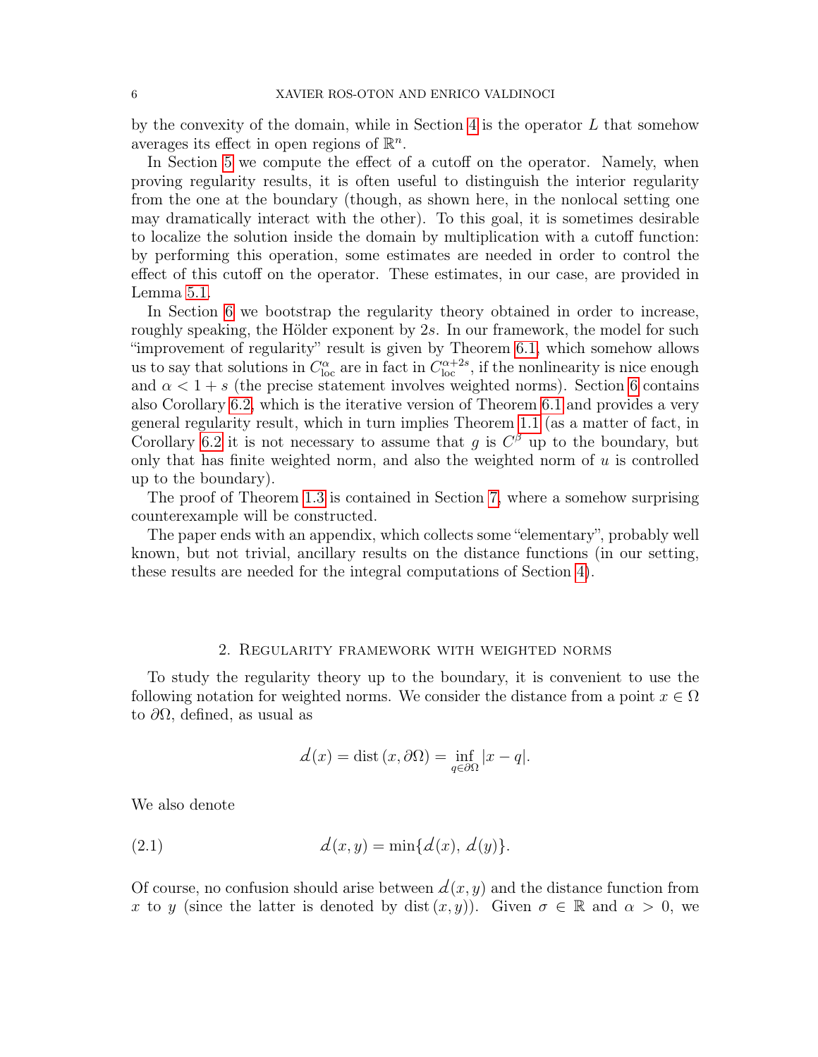by the convexity of the domain, while in Section 4 is the operator $L$ that somehow averages its effect in open regions of $\mathbb{R}^n$.

In Section 5 we compute the effect of a cutoff on the operator. Namely, when proving regularity results, it is often useful to distinguish the interior regularity from the one at the boundary (though, as shown here, in the nonlocal setting one may dramatically interact with the other). To this goal, it is sometimes desirable to localize the solution inside the domain by multiplication with a cutoff function: by performing this operation, some estimates are needed in order to control the effect of this cutoff on the operator. These estimates, in our case, are provided in Lemma 5.1.

In Section 6 we bootstrap the regularity theory obtained in order to increase, roughly speaking, the Hölder exponent by $2s$. In our framework, the model for such "improvement of regularity" result is given by Theorem 6.1, which somehow allows us to say that solutions in $C^{\alpha}_{\rm loc}$ are in fact in $C^{\alpha+2s}_{\rm loc}$, if the nonlinearity is nice enough and $\alpha < 1+s$ (the precise statement involves weighted norms). Section 6 contains also Corollary 6.2, which is the iterative version of Theorem 6.1 and provides a very general regularity result, which in turn implies Theorem 1.1 (as a matter of fact, in Corollary 6.2 it is not necessary to assume that $g$ is $C^{\beta}$ up to the boundary, but only that has finite weighted norm, and also the weighted norm of $u$ is controlled up to the boundary).

The proof of Theorem 1.3 is contained in Section 7, where a somehow surprising counterexample will be constructed.

The paper ends with an appendix, which collects some "elementary", probably well known, but not trivial, ancillary results on the distance functions (in our setting, these results are needed for the integral computations of Section 4).

## 2. Regularity framework with weighted norms

To study the regularity theory up to the boundary, it is convenient to use the following notation for weighted norms. We consider the distance from a point $x \in \Omega$ to $\partial\Omega$, defined, as usual as

$$d(x) = \operatorname{dist}(x, \partial\Omega) = \inf_{q \in \partial\Omega} |x - q|.$$

We also denote

$$d(x, y) = \min\{d(x),\, d(y)\}. \tag{2.1}$$

Of course, no confusion should arise between $d(x, y)$ and the distance function from $x$ to $y$ (since the latter is denoted by $\operatorname{dist}(x, y)$). Given $\sigma \in \mathbb{R}$ and $\alpha > 0$, we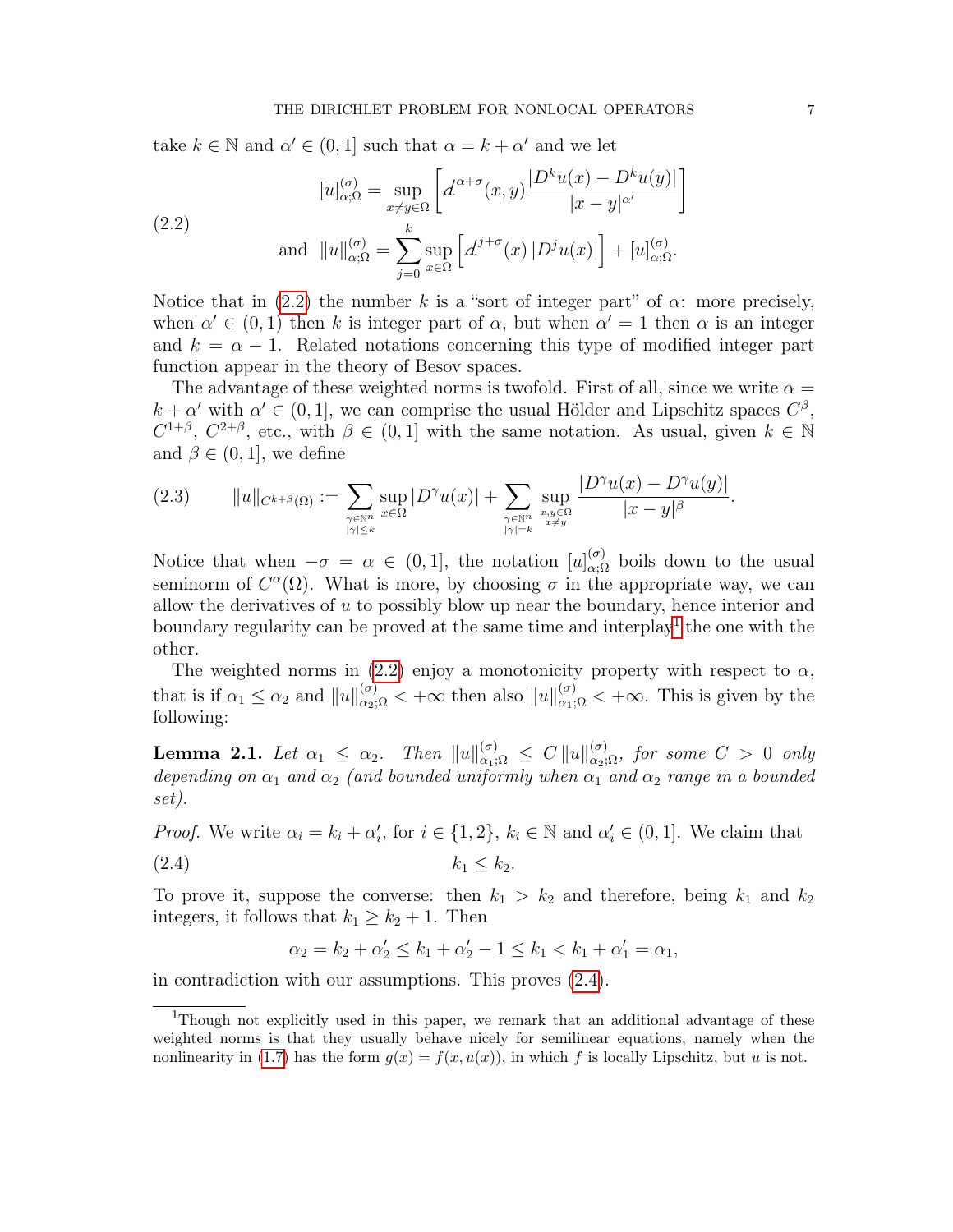take $k \in \mathbb{N}$ and $\alpha' \in (0,1]$ such that $\alpha = k + \alpha'$ and we let

$$
\tag{2.2}
\begin{aligned}
&[u]^{(\sigma)}_{\alpha;\Omega} = \sup_{x \neq y \in \Omega} \left[ d^{\alpha+\sigma}(x,y) \frac{|D^k u(x) - D^k u(y)|}{|x-y|^{\alpha'}} \right] \\
\text{and} \quad &\|u\|^{(\sigma)}_{\alpha;\Omega} = \sum_{j=0}^{k} \sup_{x \in \Omega} \left[ d^{j+\sigma}(x)\, |D^j u(x)| \right] + [u]^{(\sigma)}_{\alpha;\Omega}.
\end{aligned}
$$

Notice that in (2.2) the number $k$ is a "sort of integer part" of $\alpha$: more precisely, when $\alpha' \in (0,1)$ then $k$ is integer part of $\alpha$, but when $\alpha' = 1$ then $\alpha$ is an integer and $k = \alpha - 1$. Related notations concerning this type of modified integer part function appear in the theory of Besov spaces.

The advantage of these weighted norms is twofold. First of all, since we write $\alpha = k + \alpha'$ with $\alpha' \in (0,1]$, we can comprise the usual Hölder and Lipschitz spaces $C^\beta$, $C^{1+\beta}$, $C^{2+\beta}$, etc., with $\beta \in (0,1]$ with the same notation. As usual, given $k \in \mathbb{N}$ and $\beta \in (0,1]$, we define

$$
\tag{2.3}
\|u\|_{C^{k+\beta}(\Omega)} := \sum_{\substack{\gamma \in \mathbb{N}^n \\ |\gamma| \le k}} \sup_{x \in \Omega} |D^\gamma u(x)| + \sum_{\substack{\gamma \in \mathbb{N}^n \\ |\gamma| = k}} \sup_{\substack{x,y \in \Omega \\ x \neq y}} \frac{|D^\gamma u(x) - D^\gamma u(y)|}{|x-y|^\beta}.
$$

Notice that when $-\sigma = \alpha \in (0,1]$, the notation $[u]^{(\sigma)}_{\alpha;\Omega}$ boils down to the usual seminorm of $C^\alpha(\Omega)$. What is more, by choosing $\sigma$ in the appropriate way, we can allow the derivatives of $u$ to possibly blow up near the boundary, hence interior and boundary regularity can be proved at the same time and interplay[1] the one with the other.

The weighted norms in (2.2) enjoy a monotonicity property with respect to $\alpha$, that is if $\alpha_1 \le \alpha_2$ and $\|u\|^{(\sigma)}_{\alpha_2;\Omega} < +\infty$ then also $\|u\|^{(\sigma)}_{\alpha_1;\Omega} < +\infty$. This is given by the following:

**Lemma 2.1.** *Let $\alpha_1 \le \alpha_2$. Then $\|u\|^{(\sigma)}_{\alpha_1;\Omega} \le C\, \|u\|^{(\sigma)}_{\alpha_2;\Omega}$, for some $C > 0$ only depending on $\alpha_1$ and $\alpha_2$ (and bounded uniformly when $\alpha_1$ and $\alpha_2$ range in a bounded set).*

*Proof.* We write $\alpha_i = k_i + \alpha_i'$, for $i \in \{1,2\}$, $k_i \in \mathbb{N}$ and $\alpha_i' \in (0,1]$. We claim that

$$
\tag{2.4}
k_1 \le k_2.
$$

To prove it, suppose the converse: then $k_1 > k_2$ and therefore, being $k_1$ and $k_2$ integers, it follows that $k_1 \ge k_2 + 1$. Then

$$
\alpha_2 = k_2 + \alpha_2' \le k_1 + \alpha_2' - 1 \le k_1 < k_1 + \alpha_1' = \alpha_1,
$$

in contradiction with our assumptions. This proves (2.4).

[1] Though not explicitly used in this paper, we remark that an additional advantage of these weighted norms is that they usually behave nicely for semilinear equations, namely when the nonlinearity in (1.7) has the form $g(x) = f(x, u(x))$, in which $f$ is locally Lipschitz, but $u$ is not.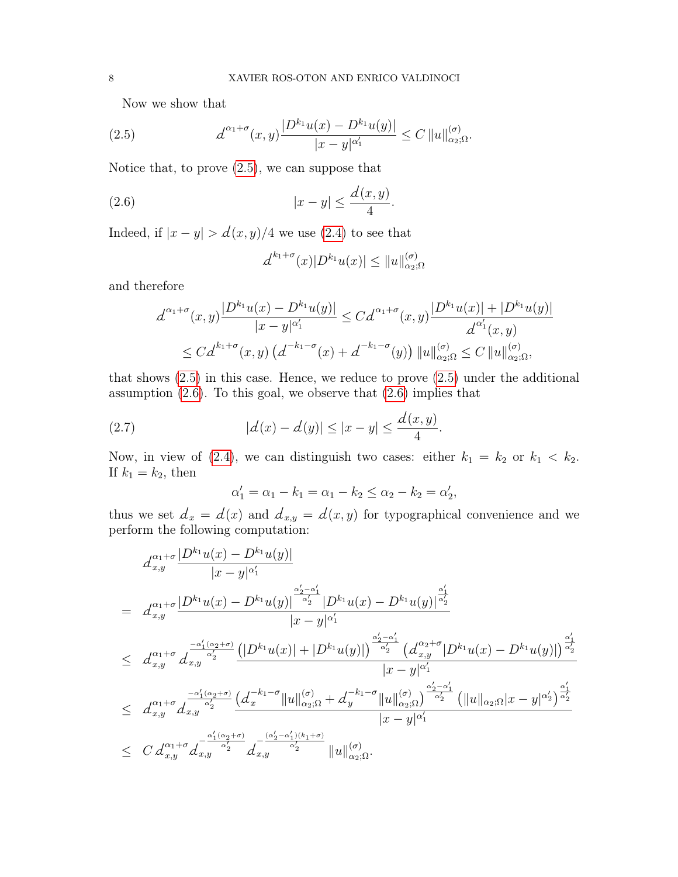Now we show that

$$d^{\alpha_1+\sigma}(x,y)\frac{|D^{k_1}u(x)-D^{k_1}u(y)|}{|x-y|^{\alpha_1'}} \leq C\,\|u\|^{(\sigma)}_{\alpha_2;\Omega}. \tag{2.5}$$

Notice that, to prove (2.5), we can suppose that

$$|x-y| \leq \frac{d(x,y)}{4}. \tag{2.6}$$

Indeed, if $|x-y| > d(x,y)/4$ we use (2.4) to see that

$$d^{k_1+\sigma}(x)|D^{k_1}u(x)| \leq \|u\|^{(\sigma)}_{\alpha_2;\Omega}$$

and therefore

$$\begin{aligned}
d^{\alpha_1+\sigma}(x,y)\frac{|D^{k_1}u(x)-D^{k_1}u(y)|}{|x-y|^{\alpha_1'}} &\leq C d^{\alpha_1+\sigma}(x,y)\frac{|D^{k_1}u(x)|+|D^{k_1}u(y)|}{d^{\alpha_1'}(x,y)} \\
&\leq C d^{k_1+\sigma}(x,y)\left(d^{-k_1-\sigma}(x)+d^{-k_1-\sigma}(y)\right)\|u\|^{(\sigma)}_{\alpha_2;\Omega} \leq C\,\|u\|^{(\sigma)}_{\alpha_2;\Omega},
\end{aligned}$$

that shows (2.5) in this case. Hence, we reduce to prove (2.5) under the additional assumption (2.6). To this goal, we observe that (2.6) implies that

$$|d(x)-d(y)| \leq |x-y| \leq \frac{d(x,y)}{4}. \tag{2.7}$$

Now, in view of (2.4), we can distinguish two cases: either $k_1 = k_2$ or $k_1 < k_2$. If $k_1 = k_2$, then

$$\alpha_1' = \alpha_1 - k_1 = \alpha_1 - k_2 \leq \alpha_2 - k_2 = \alpha_2',$$

thus we set $d_x = d(x)$ and $d_{x,y} = d(x,y)$ for typographical convenience and we perform the following computation:

$$\begin{aligned}
& d_{x,y}^{\alpha_1+\sigma}\frac{|D^{k_1}u(x)-D^{k_1}u(y)|}{|x-y|^{\alpha_1'}} \\
= \;& d_{x,y}^{\alpha_1+\sigma}\frac{|D^{k_1}u(x)-D^{k_1}u(y)|^{\frac{\alpha_2'-\alpha_1'}{\alpha_2'}}|D^{k_1}u(x)-D^{k_1}u(y)|^{\frac{\alpha_1'}{\alpha_2'}}}{|x-y|^{\alpha_1'}} \\
\leq \;& d_{x,y}^{\alpha_1+\sigma}\, d_{x,y}^{\frac{-\alpha_1'(\alpha_2+\sigma)}{\alpha_2'}}\frac{\left(|D^{k_1}u(x)|+|D^{k_1}u(y)|\right)^{\frac{\alpha_2'-\alpha_1'}{\alpha_2'}}\left(d_{x,y}^{\alpha_2+\sigma}|D^{k_1}u(x)-D^{k_1}u(y)|\right)^{\frac{\alpha_1'}{\alpha_2'}}}{|x-y|^{\alpha_1'}} \\
\leq \;& d_{x,y}^{\alpha_1+\sigma}\, d_{x,y}^{\frac{-\alpha_1'(\alpha_2+\sigma)}{\alpha_2'}}\frac{\left(d_x^{-k_1-\sigma}\|u\|^{(\sigma)}_{\alpha_2;\Omega}+d_y^{-k_1-\sigma}\|u\|^{(\sigma)}_{\alpha_2;\Omega}\right)^{\frac{\alpha_2'-\alpha_1'}{\alpha_2'}}\left(\|u\|_{\alpha_2;\Omega}|x-y|^{\alpha_2'}\right)^{\frac{\alpha_1'}{\alpha_2'}}}{|x-y|^{\alpha_1'}} \\
\leq \;& C\, d_{x,y}^{\alpha_1+\sigma} d_{x,y}^{-\frac{\alpha_1'(\alpha_2+\sigma)}{\alpha_2'}} d_{x,y}^{-\frac{(\alpha_2'-\alpha_1')(k_1+\sigma)}{\alpha_2'}}\,\|u\|^{(\sigma)}_{\alpha_2;\Omega}.
\end{aligned}$$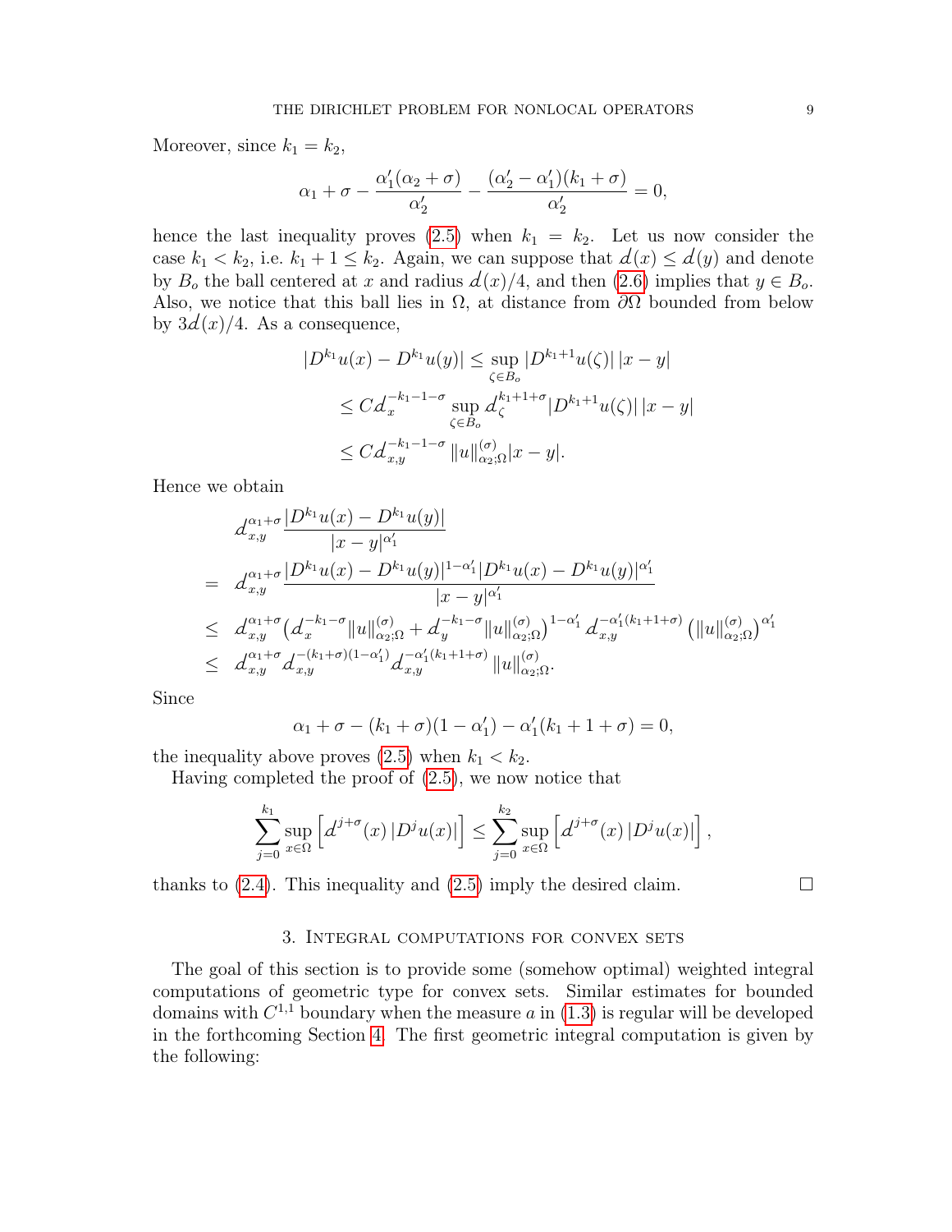Moreover, since $k_1 = k_2$,

$$\alpha_1 + \sigma - \frac{\alpha_1'(\alpha_2+\sigma)}{\alpha_2'} - \frac{(\alpha_2' - \alpha_1')(k_1+\sigma)}{\alpha_2'} = 0,$$

hence the last inequality proves (2.5) when $k_1 = k_2$. Let us now consider the case $k_1 < k_2$, i.e. $k_1 + 1 \leq k_2$. Again, we can suppose that $d(x) \leq d(y)$ and denote by $B_o$ the ball centered at $x$ and radius $d(x)/4$, and then (2.6) implies that $y \in B_o$. Also, we notice that this ball lies in $\Omega$, at distance from $\partial\Omega$ bounded from below by $3d(x)/4$. As a consequence,

$$\begin{aligned}
|D^{k_1}u(x) - D^{k_1}u(y)| &\leq \sup_{\zeta \in B_o} |D^{k_1+1}u(\zeta)|\, |x-y| \\
&\leq C d_x^{-k_1-1-\sigma} \sup_{\zeta \in B_o} d_\zeta^{k_1+1+\sigma} |D^{k_1+1}u(\zeta)|\, |x-y| \\
&\leq C d_{x,y}^{-k_1-1-\sigma}\, \|u\|^{(\sigma)}_{\alpha_2;\Omega} |x-y|.
\end{aligned}$$

Hence we obtain

$$\begin{aligned}
& d_{x,y}^{\alpha_1+\sigma} \frac{|D^{k_1}u(x) - D^{k_1}u(y)|}{|x-y|^{\alpha_1'}} \\
= \;& d_{x,y}^{\alpha_1+\sigma} \frac{|D^{k_1}u(x) - D^{k_1}u(y)|^{1-\alpha_1'} |D^{k_1}u(x) - D^{k_1}u(y)|^{\alpha_1'}}{|x-y|^{\alpha_1'}} \\
\leq \;& d_{x,y}^{\alpha_1+\sigma} \big( d_x^{-k_1-\sigma} \|u\|^{(\sigma)}_{\alpha_2;\Omega} + d_y^{-k_1-\sigma} \|u\|^{(\sigma)}_{\alpha_2;\Omega} \big)^{1-\alpha_1'} d_{x,y}^{-\alpha_1'(k_1+1+\sigma)} \big( \|u\|^{(\sigma)}_{\alpha_2;\Omega} \big)^{\alpha_1'} \\
\leq \;& d_{x,y}^{\alpha_1+\sigma} d_{x,y}^{-(k_1+\sigma)(1-\alpha_1')} d_{x,y}^{-\alpha_1'(k_1+1+\sigma)} \|u\|^{(\sigma)}_{\alpha_2;\Omega}.
\end{aligned}$$

Since

$$\alpha_1 + \sigma - (k_1+\sigma)(1-\alpha_1') - \alpha_1'(k_1+1+\sigma) = 0,$$

the inequality above proves (2.5) when $k_1 < k_2$.

Having completed the proof of (2.5), we now notice that

$$\sum_{j=0}^{k_1} \sup_{x \in \Omega} \Big[ d^{j+\sigma}(x)\, |D^j u(x)| \Big] \leq \sum_{j=0}^{k_2} \sup_{x \in \Omega} \Big[ d^{j+\sigma}(x)\, |D^j u(x)| \Big],$$

thanks to (2.4). This inequality and (2.5) imply the desired claim. $\square$

## 3. Integral computations for convex sets

The goal of this section is to provide some (somehow optimal) weighted integral computations of geometric type for convex sets. Similar estimates for bounded domains with $C^{1,1}$ boundary when the measure $a$ in (1.3) is regular will be developed in the forthcoming Section 4. The first geometric integral computation is given by the following: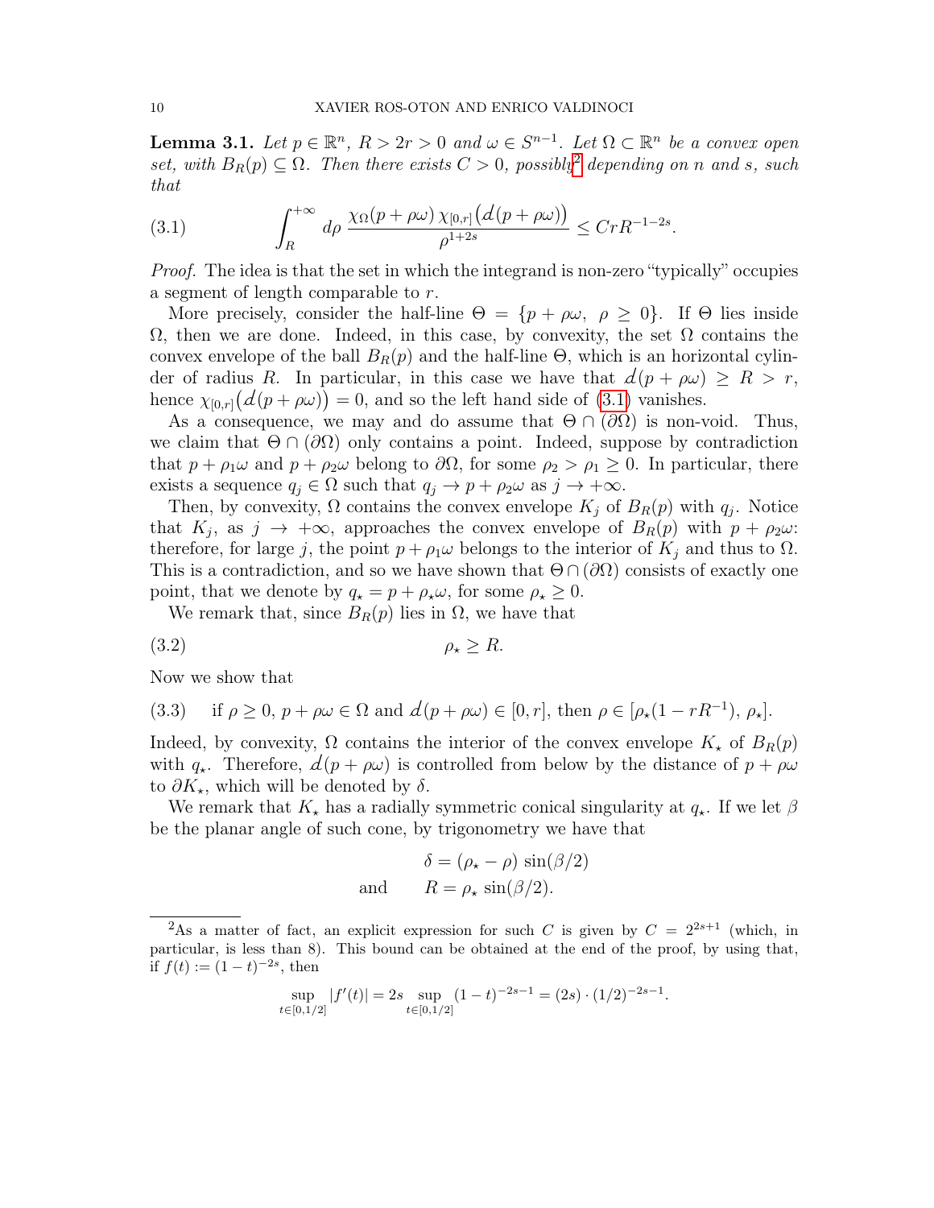**Lemma 3.1.** *Let $p \in \mathbb{R}^n$, $R > 2r > 0$ and $\omega \in S^{n-1}$. Let $\Omega \subset \mathbb{R}^n$ be a convex open set, with $B_R(p) \subseteq \Omega$. Then there exists $C > 0$, possibly*[2] *depending on $n$ and $s$, such that*

$$\int_R^{+\infty} d\rho \, \frac{\chi_\Omega(p+\rho\omega)\, \chi_{[0,r]}\big(d(p+\rho\omega)\big)}{\rho^{1+2s}} \le C r R^{-1-2s}. \tag{3.1}$$

*Proof.* The idea is that the set in which the integrand is non-zero "typically" occupies a segment of length comparable to $r$.

More precisely, consider the half-line $\Theta = \{p + \rho\omega, \ \rho \ge 0\}$. If $\Theta$ lies inside $\Omega$, then we are done. Indeed, in this case, by convexity, the set $\Omega$ contains the convex envelope of the ball $B_R(p)$ and the half-line $\Theta$, which is an horizontal cylinder of radius $R$. In particular, in this case we have that $d(p+\rho\omega) \ge R > r$, hence $\chi_{[0,r]}\big(d(p+\rho\omega)\big) = 0$, and so the left hand side of (3.1) vanishes.

As a consequence, we may and do assume that $\Theta \cap (\partial\Omega)$ is non-void. Thus, we claim that $\Theta \cap (\partial\Omega)$ only contains a point. Indeed, suppose by contradiction that $p + \rho_1\omega$ and $p + \rho_2\omega$ belong to $\partial\Omega$, for some $\rho_2 > \rho_1 \ge 0$. In particular, there exists a sequence $q_j \in \Omega$ such that $q_j \to p + \rho_2\omega$ as $j \to +\infty$.

Then, by convexity, $\Omega$ contains the convex envelope $K_j$ of $B_R(p)$ with $q_j$. Notice that $K_j$, as $j \to +\infty$, approaches the convex envelope of $B_R(p)$ with $p + \rho_2\omega$: therefore, for large $j$, the point $p + \rho_1\omega$ belongs to the interior of $K_j$ and thus to $\Omega$. This is a contradiction, and so we have shown that $\Theta \cap (\partial\Omega)$ consists of exactly one point, that we denote by $q_\star = p + \rho_\star\omega$, for some $\rho_\star \ge 0$.

We remark that, since $B_R(p)$ lies in $\Omega$, we have that

$$\rho_\star \ge R. \tag{3.2}$$

Now we show that

$$\text{if } \rho \ge 0,\ p+\rho\omega \in \Omega \text{ and } d(p+\rho\omega) \in [0,r], \text{ then } \rho \in [\rho_\star(1 - rR^{-1}),\ \rho_\star]. \tag{3.3}$$

Indeed, by convexity, $\Omega$ contains the interior of the convex envelope $K_\star$ of $B_R(p)$ with $q_\star$. Therefore, $d(p+\rho\omega)$ is controlled from below by the distance of $p+\rho\omega$ to $\partial K_\star$, which will be denoted by $\delta$.

We remark that $K_\star$ has a radially symmetric conical singularity at $q_\star$. If we let $\beta$ be the planar angle of such cone, by trigonometry we have that

$$\begin{aligned} &\delta = (\rho_\star - \rho)\, \sin(\beta/2) \\ \text{and} \qquad &R = \rho_\star\, \sin(\beta/2). \end{aligned}$$

[2] As a matter of fact, an explicit expression for such $C$ is given by $C = 2^{2s+1}$ (which, in particular, is less than 8). This bound can be obtained at the end of the proof, by using that, if $f(t) := (1-t)^{-2s}$, then

$$\sup_{t\in[0,1/2]} |f'(t)| = 2s \sup_{t\in[0,1/2]} (1-t)^{-2s-1} = (2s)\cdot(1/2)^{-2s-1}.$$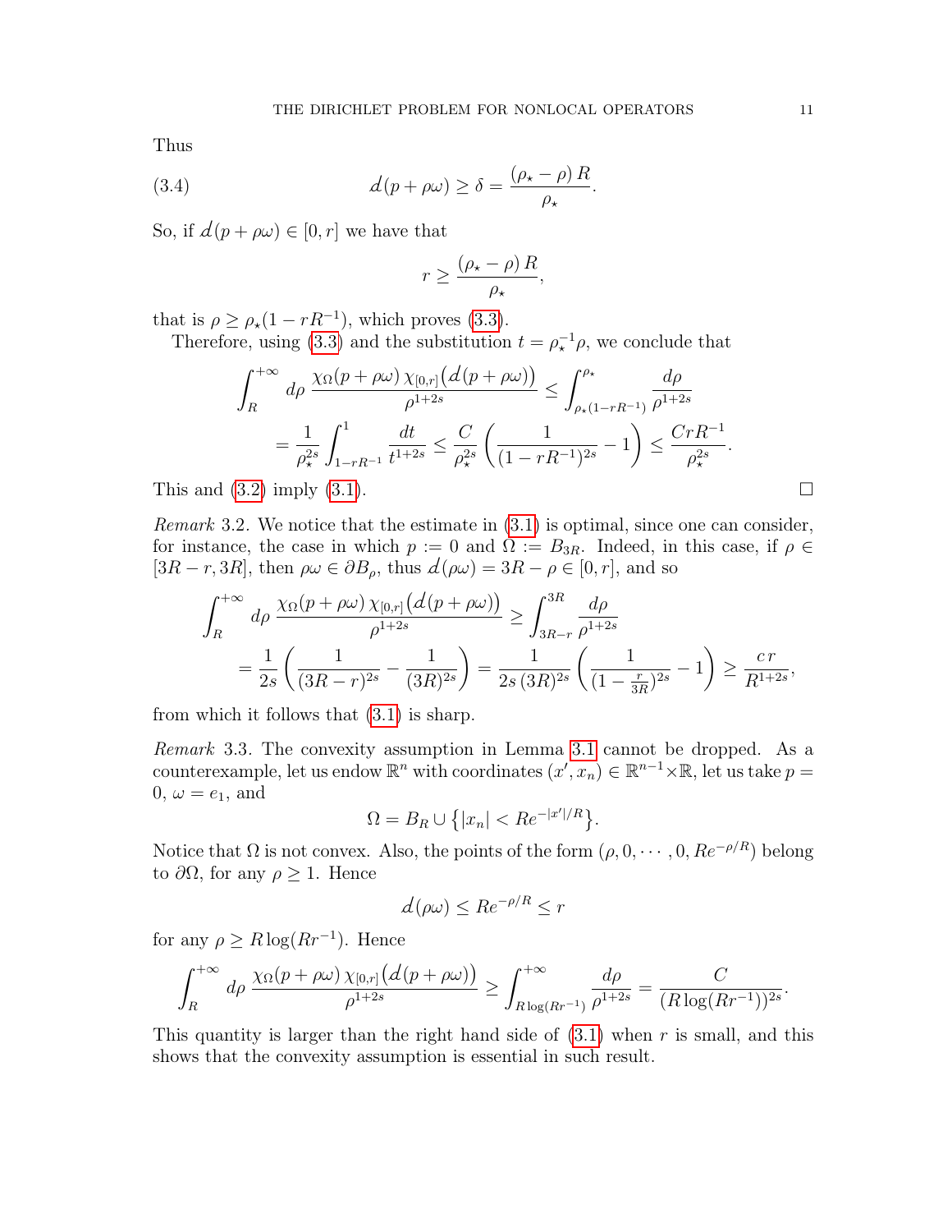Thus

$$\mathscr{d}(p+\rho\omega) \geq \delta = \frac{(\rho_\star - \rho)\, R}{\rho_\star}. \tag{3.4}$$

So, if $\mathscr{d}(p+\rho\omega) \in [0,r]$ we have that

$$r \geq \frac{(\rho_\star - \rho)\, R}{\rho_\star},$$

that is $\rho \geq \rho_\star(1 - rR^{-1})$, which proves (3.3).

Therefore, using (3.3) and the substitution $t = \rho_\star^{-1}\rho$, we conclude that

$$\begin{aligned}
\int_R^{+\infty} d\rho\, \frac{\chi_\Omega(p+\rho\omega)\, \chi_{[0,r]}\big(\mathscr{d}(p+\rho\omega)\big)}{\rho^{1+2s}} &\leq \int_{\rho_\star(1-rR^{-1})}^{\rho_\star} \frac{d\rho}{\rho^{1+2s}} \\
&= \frac{1}{\rho_\star^{2s}} \int_{1-rR^{-1}}^{1} \frac{dt}{t^{1+2s}} \leq \frac{C}{\rho_\star^{2s}} \left( \frac{1}{(1-rR^{-1})^{2s}} - 1 \right) \leq \frac{CrR^{-1}}{\rho_\star^{2s}}.
\end{aligned}$$

This and (3.2) imply (3.1). $\square$

*Remark* 3.2. We notice that the estimate in (3.1) is optimal, since one can consider, for instance, the case in which $p := 0$ and $\Omega := B_{3R}$. Indeed, in this case, if $\rho \in [3R - r, 3R]$, then $\rho\omega \in \partial B_\rho$, thus $\mathscr{d}(\rho\omega) = 3R - \rho \in [0, r]$, and so

$$\begin{aligned}
\int_R^{+\infty} d\rho\, \frac{\chi_\Omega(p+\rho\omega)\, \chi_{[0,r]}\big(\mathscr{d}(p+\rho\omega)\big)}{\rho^{1+2s}} &\geq \int_{3R-r}^{3R} \frac{d\rho}{\rho^{1+2s}} \\
&= \frac{1}{2s}\left( \frac{1}{(3R-r)^{2s}} - \frac{1}{(3R)^{2s}} \right) = \frac{1}{2s\,(3R)^{2s}} \left( \frac{1}{(1-\frac{r}{3R})^{2s}} - 1 \right) \geq \frac{c\, r}{R^{1+2s}},
\end{aligned}$$

from which it follows that (3.1) is sharp.

*Remark* 3.3. The convexity assumption in Lemma 3.1 cannot be dropped. As a counterexample, let us endow $\mathbb{R}^n$ with coordinates $(x', x_n) \in \mathbb{R}^{n-1} \times \mathbb{R}$, let us take $p = 0$, $\omega = e_1$, and

$$\Omega = B_R \cup \big\{ |x_n| < Re^{-|x'|/R} \big\}.$$

Notice that $\Omega$ is not convex. Also, the points of the form $(\rho, 0, \cdots, 0, Re^{-\rho/R})$ belong to $\partial\Omega$, for any $\rho \geq 1$. Hence

$$\mathscr{d}(\rho\omega) \leq Re^{-\rho/R} \leq r$$

for any $\rho \geq R\log(Rr^{-1})$. Hence

$$\int_R^{+\infty} d\rho\, \frac{\chi_\Omega(p+\rho\omega)\, \chi_{[0,r]}\big(\mathscr{d}(p+\rho\omega)\big)}{\rho^{1+2s}} \geq \int_{R\log(Rr^{-1})}^{+\infty} \frac{d\rho}{\rho^{1+2s}} = \frac{C}{(R\log(Rr^{-1}))^{2s}}.$$

This quantity is larger than the right hand side of (3.1) when $r$ is small, and this shows that the convexity assumption is essential in such result.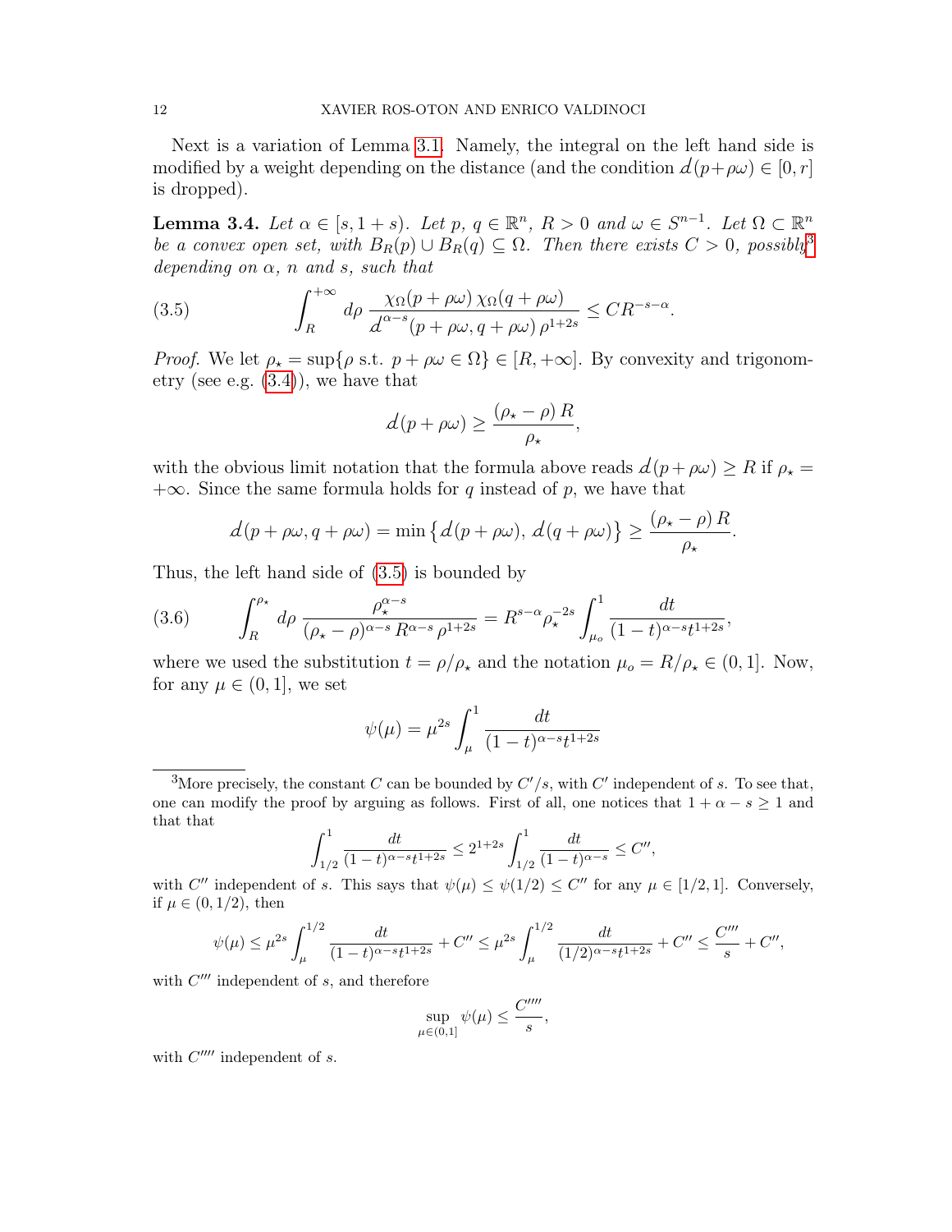Next is a variation of Lemma 3.1. Namely, the integral on the left hand side is modified by a weight depending on the distance (and the condition $d(p+\rho\omega) \in [0,r]$ is dropped).

**Lemma 3.4.** *Let $\alpha \in [s, 1+s)$. Let $p,\, q \in \mathbb{R}^n$, $R > 0$ and $\omega \in S^{n-1}$. Let $\Omega \subset \mathbb{R}^n$ be a convex open set, with $B_R(p) \cup B_R(q) \subseteq \Omega$. Then there exists $C > 0$, possibly*[3] *depending on $\alpha$, $n$ and $s$, such that*

$$\int_R^{+\infty} d\rho\, \frac{\chi_\Omega(p+\rho\omega)\, \chi_\Omega(q+\rho\omega)}{d^{\alpha-s}(p+\rho\omega, q+\rho\omega)\, \rho^{1+2s}} \le C R^{-s-\alpha}. \tag{3.5}$$

*Proof.* We let $\rho_\star = \sup\{\rho \text{ s.t. } p + \rho\omega \in \Omega\} \in [R, +\infty]$. By convexity and trigonometry (see e.g. (3.4)), we have that

$$d(p+\rho\omega) \ge \frac{(\rho_\star - \rho)\, R}{\rho_\star},$$

with the obvious limit notation that the formula above reads $d(p+\rho\omega) \ge R$ if $\rho_\star = +\infty$. Since the same formula holds for $q$ instead of $p$, we have that

$$d(p+\rho\omega, q+\rho\omega) = \min\big\{ d(p+\rho\omega),\, d(q+\rho\omega)\big\} \ge \frac{(\rho_\star - \rho)\, R}{\rho_\star}.$$

Thus, the left hand side of (3.5) is bounded by

$$\int_R^{\rho_\star} d\rho\, \frac{\rho_\star^{\alpha-s}}{(\rho_\star-\rho)^{\alpha-s}\, R^{\alpha-s}\, \rho^{1+2s}} = R^{s-\alpha} \rho_\star^{-2s} \int_{\mu_o}^1 \frac{dt}{(1-t)^{\alpha-s} t^{1+2s}}, \tag{3.6}$$

where we used the substitution $t = \rho/\rho_\star$ and the notation $\mu_o = R/\rho_\star \in (0,1]$. Now, for any $\mu \in (0,1]$, we set

$$\psi(\mu) = \mu^{2s} \int_\mu^1 \frac{dt}{(1-t)^{\alpha-s} t^{1+2s}}$$

---

[3] More precisely, the constant $C$ can be bounded by $C'/s$, with $C'$ independent of $s$. To see that, one can modify the proof by arguing as follows. First of all, one notices that $1+\alpha-s \ge 1$ and that that

$$\int_{1/2}^1 \frac{dt}{(1-t)^{\alpha-s} t^{1+2s}} \le 2^{1+2s} \int_{1/2}^1 \frac{dt}{(1-t)^{\alpha-s}} \le C'',$$

with $C''$ independent of $s$. This says that $\psi(\mu) \le \psi(1/2) \le C''$ for any $\mu \in [1/2, 1]$. Conversely, if $\mu \in (0, 1/2)$, then

$$\psi(\mu) \le \mu^{2s} \int_\mu^{1/2} \frac{dt}{(1-t)^{\alpha-s} t^{1+2s}} + C'' \le \mu^{2s} \int_\mu^{1/2} \frac{dt}{(1/2)^{\alpha-s} t^{1+2s}} + C'' \le \frac{C'''}{s} + C'',$$

with $C'''$ independent of $s$, and therefore

$$\sup_{\mu \in (0,1]} \psi(\mu) \le \frac{C''''}{s},$$

with $C''''$ independent of $s$.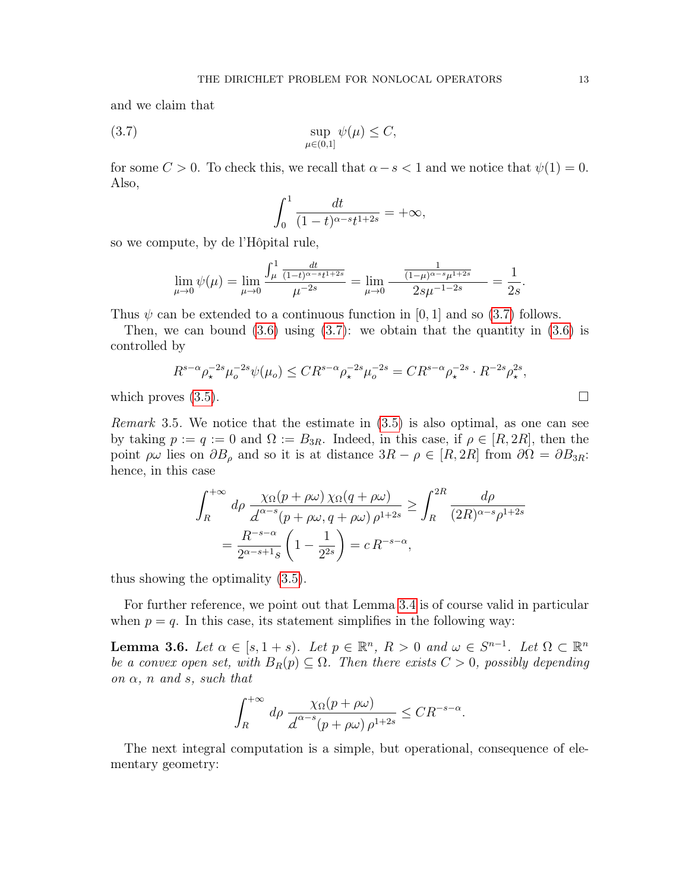and we claim that

$$\sup_{\mu\in(0,1]} \psi(\mu) \le C, \tag{3.7}$$

for some $C>0$. To check this, we recall that $\alpha - s < 1$ and we notice that $\psi(1) = 0$. Also,

$$\int_0^1 \frac{dt}{(1-t)^{\alpha-s} t^{1+2s}} = +\infty,$$

so we compute, by de l'Hôpital rule,

$$\lim_{\mu\to 0} \psi(\mu) = \lim_{\mu\to 0} \frac{\int_\mu^1 \frac{dt}{(1-t)^{\alpha-s}t^{1+2s}}}{\mu^{-2s}} = \lim_{\mu\to 0} \frac{\frac{1}{(1-\mu)^{\alpha-s}\mu^{1+2s}}}{2s\mu^{-1-2s}} = \frac{1}{2s}.$$

Thus $\psi$ can be extended to a continuous function in $[0,1]$ and so (3.7) follows.

Then, we can bound (3.6) using (3.7): we obtain that the quantity in (3.6) is controlled by

$$R^{s-\alpha}\rho_\star^{-2s}\mu_o^{-2s}\psi(\mu_o) \le CR^{s-\alpha}\rho_\star^{-2s}\mu_o^{-2s} = CR^{s-\alpha}\rho_\star^{-2s}\cdot R^{-2s}\rho_\star^{2s},$$

which proves (3.5). $\square$

*Remark* 3.5. We notice that the estimate in (3.5) is also optimal, as one can see by taking $p := q := 0$ and $\Omega := B_{3R}$. Indeed, in this case, if $\rho \in [R, 2R]$, then the point $\rho\omega$ lies on $\partial B_\rho$ and so it is at distance $3R - \rho \in [R, 2R]$ from $\partial\Omega = \partial B_{3R}$: hence, in this case

$$\begin{aligned}
\int_R^{+\infty} d\rho\, \frac{\chi_\Omega(p+\rho\omega)\,\chi_\Omega(q+\rho\omega)}{d^{\alpha-s}(p+\rho\omega, q+\rho\omega)\,\rho^{1+2s}} &\ge \int_R^{2R} \frac{d\rho}{(2R)^{\alpha-s}\rho^{1+2s}} \\
&= \frac{R^{-s-\alpha}}{2^{\alpha-s+1}s}\left(1 - \frac{1}{2^{2s}}\right) = c\,R^{-s-\alpha},
\end{aligned}$$

thus showing the optimality (3.5).

For further reference, we point out that Lemma 3.4 is of course valid in particular when $p = q$. In this case, its statement simplifies in the following way:

**Lemma 3.6.** *Let $\alpha \in [s, 1+s)$. Let $p \in \mathbb{R}^n$, $R>0$ and $\omega \in S^{n-1}$. Let $\Omega \subset \mathbb{R}^n$ be a convex open set, with $B_R(p) \subseteq \Omega$. Then there exists $C>0$, possibly depending on $\alpha$, $n$ and $s$, such that*

$$\int_R^{+\infty} d\rho\, \frac{\chi_\Omega(p+\rho\omega)}{d^{\alpha-s}(p+\rho\omega)\,\rho^{1+2s}} \le CR^{-s-\alpha}.$$

The next integral computation is a simple, but operational, consequence of elementary geometry: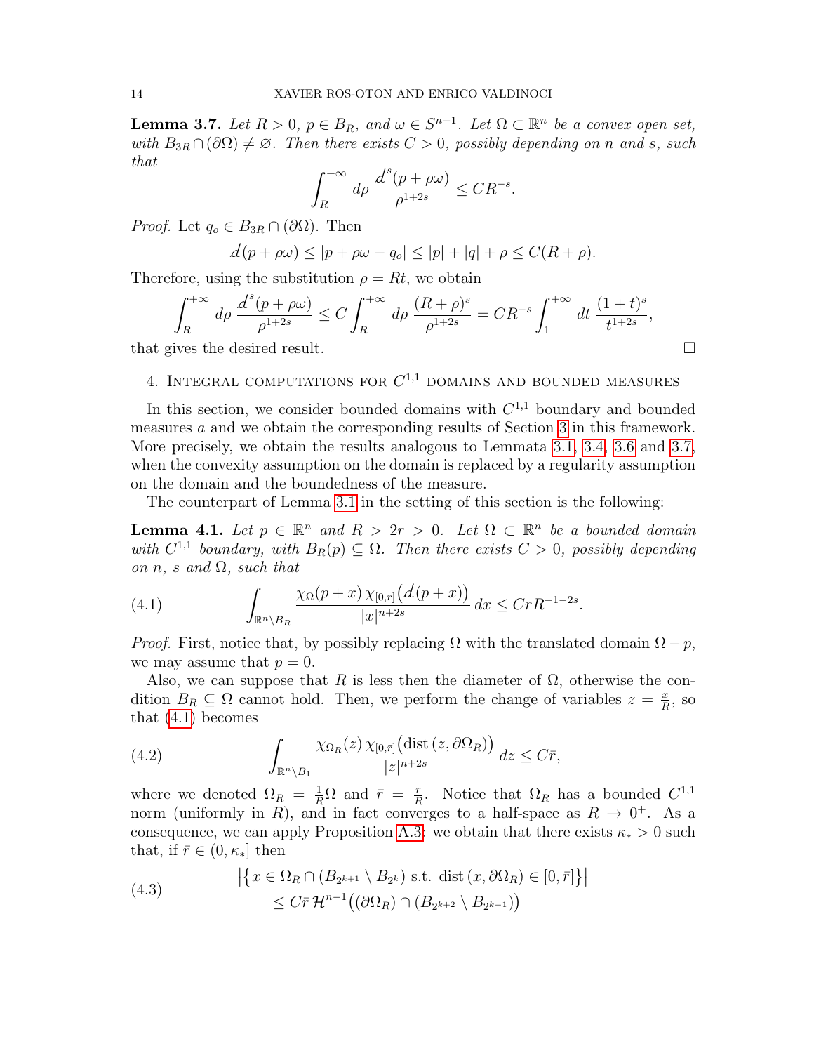**Lemma 3.7.** *Let $R > 0$, $p \in B_R$, and $\omega \in S^{n-1}$. Let $\Omega \subset \mathbb{R}^n$ be a convex open set, with $B_{3R} \cap (\partial\Omega) \neq \varnothing$. Then there exists $C > 0$, possibly depending on $n$ and $s$, such that*

$$\int_R^{+\infty} d\rho \, \frac{d^s(p + \rho\omega)}{\rho^{1+2s}} \leq CR^{-s}.$$

*Proof.* Let $q_o \in B_{3R} \cap (\partial\Omega)$. Then

$$d(p + \rho\omega) \leq |p + \rho\omega - q_o| \leq |p| + |q| + \rho \leq C(R + \rho).$$

Therefore, using the substitution $\rho = Rt$, we obtain

$$\int_R^{+\infty} d\rho \, \frac{d^s(p + \rho\omega)}{\rho^{1+2s}} \leq C \int_R^{+\infty} d\rho \, \frac{(R + \rho)^s}{\rho^{1+2s}} = CR^{-s} \int_1^{+\infty} dt \, \frac{(1 + t)^s}{t^{1+2s}},$$

that gives the desired result. $\square$

## 4. Integral computations for $C^{1,1}$ domains and bounded measures

In this section, we consider bounded domains with $C^{1,1}$ boundary and bounded measures $a$ and we obtain the corresponding results of Section 3 in this framework. More precisely, we obtain the results analogous to Lemmata 3.1, 3.4, 3.6 and 3.7, when the convexity assumption on the domain is replaced by a regularity assumption on the domain and the boundedness of the measure.

The counterpart of Lemma 3.1 in the setting of this section is the following:

**Lemma 4.1.** *Let $p \in \mathbb{R}^n$ and $R > 2r > 0$. Let $\Omega \subset \mathbb{R}^n$ be a bounded domain with $C^{1,1}$ boundary, with $B_R(p) \subseteq \Omega$. Then there exists $C > 0$, possibly depending on $n$, $s$ and $\Omega$, such that*

$$\int_{\mathbb{R}^n \setminus B_R} \frac{\chi_\Omega(p + x)\, \chi_{[0,r]}\big(d(p + x)\big)}{|x|^{n+2s}} \, dx \leq CrR^{-1-2s}. \tag{4.1}$$

*Proof.* First, notice that, by possibly replacing $\Omega$ with the translated domain $\Omega - p$, we may assume that $p = 0$.

Also, we can suppose that $R$ is less then the diameter of $\Omega$, otherwise the condition $B_R \subseteq \Omega$ cannot hold. Then, we perform the change of variables $z = \frac{x}{R}$, so that (4.1) becomes

$$\int_{\mathbb{R}^n \setminus B_1} \frac{\chi_{\Omega_R}(z)\, \chi_{[0,\bar{r}]}\big(\mathrm{dist}\,(z, \partial\Omega_R)\big)}{|z|^{n+2s}} \, dz \leq C\bar{r}, \tag{4.2}$$

where we denoted $\Omega_R = \frac{1}{R}\Omega$ and $\bar{r} = \frac{r}{R}$. Notice that $\Omega_R$ has a bounded $C^{1,1}$ norm (uniformly in $R$), and in fact converges to a half-space as $R \to 0^+$. As a consequence, we can apply Proposition A.3: we obtain that there exists $\kappa_* > 0$ such that, if $\bar{r} \in (0, \kappa_*]$ then

$$\begin{aligned} &\big|\big\{x \in \Omega_R \cap (B_{2^{k+1}} \setminus B_{2^k}) \text{ s.t. } \mathrm{dist}\,(x, \partial\Omega_R) \in [0, \bar{r}]\big\}\big| \\ &\qquad \leq C\bar{r}\, \mathcal{H}^{n-1}\big((\partial\Omega_R) \cap (B_{2^{k+2}} \setminus B_{2^{k-1}})\big) \end{aligned} \tag{4.3}$$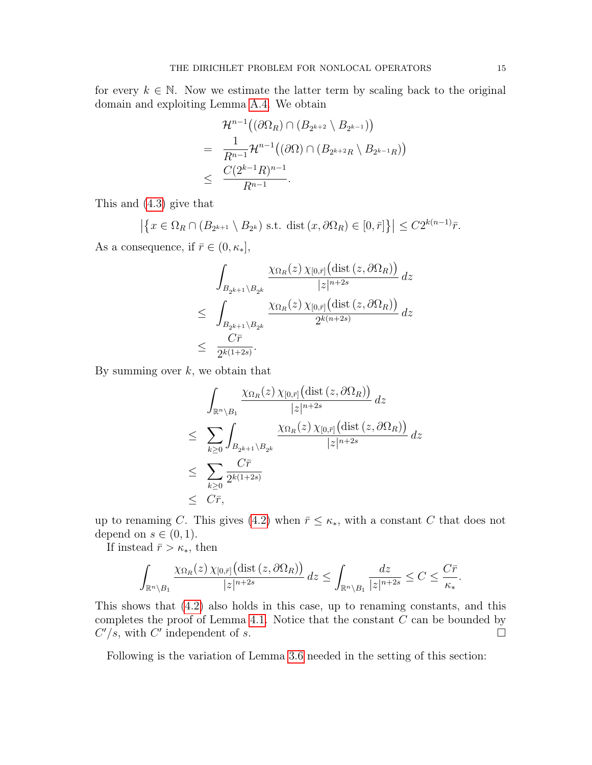for every $k \in \mathbb{N}$. Now we estimate the latter term by scaling back to the original domain and exploiting Lemma A.4. We obtain

$$
\begin{aligned}
& \mathcal{H}^{n-1}\big((\partial\Omega_R) \cap (B_{2^{k+2}} \setminus B_{2^{k-1}})\big) \\
= \;& \frac{1}{R^{n-1}} \mathcal{H}^{n-1}\big((\partial\Omega) \cap (B_{2^{k+2}R} \setminus B_{2^{k-1}R})\big) \\
\leq \;& \frac{C(2^{k-1}R)^{n-1}}{R^{n-1}}.
\end{aligned}
$$

This and (4.3) give that

$$
\big|\big\{x \in \Omega_R \cap (B_{2^{k+1}} \setminus B_{2^k}) \text{ s.t. } \operatorname{dist}(x, \partial\Omega_R) \in [0, \bar{r}]\big\}\big| \leq C 2^{k(n-1)} \bar{r}.
$$

As a consequence, if $\bar{r} \in (0, \kappa_*]$,

$$
\begin{aligned}
& \int_{B_{2^{k+1}} \setminus B_{2^k}} \frac{\chi_{\Omega_R}(z)\, \chi_{[0,\bar{r}]}\big(\operatorname{dist}(z, \partial\Omega_R)\big)}{|z|^{n+2s}}\, dz \\
\leq \;& \int_{B_{2^{k+1}} \setminus B_{2^k}} \frac{\chi_{\Omega_R}(z)\, \chi_{[0,\bar{r}]}\big(\operatorname{dist}(z, \partial\Omega_R)\big)}{2^{k(n+2s)}}\, dz \\
\leq \;& \frac{C\bar{r}}{2^{k(1+2s)}}.
\end{aligned}
$$

By summing over $k$, we obtain that

$$
\begin{aligned}
& \int_{\mathbb{R}^n \setminus B_1} \frac{\chi_{\Omega_R}(z)\, \chi_{[0,\bar{r}]}\big(\operatorname{dist}(z, \partial\Omega_R)\big)}{|z|^{n+2s}}\, dz \\
\leq \;& \sum_{k \geq 0} \int_{B_{2^{k+1}} \setminus B_{2^k}} \frac{\chi_{\Omega_R}(z)\, \chi_{[0,\bar{r}]}\big(\operatorname{dist}(z, \partial\Omega_R)\big)}{|z|^{n+2s}}\, dz \\
\leq \;& \sum_{k \geq 0} \frac{C\bar{r}}{2^{k(1+2s)}} \\
\leq \;& C\bar{r},
\end{aligned}
$$

up to renaming $C$. This gives (4.2) when $\bar{r} \leq \kappa_*$, with a constant $C$ that does not depend on $s \in (0,1)$.

If instead $\bar{r} > \kappa_*$, then

$$
\int_{\mathbb{R}^n \setminus B_1} \frac{\chi_{\Omega_R}(z)\, \chi_{[0,\bar{r}]}\big(\operatorname{dist}(z, \partial\Omega_R)\big)}{|z|^{n+2s}}\, dz \leq \int_{\mathbb{R}^n \setminus B_1} \frac{dz}{|z|^{n+2s}} \leq C \leq \frac{C\bar{r}}{\kappa_*}.
$$

This shows that (4.2) also holds in this case, up to renaming constants, and this completes the proof of Lemma 4.1. Notice that the constant $C$ can be bounded by $C'/s$, with $C'$ independent of $s$. $\square$

Following is the variation of Lemma 3.6 needed in the setting of this section: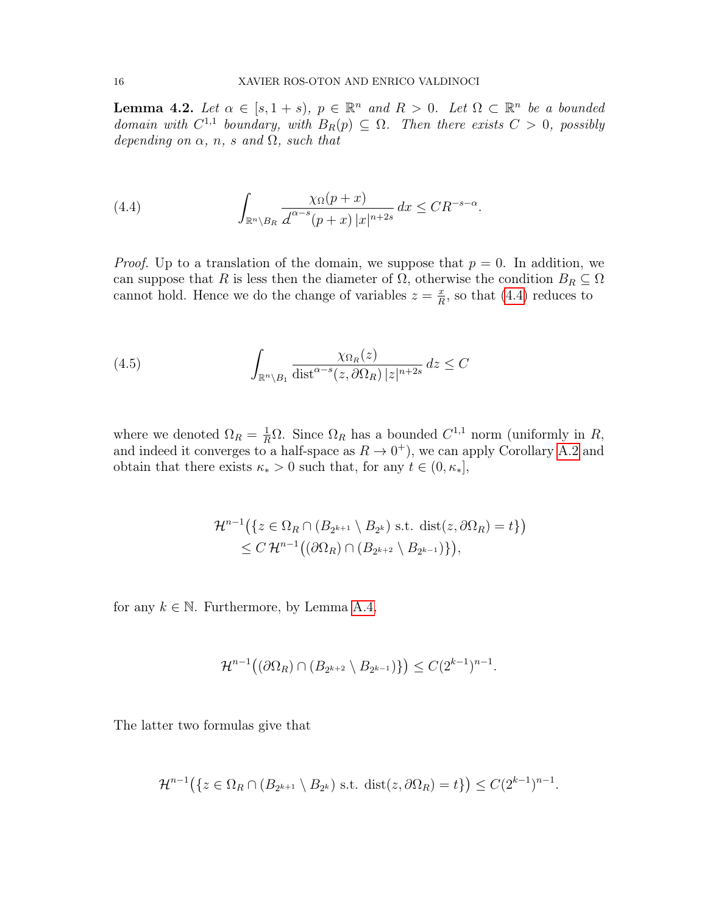**Lemma 4.2.** *Let $\alpha \in [s, 1+s)$, $p \in \mathbb{R}^n$ and $R > 0$. Let $\Omega \subset \mathbb{R}^n$ be a bounded domain with $C^{1,1}$ boundary, with $B_R(p) \subseteq \Omega$. Then there exists $C > 0$, possibly depending on $\alpha$, $n$, $s$ and $\Omega$, such that*

$$\int_{\mathbb{R}^n \setminus B_R} \frac{\chi_\Omega(p+x)}{d^{\alpha-s}(p+x)\,|x|^{n+2s}}\,dx \le CR^{-s-\alpha}. \tag{4.4}$$

*Proof.* Up to a translation of the domain, we suppose that $p = 0$. In addition, we can suppose that $R$ is less then the diameter of $\Omega$, otherwise the condition $B_R \subseteq \Omega$ cannot hold. Hence we do the change of variables $z = \frac{x}{R}$, so that (4.4) reduces to

$$\int_{\mathbb{R}^n \setminus B_1} \frac{\chi_{\Omega_R}(z)}{\operatorname{dist}^{\alpha-s}(z, \partial\Omega_R)\,|z|^{n+2s}}\,dz \le C \tag{4.5}$$

where we denoted $\Omega_R = \frac{1}{R}\Omega$. Since $\Omega_R$ has a bounded $C^{1,1}$ norm (uniformly in $R$, and indeed it converges to a half-space as $R \to 0^+$), we can apply Corollary A.2 and obtain that there exists $\kappa_* > 0$ such that, for any $t \in (0, \kappa_*]$,

$$\begin{aligned}
&\mathcal{H}^{n-1}\big(\{z \in \Omega_R \cap (B_{2^{k+1}} \setminus B_{2^k}) \text{ s.t. } \operatorname{dist}(z, \partial\Omega_R) = t\}\big) \\
&\quad \le C\,\mathcal{H}^{n-1}\big((\partial\Omega_R) \cap (B_{2^{k+2}} \setminus B_{2^{k-1}})\}\big),
\end{aligned}$$

for any $k \in \mathbb{N}$. Furthermore, by Lemma A.4,

$$\mathcal{H}^{n-1}\big((\partial\Omega_R) \cap (B_{2^{k+2}} \setminus B_{2^{k-1}})\}\big) \le C(2^{k-1})^{n-1}.$$

The latter two formulas give that

$$\mathcal{H}^{n-1}\big(\{z \in \Omega_R \cap (B_{2^{k+1}} \setminus B_{2^k}) \text{ s.t. } \operatorname{dist}(z, \partial\Omega_R) = t\}\big) \le C(2^{k-1})^{n-1}.$$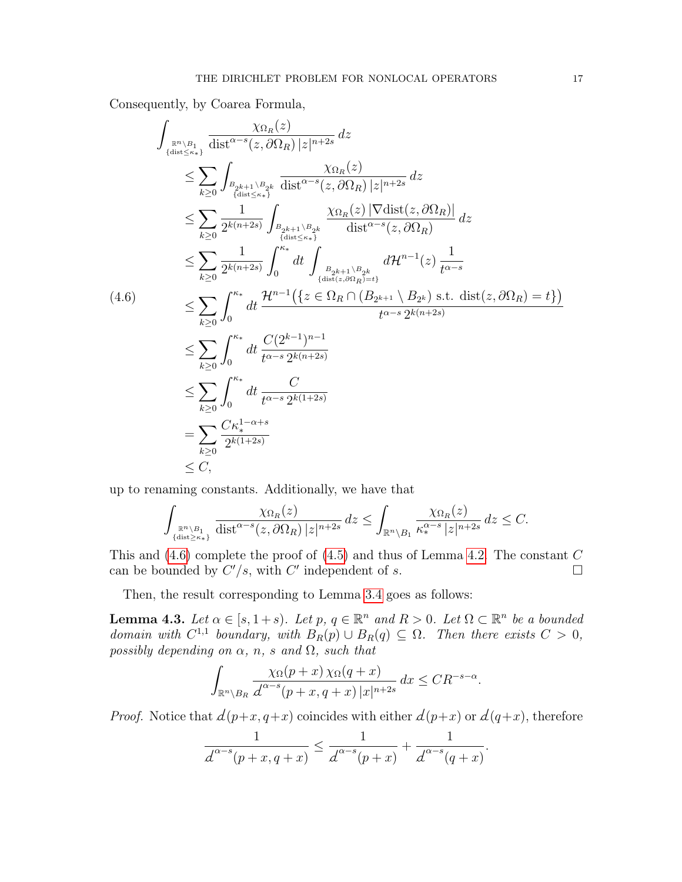Consequently, by Coarea Formula,

$$
\begin{aligned}
\int_{\substack{\mathbb{R}^n\setminus B_1\\ \{\mathrm{dist}\le\kappa_*\}}} \frac{\chi_{\Omega_R}(z)}{\mathrm{dist}^{\alpha-s}(z,\partial\Omega_R)\,|z|^{n+2s}}\,dz
&\le \sum_{k\ge 0}\int_{\substack{B_{2^{k+1}}\setminus B_{2^k}\\ \{\mathrm{dist}\le\kappa_*\}}} \frac{\chi_{\Omega_R}(z)}{\mathrm{dist}^{\alpha-s}(z,\partial\Omega_R)\,|z|^{n+2s}}\,dz\\
&\le \sum_{k\ge 0}\frac{1}{2^{k(n+2s)}}\int_{\substack{B_{2^{k+1}}\setminus B_{2^k}\\ \{\mathrm{dist}\le\kappa_*\}}} \frac{\chi_{\Omega_R}(z)\,|\nabla \mathrm{dist}(z,\partial\Omega_R)|}{\mathrm{dist}^{\alpha-s}(z,\partial\Omega_R)}\,dz\\
&\le \sum_{k\ge 0}\frac{1}{2^{k(n+2s)}}\int_0^{\kappa_*}dt\int_{\substack{B_{2^{k+1}}\setminus B_{2^k}\\ \{\mathrm{dist}(z,\partial\Omega_R)=t\}}} d\mathcal{H}^{n-1}(z)\,\frac{1}{t^{\alpha-s}}\\
&\le \sum_{k\ge 0}\int_0^{\kappa_*}dt\,\frac{\mathcal{H}^{n-1}\big(\{z\in\Omega_R\cap(B_{2^{k+1}}\setminus B_{2^k})\text{ s.t. }\mathrm{dist}(z,\partial\Omega_R)=t\}\big)}{t^{\alpha-s}\,2^{k(n+2s)}}\\
&\le \sum_{k\ge 0}\int_0^{\kappa_*}dt\,\frac{C(2^{k-1})^{n-1}}{t^{\alpha-s}\,2^{k(n+2s)}}\\
&\le \sum_{k\ge 0}\int_0^{\kappa_*}dt\,\frac{C}{t^{\alpha-s}\,2^{k(1+2s)}}\\
&= \sum_{k\ge 0}\frac{C\kappa_*^{1-\alpha+s}}{2^{k(1+2s)}}\\
&\le C,
\end{aligned}
\tag{4.6}
$$

up to renaming constants. Additionally, we have that

$$
\int_{\substack{\mathbb{R}^n\setminus B_1\\ \{\mathrm{dist}\ge\kappa_*\}}} \frac{\chi_{\Omega_R}(z)}{\mathrm{dist}^{\alpha-s}(z,\partial\Omega_R)\,|z|^{n+2s}}\,dz \le \int_{\mathbb{R}^n\setminus B_1}\frac{\chi_{\Omega_R}(z)}{\kappa_*^{\alpha-s}\,|z|^{n+2s}}\,dz\le C.
$$

This and (4.6) complete the proof of (4.5) and thus of Lemma 4.2. The constant $C$ can be bounded by $C'/s$, with $C'$ independent of $s$. ∎

Then, the result corresponding to Lemma 3.4 goes as follows:

**Lemma 4.3.** *Let $\alpha\in[s,1+s)$. Let $p$, $q\in\mathbb{R}^n$ and $R>0$. Let $\Omega\subset\mathbb{R}^n$ be a bounded domain with $C^{1,1}$ boundary, with $B_R(p)\cup B_R(q)\subseteq\Omega$. Then there exists $C>0$, possibly depending on $\alpha$, $n$, $s$ and $\Omega$, such that*

$$
\int_{\mathbb{R}^n\setminus B_R}\frac{\chi_\Omega(p+x)\,\chi_\Omega(q+x)}{d^{\alpha-s}(p+x,q+x)\,|x|^{n+2s}}\,dx\le CR^{-s-\alpha}.
$$

*Proof.* Notice that $d(p+x,q+x)$ coincides with either $d(p+x)$ or $d(q+x)$, therefore

$$
\frac{1}{d^{\alpha-s}(p+x,q+x)}\le\frac{1}{d^{\alpha-s}(p+x)}+\frac{1}{d^{\alpha-s}(q+x)}.
$$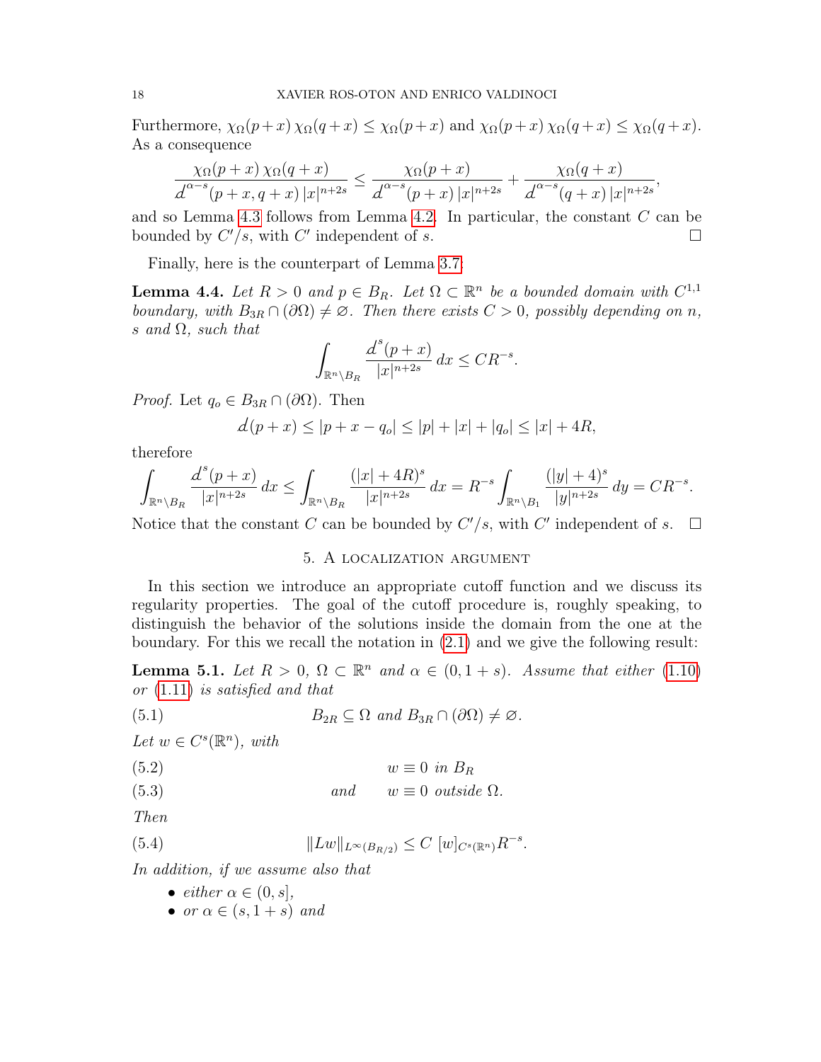Furthermore, $\chi_\Omega(p+x)\,\chi_\Omega(q+x) \le \chi_\Omega(p+x)$ and $\chi_\Omega(p+x)\,\chi_\Omega(q+x) \le \chi_\Omega(q+x)$. As a consequence

$$\frac{\chi_\Omega(p+x)\,\chi_\Omega(q+x)}{d^{\alpha-s}(p+x,q+x)\,|x|^{n+2s}} \le \frac{\chi_\Omega(p+x)}{d^{\alpha-s}(p+x)\,|x|^{n+2s}} + \frac{\chi_\Omega(q+x)}{d^{\alpha-s}(q+x)\,|x|^{n+2s}},$$

and so Lemma 4.3 follows from Lemma 4.2. In particular, the constant $C$ can be bounded by $C'/s$, with $C'$ independent of $s$. □

Finally, here is the counterpart of Lemma 3.7:

**Lemma 4.4.** *Let $R > 0$ and $p \in B_R$. Let $\Omega \subset \mathbb{R}^n$ be a bounded domain with $C^{1,1}$ boundary, with $B_{3R} \cap (\partial\Omega) \neq \varnothing$. Then there exists $C > 0$, possibly depending on $n$, $s$ and $\Omega$, such that*

$$\int_{\mathbb{R}^n\setminus B_R} \frac{d^s(p+x)}{|x|^{n+2s}}\,dx \le CR^{-s}.$$

*Proof.* Let $q_o \in B_{3R} \cap (\partial\Omega)$. Then

$$d(p+x) \le |p+x-q_o| \le |p| + |x| + |q_o| \le |x| + 4R,$$

therefore

$$\int_{\mathbb{R}^n\setminus B_R} \frac{d^s(p+x)}{|x|^{n+2s}}\,dx \le \int_{\mathbb{R}^n\setminus B_R} \frac{(|x|+4R)^s}{|x|^{n+2s}}\,dx = R^{-s}\int_{\mathbb{R}^n\setminus B_1} \frac{(|y|+4)^s}{|y|^{n+2s}}\,dy = CR^{-s}.$$

Notice that the constant $C$ can be bounded by $C'/s$, with $C'$ independent of $s$. □

## 5. A localization argument

In this section we introduce an appropriate cutoff function and we discuss its regularity properties. The goal of the cutoff procedure is, roughly speaking, to distinguish the behavior of the solutions inside the domain from the one at the boundary. For this we recall the notation in (2.1) and we give the following result:

**Lemma 5.1.** *Let $R > 0$, $\Omega \subset \mathbb{R}^n$ and $\alpha \in (0, 1+s)$. Assume that either (1.10) or (1.11) is satisfied and that*

$$B_{2R} \subseteq \Omega \text{ and } B_{3R} \cap (\partial\Omega) \neq \varnothing. \tag{5.1}$$

*Let $w \in C^s(\mathbb{R}^n)$, with*

$$w \equiv 0 \text{ in } B_R \tag{5.2}$$

$$\text{and} \qquad w \equiv 0 \text{ outside } \Omega. \tag{5.3}$$

*Then*

$$\|Lw\|_{L^\infty(B_{R/2})} \le C\,[w]_{C^s(\mathbb{R}^n)} R^{-s}. \tag{5.4}$$

*In addition, if we assume also that*

- *either $\alpha \in (0, s]$,*
- *or $\alpha \in (s, 1+s)$ and*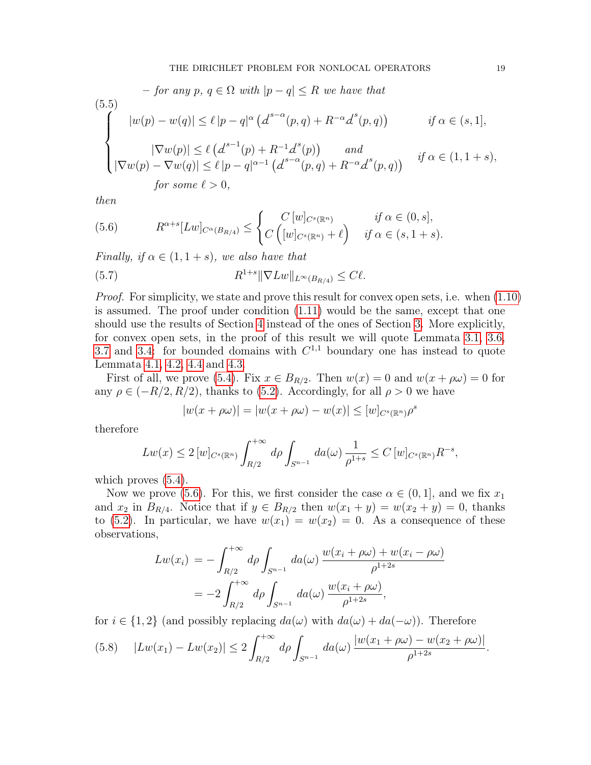– *for any $p,\, q \in \Omega$ with $|p-q| \le R$ we have that*

$$
\begin{cases}
|w(p)-w(q)| \le \ell\, |p-q|^\alpha \left( d^{s-\alpha}(p,q) + R^{-\alpha} d^{s}(p,q)\right) & \text{if } \alpha \in (s,1],\\[2mm]
\begin{array}{c} |\nabla w(p)| \le \ell \left( d^{s-1}(p) + R^{-1} d^{s}(p)\right) \quad \text{and} \\ |\nabla w(p) - \nabla w(q)| \le \ell\, |p-q|^{\alpha-1} \left( d^{s-\alpha}(p,q) + R^{-\alpha} d^{s}(p,q)\right) \end{array} & \text{if } \alpha \in (1, 1+s),
\end{cases} \tag{5.5}
$$

*for some $\ell > 0$,*

*then*

$$
R^{\alpha+s} [Lw]_{C^\alpha(B_{R/4})} \le \begin{cases} C\,[w]_{C^s(\mathbb{R}^n)} & \text{if } \alpha \in (0,s], \\ C\left( [w]_{C^s(\mathbb{R}^n)} + \ell \right) & \text{if } \alpha \in (s, 1+s). \end{cases} \tag{5.6}
$$

*Finally, if $\alpha \in (1, 1+s)$, we also have that*

$$
R^{1+s} \|\nabla Lw\|_{L^\infty(B_{R/4})} \le C\ell. \tag{5.7}
$$

*Proof.* For simplicity, we state and prove this result for convex open sets, i.e. when (1.10) is assumed. The proof under condition (1.11) would be the same, except that one should use the results of Section 4 instead of the ones of Section 3. More explicitly, for convex open sets, in the proof of this result we will quote Lemmata 3.1, 3.6, 3.7 and 3.4: for bounded domains with $C^{1,1}$ boundary one has instead to quote Lemmata 4.1, 4.2, 4.4 and 4.3.

First of all, we prove (5.4). Fix $x \in B_{R/2}$. Then $w(x) = 0$ and $w(x+\rho\omega) = 0$ for any $\rho \in (-R/2, R/2)$, thanks to (5.2). Accordingly, for all $\rho > 0$ we have

$$
|w(x+\rho\omega)| = |w(x+\rho\omega) - w(x)| \le [w]_{C^s(\mathbb{R}^n)} \rho^s
$$

therefore

$$
Lw(x) \le 2\, [w]_{C^s(\mathbb{R}^n)} \int_{R/2}^{+\infty} d\rho \int_{S^{n-1}} da(\omega)\, \frac{1}{\rho^{1+s}} \le C\, [w]_{C^s(\mathbb{R}^n)} R^{-s},
$$

which proves (5.4).

Now we prove (5.6). For this, we first consider the case $\alpha \in (0,1]$, and we fix $x_1$ and $x_2$ in $B_{R/4}$. Notice that if $y \in B_{R/2}$ then $w(x_1 + y) = w(x_2 + y) = 0$, thanks to (5.2). In particular, we have $w(x_1) = w(x_2) = 0$. As a consequence of these observations,

$$
\begin{aligned}
Lw(x_i) &= -\int_{R/2}^{+\infty} d\rho \int_{S^{n-1}} da(\omega)\, \frac{w(x_i+\rho\omega) + w(x_i - \rho\omega)}{\rho^{1+2s}} \\
&= -2 \int_{R/2}^{+\infty} d\rho \int_{S^{n-1}} da(\omega)\, \frac{w(x_i+\rho\omega)}{\rho^{1+2s}},
\end{aligned}
$$

for $i \in \{1,2\}$ (and possibly replacing $da(\omega)$ with $da(\omega) + da(-\omega)$). Therefore

$$
|Lw(x_1) - Lw(x_2)| \le 2 \int_{R/2}^{+\infty} d\rho \int_{S^{n-1}} da(\omega)\, \frac{|w(x_1+\rho\omega) - w(x_2+\rho\omega)|}{\rho^{1+2s}}. \tag{5.8}
$$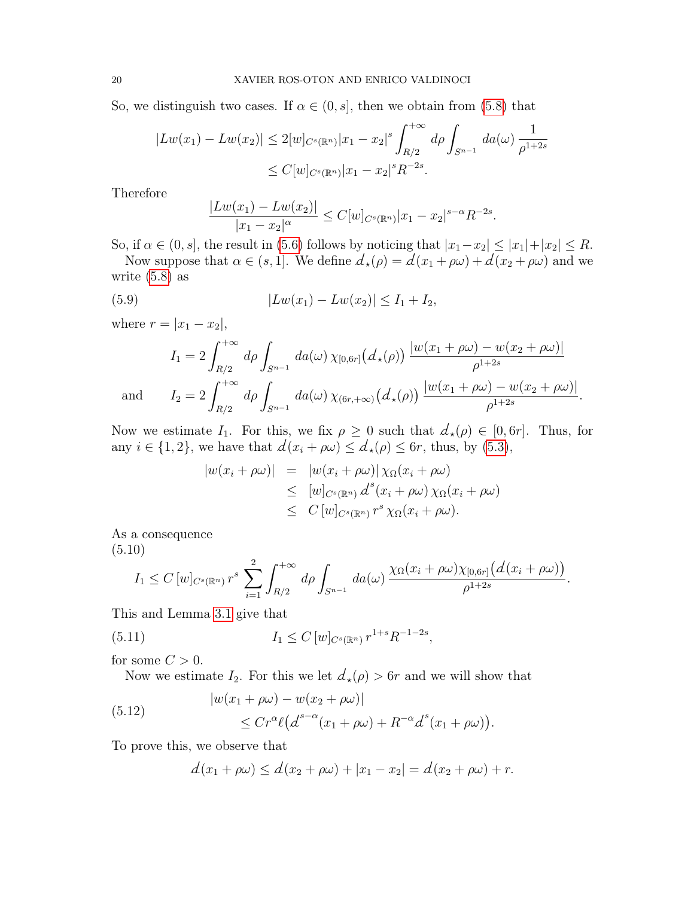So, we distinguish two cases. If $\alpha \in (0, s]$, then we obtain from (5.8) that

$$
\begin{aligned}
|Lw(x_1) - Lw(x_2)| &\le 2[w]_{C^s(\mathbb{R}^n)} |x_1 - x_2|^s \int_{R/2}^{+\infty} d\rho \int_{S^{n-1}} da(\omega)\, \frac{1}{\rho^{1+2s}} \\
&\le C[w]_{C^s(\mathbb{R}^n)} |x_1 - x_2|^s R^{-2s}.
\end{aligned}
$$

Therefore

$$
\frac{|Lw(x_1) - Lw(x_2)|}{|x_1 - x_2|^\alpha} \le C[w]_{C^s(\mathbb{R}^n)} |x_1 - x_2|^{s-\alpha} R^{-2s}.
$$

So, if $\alpha \in (0, s]$, the result in (5.6) follows by noticing that $|x_1 - x_2| \le |x_1| + |x_2| \le R$.

Now suppose that $\alpha \in (s, 1]$. We define $d_\star(\rho) = d(x_1 + \rho\omega) + d(x_2 + \rho\omega)$ and we write (5.8) as

$$
|Lw(x_1) - Lw(x_2)| \le I_1 + I_2, \tag{5.9}
$$

where $r = |x_1 - x_2|$,

$$
I_1 = 2 \int_{R/2}^{+\infty} d\rho \int_{S^{n-1}} da(\omega)\, \chi_{[0,6r]}\big(d_\star(\rho)\big) \frac{|w(x_1 + \rho\omega) - w(x_2 + \rho\omega)|}{\rho^{1+2s}}
$$

and

$$
I_2 = 2 \int_{R/2}^{+\infty} d\rho \int_{S^{n-1}} da(\omega)\, \chi_{(6r,+\infty)}\big(d_\star(\rho)\big) \frac{|w(x_1 + \rho\omega) - w(x_2 + \rho\omega)|}{\rho^{1+2s}}.
$$

Now we estimate $I_1$. For this, we fix $\rho \ge 0$ such that $d_\star(\rho) \in [0, 6r]$. Thus, for any $i \in \{1, 2\}$, we have that $d(x_i + \rho\omega) \le d_\star(\rho) \le 6r$, thus, by (5.3),

$$
\begin{aligned}
|w(x_i + \rho\omega)| &= |w(x_i + \rho\omega)|\, \chi_\Omega(x_i + \rho\omega) \\
&\le [w]_{C^s(\mathbb{R}^n)}\, d^s(x_i + \rho\omega)\, \chi_\Omega(x_i + \rho\omega) \\
&\le C\, [w]_{C^s(\mathbb{R}^n)}\, r^s\, \chi_\Omega(x_i + \rho\omega).
\end{aligned}
$$

As a consequence

$$
I_1 \le C\, [w]_{C^s(\mathbb{R}^n)}\, r^s \sum_{i=1}^{2} \int_{R/2}^{+\infty} d\rho \int_{S^{n-1}} da(\omega)\, \frac{\chi_\Omega(x_i + \rho\omega) \chi_{[0,6r]}\big(d(x_i + \rho\omega)\big)}{\rho^{1+2s}}. \tag{5.10}
$$

This and Lemma 3.1 give that

$$
I_1 \le C\, [w]_{C^s(\mathbb{R}^n)}\, r^{1+s} R^{-1-2s}, \tag{5.11}
$$

for some $C > 0$.

Now we estimate $I_2$. For this we let $d_\star(\rho) > 6r$ and we will show that

$$
\begin{aligned}
&|w(x_1 + \rho\omega) - w(x_2 + \rho\omega)| \\
&\qquad \le C r^\alpha \ell\big(d^{s-\alpha}(x_1 + \rho\omega) + R^{-\alpha} d^s(x_1 + \rho\omega)\big).
\end{aligned} \tag{5.12}
$$

To prove this, we observe that

$$
d(x_1 + \rho\omega) \le d(x_2 + \rho\omega) + |x_1 - x_2| = d(x_2 + \rho\omega) + r.
$$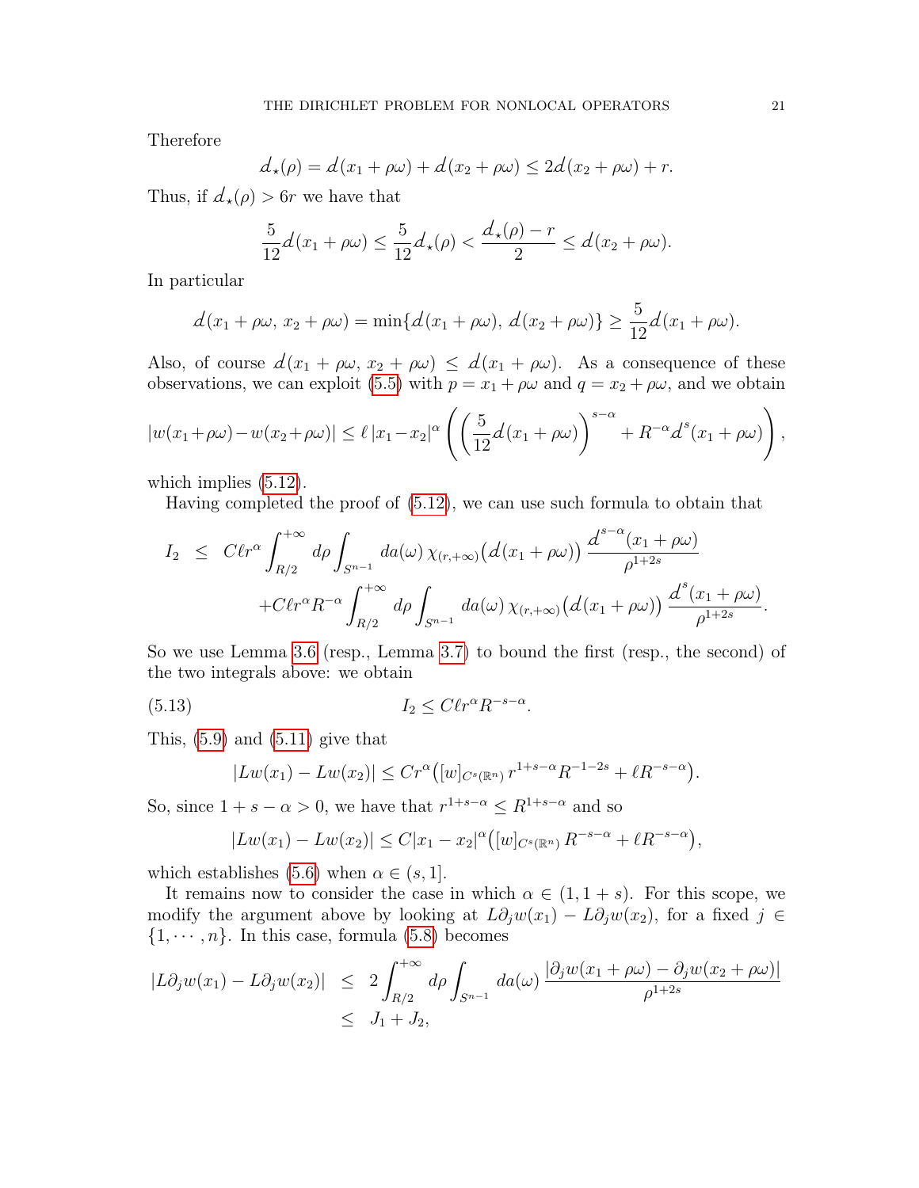Therefore

$$d_\star(\rho) = d(x_1 + \rho\omega) + d(x_2 + \rho\omega) \leq 2d(x_2 + \rho\omega) + r.$$

Thus, if $d_\star(\rho) > 6r$ we have that

$$\frac{5}{12} d(x_1 + \rho\omega) \leq \frac{5}{12} d_\star(\rho) < \frac{d_\star(\rho) - r}{2} \leq d(x_2 + \rho\omega).$$

In particular

$$d(x_1 + \rho\omega,\, x_2 + \rho\omega) = \min\{d(x_1 + \rho\omega),\, d(x_2 + \rho\omega)\} \geq \frac{5}{12} d(x_1 + \rho\omega).$$

Also, of course $d(x_1 + \rho\omega, x_2 + \rho\omega) \leq d(x_1 + \rho\omega)$. As a consequence of these observations, we can exploit (5.5) with $p = x_1 + \rho\omega$ and $q = x_2 + \rho\omega$, and we obtain

$$|w(x_1+\rho\omega) - w(x_2+\rho\omega)| \leq \ell\, |x_1 - x_2|^\alpha \left( \left( \frac{5}{12} d(x_1 + \rho\omega) \right)^{s-\alpha} + R^{-\alpha} d^s(x_1 + \rho\omega) \right),$$

which implies (5.12).

Having completed the proof of (5.12), we can use such formula to obtain that

$$\begin{aligned} I_2 \;\; &\leq \;\; C\ell r^\alpha \int_{R/2}^{+\infty} d\rho \int_{S^{n-1}} da(\omega)\, \chi_{(r,+\infty)}\big(d(x_1 + \rho\omega)\big)\, \frac{d^{s-\alpha}(x_1 + \rho\omega)}{\rho^{1+2s}} \\ &\quad + C\ell r^\alpha R^{-\alpha} \int_{R/2}^{+\infty} d\rho \int_{S^{n-1}} da(\omega)\, \chi_{(r,+\infty)}\big(d(x_1 + \rho\omega)\big)\, \frac{d^{s}(x_1 + \rho\omega)}{\rho^{1+2s}}. \end{aligned}$$

So we use Lemma 3.6 (resp., Lemma 3.7) to bound the first (resp., the second) of the two integrals above: we obtain

$$I_2 \leq C\ell r^\alpha R^{-s-\alpha}. \tag{5.13}$$

This, (5.9) and (5.11) give that

$$|Lw(x_1) - Lw(x_2)| \leq C r^\alpha \big( [w]_{C^s(\mathbb{R}^n)}\, r^{1+s-\alpha} R^{-1-2s} + \ell R^{-s-\alpha} \big).$$

So, since $1 + s - \alpha > 0$, we have that $r^{1+s-\alpha} \leq R^{1+s-\alpha}$ and so

$$|Lw(x_1) - Lw(x_2)| \leq C |x_1 - x_2|^\alpha \big( [w]_{C^s(\mathbb{R}^n)}\, R^{-s-\alpha} + \ell R^{-s-\alpha} \big),$$

which establishes (5.6) when $\alpha \in (s, 1]$.

It remains now to consider the case in which $\alpha \in (1, 1+s)$. For this scope, we modify the argument above by looking at $L\partial_j w(x_1) - L\partial_j w(x_2)$, for a fixed $j \in \{1, \cdots, n\}$. In this case, formula (5.8) becomes

$$\begin{aligned} |L\partial_j w(x_1) - L\partial_j w(x_2)| \;\; &\leq \;\; 2 \int_{R/2}^{+\infty} d\rho \int_{S^{n-1}} da(\omega)\, \frac{|\partial_j w(x_1 + \rho\omega) - \partial_j w(x_2 + \rho\omega)|}{\rho^{1+2s}} \\ &\leq \;\; J_1 + J_2, \end{aligned}$$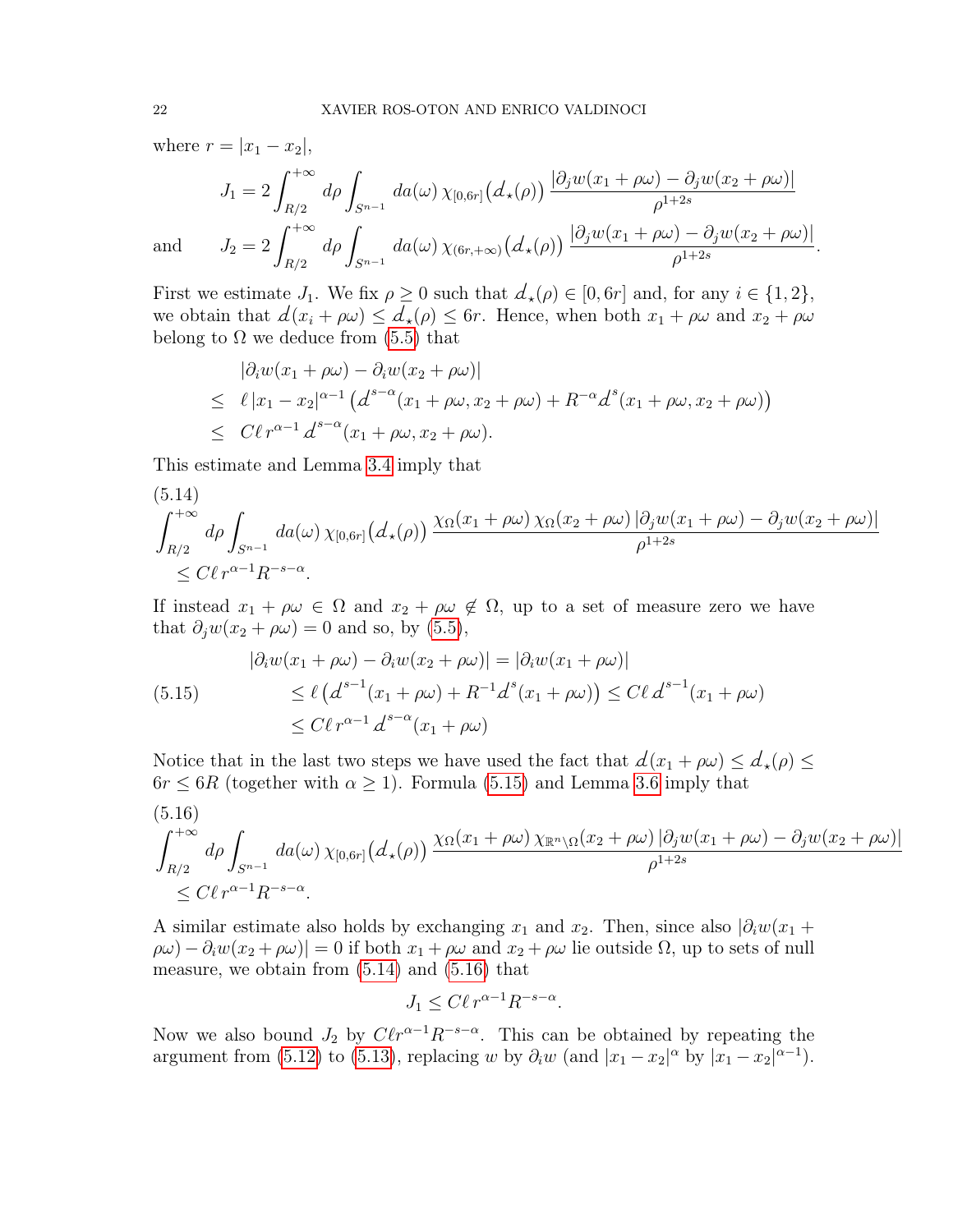where $r = |x_1 - x_2|$,

$$J_1 = 2\int_{R/2}^{+\infty} d\rho \int_{S^{n-1}} da(\omega)\, \chi_{[0,6r]}\big(d_\star(\rho)\big)\, \frac{|\partial_j w(x_1+\rho\omega) - \partial_j w(x_2+\rho\omega)|}{\rho^{1+2s}}$$

and
$$J_2 = 2\int_{R/2}^{+\infty} d\rho \int_{S^{n-1}} da(\omega)\, \chi_{(6r,+\infty)}\big(d_\star(\rho)\big)\, \frac{|\partial_j w(x_1+\rho\omega) - \partial_j w(x_2+\rho\omega)|}{\rho^{1+2s}}.$$

First we estimate $J_1$. We fix $\rho \geq 0$ such that $d_\star(\rho) \in [0, 6r]$ and, for any $i \in \{1, 2\}$, we obtain that $d(x_i + \rho\omega) \leq d_\star(\rho) \leq 6r$. Hence, when both $x_1 + \rho\omega$ and $x_2 + \rho\omega$ belong to $\Omega$ we deduce from (5.5) that

$$\begin{aligned}
&|\partial_i w(x_1+\rho\omega) - \partial_i w(x_2+\rho\omega)| \\
\leq\ & \ell\, |x_1 - x_2|^{\alpha-1} \left( d^{s-\alpha}(x_1+\rho\omega, x_2+\rho\omega) + R^{-\alpha} d^s(x_1+\rho\omega, x_2+\rho\omega)\right) \\
\leq\ & C\ell\, r^{\alpha-1}\, d^{s-\alpha}(x_1+\rho\omega, x_2+\rho\omega).
\end{aligned}$$

This estimate and Lemma 3.4 imply that

$$\begin{aligned}
&\int_{R/2}^{+\infty} d\rho \int_{S^{n-1}} da(\omega)\, \chi_{[0,6r]}\big(d_\star(\rho)\big)\, \frac{\chi_\Omega(x_1+\rho\omega)\,\chi_\Omega(x_2+\rho\omega)\, |\partial_j w(x_1+\rho\omega) - \partial_j w(x_2+\rho\omega)|}{\rho^{1+2s}} \\
&\quad \leq C\ell\, r^{\alpha-1} R^{-s-\alpha}.
\end{aligned} \tag{5.14}$$

If instead $x_1 + \rho\omega \in \Omega$ and $x_2 + \rho\omega \notin \Omega$, up to a set of measure zero we have that $\partial_j w(x_2 + \rho\omega) = 0$ and so, by (5.5),

$$\begin{aligned}
|\partial_i w(x_1+\rho\omega) - \partial_i w(x_2+\rho\omega)| &= |\partial_i w(x_1+\rho\omega)| \\
&\leq \ell \left( d^{s-1}(x_1+\rho\omega) + R^{-1} d^s(x_1+\rho\omega)\right) \leq C\ell\, d^{s-1}(x_1+\rho\omega) \\
&\leq C\ell\, r^{\alpha-1}\, d^{s-\alpha}(x_1+\rho\omega)
\end{aligned} \tag{5.15}$$

Notice that in the last two steps we have used the fact that $d(x_1 + \rho\omega) \leq d_\star(\rho) \leq 6r \leq 6R$ (together with $\alpha \geq 1$). Formula (5.15) and Lemma 3.6 imply that

$$\begin{aligned}
&\int_{R/2}^{+\infty} d\rho \int_{S^{n-1}} da(\omega)\, \chi_{[0,6r]}\big(d_\star(\rho)\big)\, \frac{\chi_\Omega(x_1+\rho\omega)\,\chi_{\mathbb{R}^n\setminus\Omega}(x_2+\rho\omega)\, |\partial_j w(x_1+\rho\omega) - \partial_j w(x_2+\rho\omega)|}{\rho^{1+2s}} \\
&\quad \leq C\ell\, r^{\alpha-1} R^{-s-\alpha}.
\end{aligned} \tag{5.16}$$

A similar estimate also holds by exchanging $x_1$ and $x_2$. Then, since also $|\partial_i w(x_1 + \rho\omega) - \partial_i w(x_2 + \rho\omega)| = 0$ if both $x_1 + \rho\omega$ and $x_2 + \rho\omega$ lie outside $\Omega$, up to sets of null measure, we obtain from (5.14) and (5.16) that

$$J_1 \leq C\ell\, r^{\alpha-1} R^{-s-\alpha}.$$

Now we also bound $J_2$ by $C\ell r^{\alpha-1} R^{-s-\alpha}$. This can be obtained by repeating the argument from (5.12) to (5.13), replacing $w$ by $\partial_i w$ (and $|x_1 - x_2|^\alpha$ by $|x_1 - x_2|^{\alpha-1}$).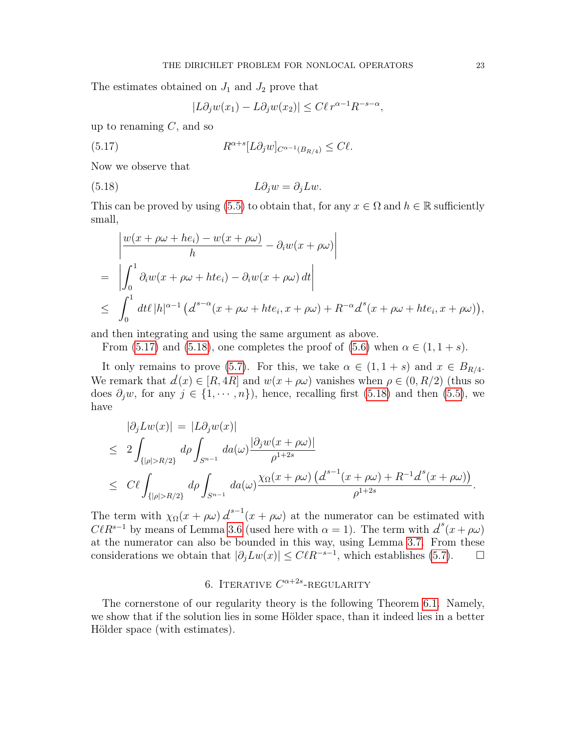The estimates obtained on $J_1$ and $J_2$ prove that

$$|L\partial_j w(x_1) - L\partial_j w(x_2)| \le C\ell\, r^{\alpha-1} R^{-s-\alpha},$$

up to renaming $C$, and so

$$R^{\alpha+s}[L\partial_j w]_{C^{\alpha-1}(B_{R/4})} \le C\ell. \tag{5.17}$$

Now we observe that

$$L\partial_j w = \partial_j L w. \tag{5.18}$$

This can be proved by using (5.5) to obtain that, for any $x \in \Omega$ and $h \in \mathbb{R}$ sufficiently small,

$$\begin{aligned}
&\left| \frac{w(x+\rho\omega+he_i) - w(x+\rho\omega)}{h} - \partial_i w(x+\rho\omega) \right| \\
=\ & \left| \int_0^1 \partial_i w(x+\rho\omega+hte_i) - \partial_i w(x+\rho\omega)\, dt \right| \\
\le\ & \int_0^1 dt\, \ell\, |h|^{\alpha-1} \left( d^{s-\alpha}(x+\rho\omega+hte_i, x+\rho\omega) + R^{-\alpha} d^{s}(x+\rho\omega+hte_i, x+\rho\omega) \right),
\end{aligned}$$

and then integrating and using the same argument as above.

From (5.17) and (5.18), one completes the proof of (5.6) when $\alpha \in (1, 1+s)$.

It only remains to prove (5.7). For this, we take $\alpha \in (1, 1+s)$ and $x \in B_{R/4}$. We remark that $d(x) \in [R, 4R]$ and $w(x+\rho\omega)$ vanishes when $\rho \in (0, R/2)$ (thus so does $\partial_j w$, for any $j \in \{1, \cdots, n\}$), hence, recalling first (5.18) and then (5.5), we have

$$\begin{aligned}
&|\partial_j L w(x)| \ =\ |L\partial_j w(x)| \\
\le\ & 2 \int_{\{|\rho|>R/2\}} d\rho \int_{S^{n-1}} da(\omega) \frac{|\partial_j w(x+\rho\omega)|}{\rho^{1+2s}} \\
\le\ & C\ell \int_{\{|\rho|>R/2\}} d\rho \int_{S^{n-1}} da(\omega) \frac{\chi_\Omega(x+\rho\omega) \left( d^{s-1}(x+\rho\omega) + R^{-1} d^{s}(x+\rho\omega) \right)}{\rho^{1+2s}}.
\end{aligned}$$

The term with $\chi_\Omega(x+\rho\omega)\, d^{s-1}(x+\rho\omega)$ at the numerator can be estimated with $C\ell R^{s-1}$ by means of Lemma 3.6 (used here with $\alpha = 1$). The term with $d^{s}(x+\rho\omega)$ at the numerator can also be bounded in this way, using Lemma 3.7. From these considerations we obtain that $|\partial_j L w(x)| \le C\ell R^{-s-1}$, which establishes (5.7). $\square$

## 6. Iterative $C^{\alpha+2s}$-regularity

The cornerstone of our regularity theory is the following Theorem 6.1. Namely, we show that if the solution lies in some Hölder space, than it indeed lies in a better Hölder space (with estimates).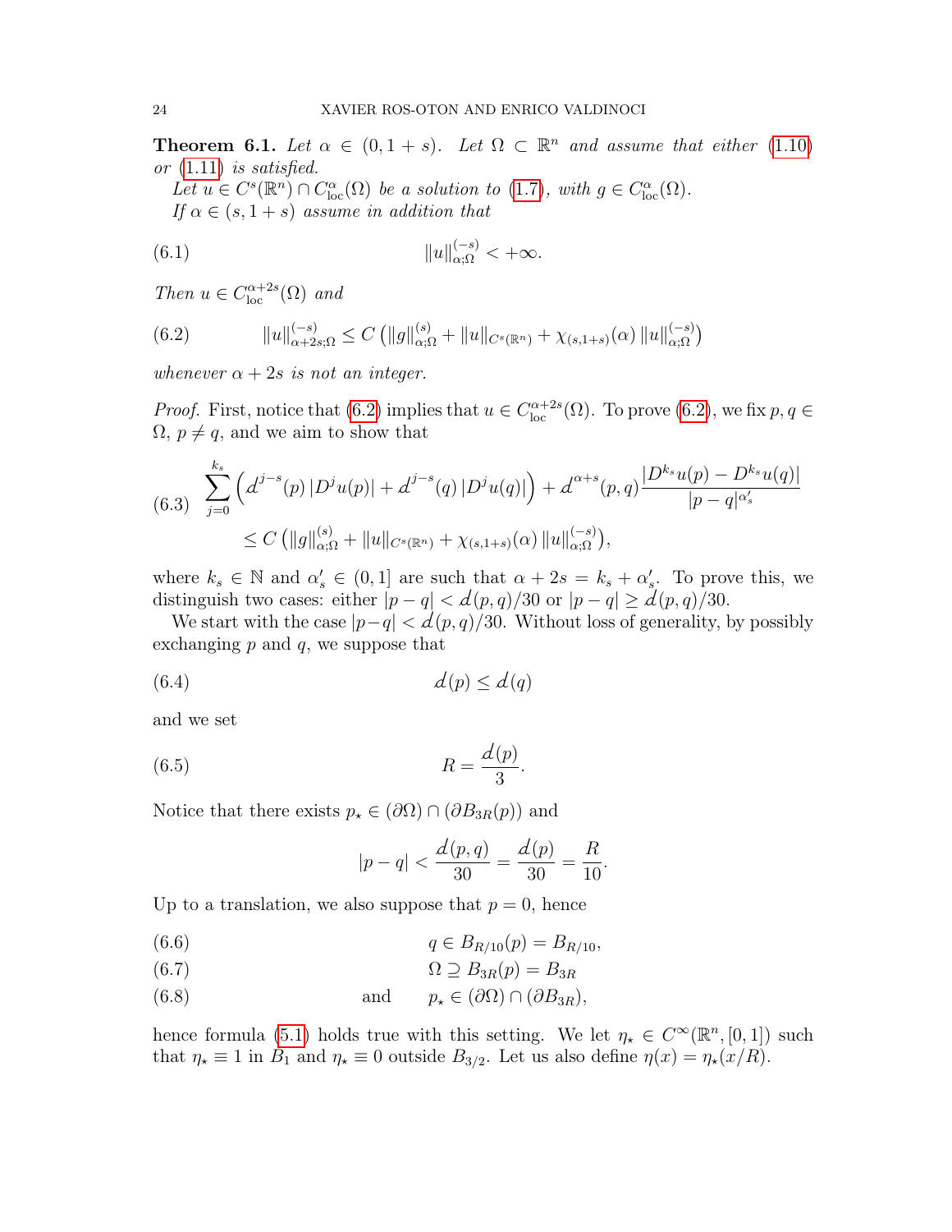**Theorem 6.1.** *Let $\alpha \in (0, 1+s)$. Let $\Omega \subset \mathbb{R}^n$ and assume that either (1.10) or (1.11) is satisfied.*

*Let $u \in C^s(\mathbb{R}^n) \cap C^\alpha_{\rm loc}(\Omega)$ be a solution to (1.7), with $g \in C^\alpha_{\rm loc}(\Omega)$.*

*If $\alpha \in (s, 1+s)$ assume in addition that*

$$\|u\|^{(-s)}_{\alpha;\Omega} < +\infty. \tag{6.1}$$

*Then $u \in C^{\alpha+2s}_{\rm loc}(\Omega)$ and*

$$\|u\|^{(-s)}_{\alpha+2s;\Omega} \leq C \left( \|g\|^{(s)}_{\alpha;\Omega} + \|u\|_{C^s(\mathbb{R}^n)} + \chi_{(s,1+s)}(\alpha) \, \|u\|^{(-s)}_{\alpha;\Omega} \right) \tag{6.2}$$

*whenever $\alpha + 2s$ is not an integer.*

*Proof.* First, notice that (6.2) implies that $u \in C^{\alpha+2s}_{\rm loc}(\Omega)$. To prove (6.2), we fix $p, q \in \Omega$, $p \neq q$, and we aim to show that

$$\begin{aligned}
&\sum_{j=0}^{k_s} \left( d^{j-s}(p) \, |D^j u(p)| + d^{j-s}(q) \, |D^j u(q)| \right) + d^{\alpha+s}(p,q) \frac{|D^{k_s} u(p) - D^{k_s} u(q)|}{|p-q|^{\alpha'_s}} \\
&\qquad \leq C \left( \|g\|^{(s)}_{\alpha;\Omega} + \|u\|_{C^s(\mathbb{R}^n)} + \chi_{(s,1+s)}(\alpha) \, \|u\|^{(-s)}_{\alpha;\Omega} \right),
\end{aligned} \tag{6.3}$$

where $k_s \in \mathbb{N}$ and $\alpha'_s \in (0, 1]$ are such that $\alpha + 2s = k_s + \alpha'_s$. To prove this, we distinguish two cases: either $|p - q| < d(p,q)/30$ or $|p-q| \geq d(p,q)/30$.

We start with the case $|p-q| < d(p,q)/30$. Without loss of generality, by possibly exchanging $p$ and $q$, we suppose that

$$d(p) \leq d(q) \tag{6.4}$$

and we set

$$R = \frac{d(p)}{3}. \tag{6.5}$$

Notice that there exists $p_\star \in (\partial\Omega) \cap (\partial B_{3R}(p))$ and

$$|p - q| < \frac{d(p,q)}{30} = \frac{d(p)}{30} = \frac{R}{10}.$$

Up to a translation, we also suppose that $p = 0$, hence

$$q \in B_{R/10}(p) = B_{R/10}, \tag{6.6}$$

$$\Omega \supseteq B_{3R}(p) = B_{3R} \tag{6.7}$$

$$\text{and} \qquad p_\star \in (\partial\Omega) \cap (\partial B_{3R}), \tag{6.8}$$

hence formula (5.1) holds true with this setting. We let $\eta_\star \in C^\infty(\mathbb{R}^n, [0,1])$ such that $\eta_\star \equiv 1$ in $B_1$ and $\eta_\star \equiv 0$ outside $B_{3/2}$. Let us also define $\eta(x) = \eta_\star(x/R)$.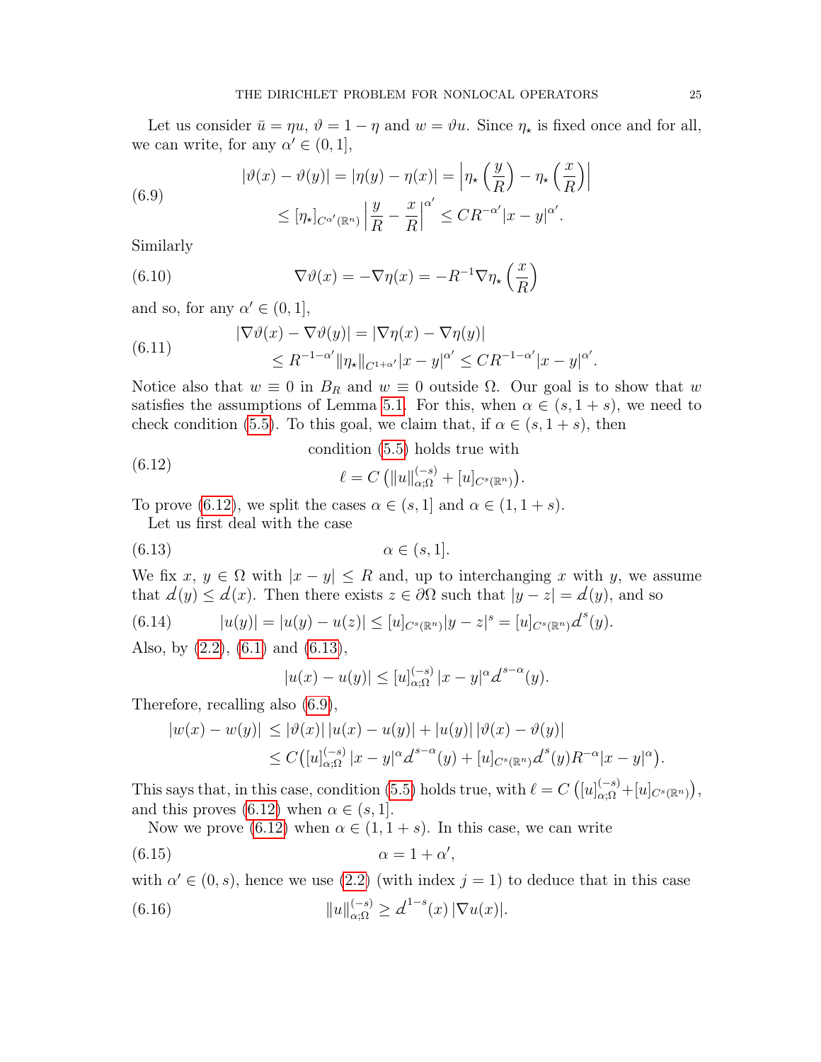Let us consider $\bar{u} = \eta u$, $\vartheta = 1 - \eta$ and $w = \vartheta u$. Since $\eta_\star$ is fixed once and for all, we can write, for any $\alpha' \in (0, 1]$,

$$
\begin{aligned}
|\vartheta(x) - \vartheta(y)| = |\eta(y) - \eta(x)| &= \left|\eta_\star\left(\frac{y}{R}\right) - \eta_\star\left(\frac{x}{R}\right)\right| \\
&\le [\eta_\star]_{C^{\alpha'}(\mathbb{R}^n)} \left|\frac{y}{R} - \frac{x}{R}\right|^{\alpha'} \le CR^{-\alpha'}|x - y|^{\alpha'}.
\end{aligned}
\tag{6.9}
$$

Similarly

$$
\nabla\vartheta(x) = -\nabla\eta(x) = -R^{-1}\nabla\eta_\star\left(\frac{x}{R}\right)
\tag{6.10}
$$

and so, for any $\alpha' \in (0, 1]$,

$$
\begin{aligned}
|\nabla\vartheta(x) - \nabla\vartheta(y)| &= |\nabla\eta(x) - \nabla\eta(y)| \\
&\le R^{-1-\alpha'}\|\eta_\star\|_{C^{1+\alpha'}}|x - y|^{\alpha'} \le CR^{-1-\alpha'}|x - y|^{\alpha'}.
\end{aligned}
\tag{6.11}
$$

Notice also that $w \equiv 0$ in $B_R$ and $w \equiv 0$ outside $\Omega$. Our goal is to show that $w$ satisfies the assumptions of Lemma 5.1. For this, when $\alpha \in (s, 1 + s)$, we need to check condition (5.5). To this goal, we claim that, if $\alpha \in (s, 1 + s)$, then

$$
\begin{gathered}
\text{condition (5.5) holds true with} \\
\ell = C\left(\|u\|^{(-s)}_{\alpha;\Omega} + [u]_{C^s(\mathbb{R}^n)}\right).
\end{gathered}
\tag{6.12}
$$

To prove (6.12), we split the cases $\alpha \in (s, 1]$ and $\alpha \in (1, 1 + s)$.

Let us first deal with the case

$$
\alpha \in (s, 1].
\tag{6.13}
$$

We fix $x$, $y \in \Omega$ with $|x - y| \le R$ and, up to interchanging $x$ with $y$, we assume that $d(y) \le d(x)$. Then there exists $z \in \partial\Omega$ such that $|y - z| = d(y)$, and so

$$
|u(y)| = |u(y) - u(z)| \le [u]_{C^s(\mathbb{R}^n)}|y - z|^s = [u]_{C^s(\mathbb{R}^n)}d^s(y).
\tag{6.14}
$$

Also, by (2.2), (6.1) and (6.13),

$$
|u(x) - u(y)| \le [u]^{(-s)}_{\alpha;\Omega}\,|x - y|^\alpha d^{s-\alpha}(y).
$$

Therefore, recalling also (6.9),

$$
\begin{aligned}
|w(x) - w(y)| &\le |\vartheta(x)|\,|u(x) - u(y)| + |u(y)|\,|\vartheta(x) - \vartheta(y)| \\
&\le C\big([u]^{(-s)}_{\alpha;\Omega}\,|x - y|^\alpha d^{s-\alpha}(y) + [u]_{C^s(\mathbb{R}^n)}d^s(y)R^{-\alpha}|x - y|^\alpha\big).
\end{aligned}
$$

This says that, in this case, condition (5.5) holds true, with $\ell = C\left([u]^{(-s)}_{\alpha;\Omega} + [u]_{C^s(\mathbb{R}^n)}\right)$, and this proves (6.12) when $\alpha \in (s, 1]$.

Now we prove (6.12) when $\alpha \in (1, 1 + s)$. In this case, we can write

$$
\alpha = 1 + \alpha',
\tag{6.15}
$$

with $\alpha' \in (0, s)$, hence we use (2.2) (with index $j = 1$) to deduce that in this case

$$
\|u\|^{(-s)}_{\alpha;\Omega} \ge d^{1-s}(x)\,|\nabla u(x)|.
\tag{6.16}
$$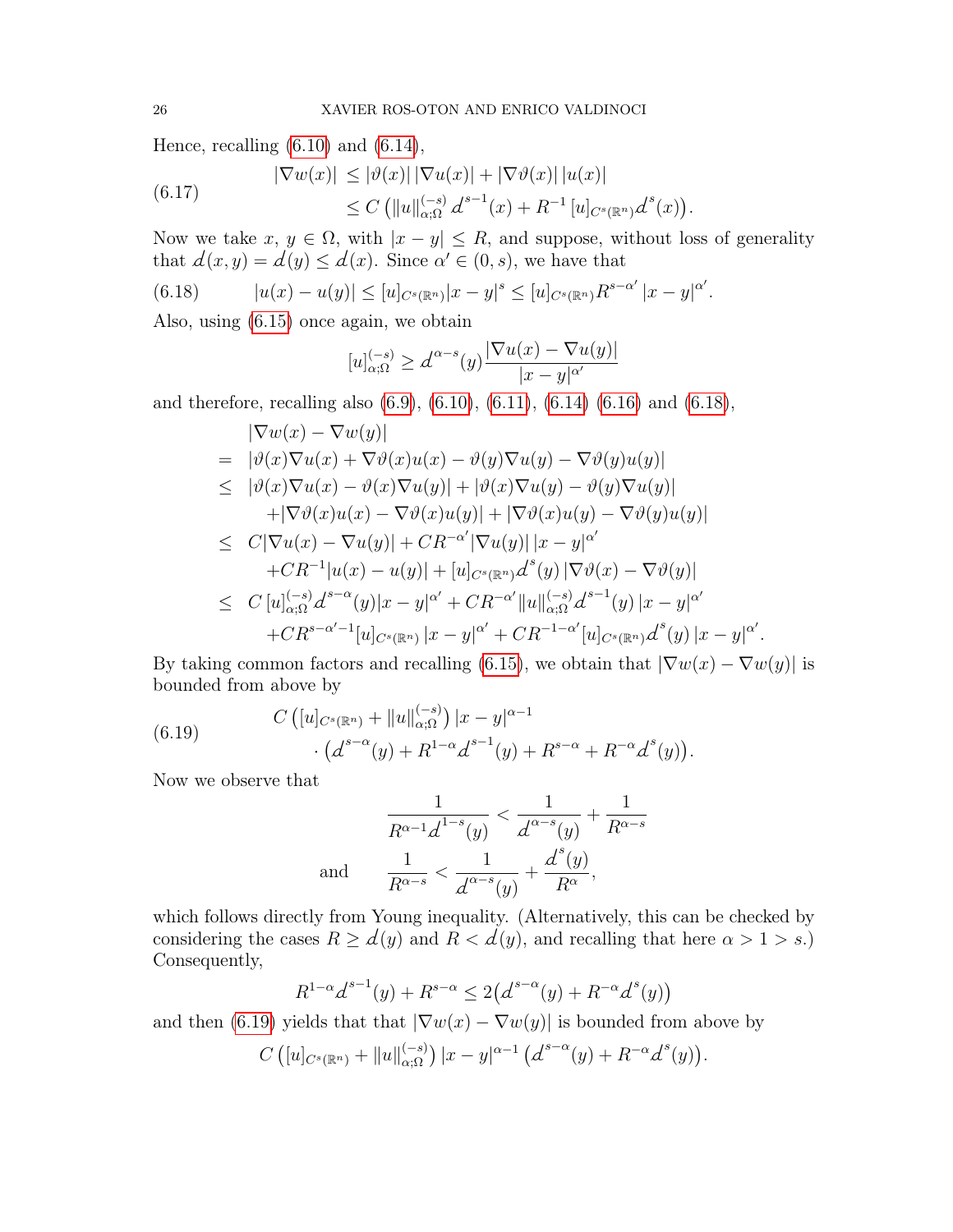Hence, recalling (6.10) and (6.14),

$$
\begin{aligned}
|\nabla w(x)| &\leq |\vartheta(x)|\,|\nabla u(x)| + |\nabla\vartheta(x)|\,|u(x)| \\
&\leq C\left(\|u\|_{\alpha;\Omega}^{(-s)}\, d^{s-1}(x) + R^{-1}\,[u]_{C^s(\mathbb{R}^n)} d^s(x)\right).
\end{aligned}
\tag{6.17}
$$

Now we take $x,\, y \in \Omega$, with $|x-y| \leq R$, and suppose, without loss of generality that $d(x,y) = d(y) \leq d(x)$. Since $\alpha' \in (0,s)$, we have that

$$
|u(x) - u(y)| \leq [u]_{C^s(\mathbb{R}^n)} |x-y|^s \leq [u]_{C^s(\mathbb{R}^n)} R^{s-\alpha'}\,|x-y|^{\alpha'}. \tag{6.18}
$$

Also, using (6.15) once again, we obtain

$$
[u]_{\alpha;\Omega}^{(-s)} \geq d^{\alpha-s}(y)\frac{|\nabla u(x) - \nabla u(y)|}{|x-y|^{\alpha'}}
$$

and therefore, recalling also (6.9), (6.10), (6.11), (6.14) (6.16) and (6.18),

$$
\begin{aligned}
& |\nabla w(x) - \nabla w(y)| \\
=\;& |\vartheta(x)\nabla u(x) + \nabla\vartheta(x)u(x) - \vartheta(y)\nabla u(y) - \nabla\vartheta(y)u(y)| \\
\leq\;& |\vartheta(x)\nabla u(x) - \vartheta(x)\nabla u(y)| + |\vartheta(x)\nabla u(y) - \vartheta(y)\nabla u(y)| \\
& + |\nabla\vartheta(x)u(x) - \nabla\vartheta(x)u(y)| + |\nabla\vartheta(x)u(y) - \nabla\vartheta(y)u(y)| \\
\leq\;& C|\nabla u(x) - \nabla u(y)| + CR^{-\alpha'}|\nabla u(y)|\,|x-y|^{\alpha'} \\
& + CR^{-1}|u(x) - u(y)| + [u]_{C^s(\mathbb{R}^n)} d^s(y)\,|\nabla\vartheta(x) - \nabla\vartheta(y)| \\
\leq\;& C\,[u]_{\alpha;\Omega}^{(-s)} d^{s-\alpha}(y)|x-y|^{\alpha'} + CR^{-\alpha'}\|u\|_{\alpha;\Omega}^{(-s)} d^{s-1}(y)\,|x-y|^{\alpha'} \\
& + CR^{s-\alpha'-1}[u]_{C^s(\mathbb{R}^n)}\,|x-y|^{\alpha'} + CR^{-1-\alpha'}[u]_{C^s(\mathbb{R}^n)} d^s(y)\,|x-y|^{\alpha'}.
\end{aligned}
$$

By taking common factors and recalling (6.15), we obtain that $|\nabla w(x) - \nabla w(y)|$ is bounded from above by

$$
\begin{aligned}
& C\left([u]_{C^s(\mathbb{R}^n)} + \|u\|_{\alpha;\Omega}^{(-s)}\right)|x-y|^{\alpha-1} \\
& \qquad \cdot \left(d^{s-\alpha}(y) + R^{1-\alpha}d^{s-1}(y) + R^{s-\alpha} + R^{-\alpha}d^s(y)\right).
\end{aligned}
\tag{6.19}
$$

Now we observe that

$$
\frac{1}{R^{\alpha-1}d^{1-s}(y)} < \frac{1}{d^{\alpha-s}(y)} + \frac{1}{R^{\alpha-s}}
$$

$$
\text{and} \qquad \frac{1}{R^{\alpha-s}} < \frac{1}{d^{\alpha-s}(y)} + \frac{d^s(y)}{R^\alpha},
$$

which follows directly from Young inequality. (Alternatively, this can be checked by considering the cases $R \geq d(y)$ and $R < d(y)$, and recalling that here $\alpha > 1 > s$.) Consequently,

$$
R^{1-\alpha}d^{s-1}(y) + R^{s-\alpha} \leq 2\big(d^{s-\alpha}(y) + R^{-\alpha}d^s(y)\big)
$$

and then (6.19) yields that that $|\nabla w(x) - \nabla w(y)|$ is bounded from above by

$$
C\left([u]_{C^s(\mathbb{R}^n)} + \|u\|_{\alpha;\Omega}^{(-s)}\right)|x-y|^{\alpha-1}\left(d^{s-\alpha}(y) + R^{-\alpha}d^s(y)\right).
$$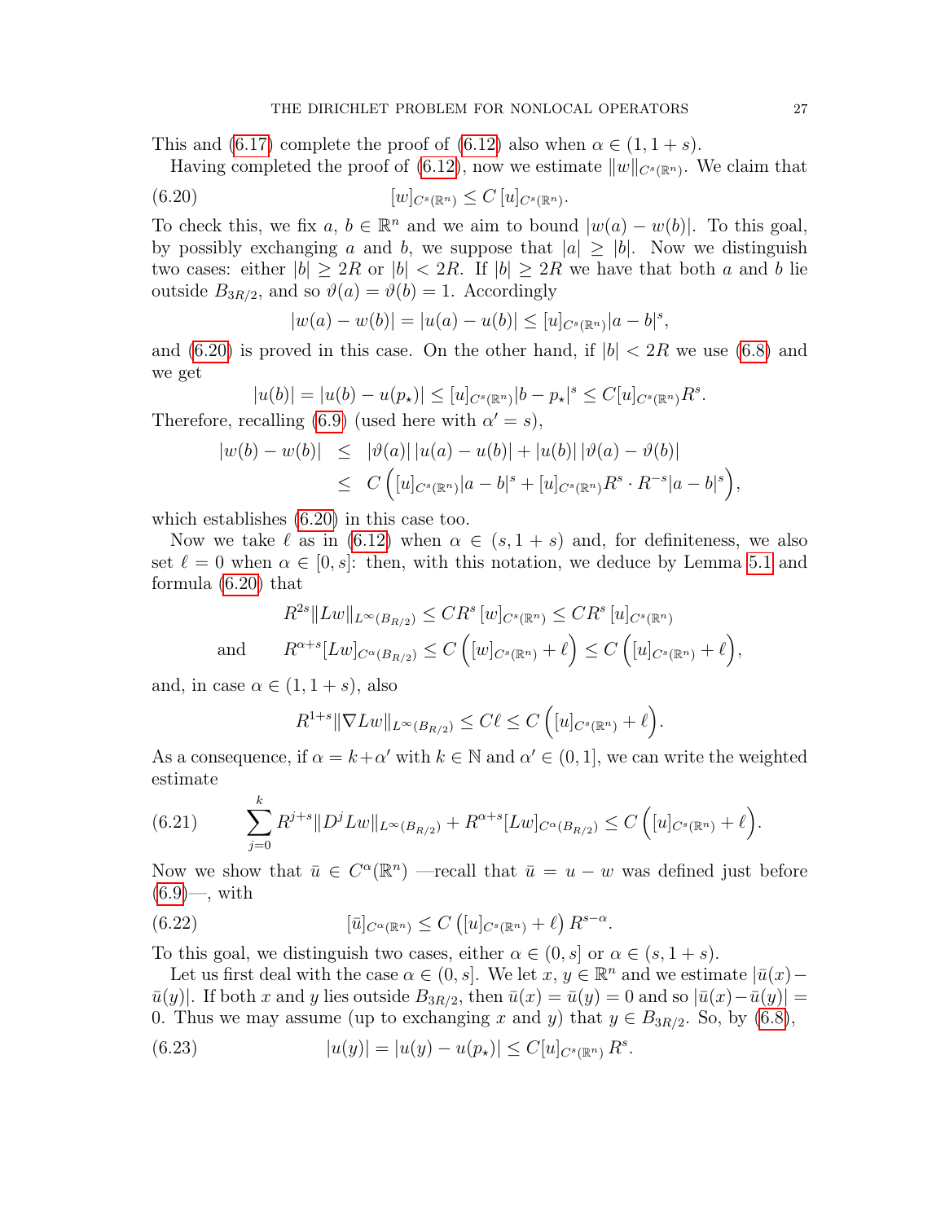This and (6.17) complete the proof of (6.12) also when $\alpha \in (1, 1+s)$.

Having completed the proof of (6.12), now we estimate $\|w\|_{C^s(\mathbb{R}^n)}$. We claim that

$$[w]_{C^s(\mathbb{R}^n)} \le C\,[u]_{C^s(\mathbb{R}^n)}. \tag{6.20}$$

To check this, we fix $a$, $b \in \mathbb{R}^n$ and we aim to bound $|w(a) - w(b)|$. To this goal, by possibly exchanging $a$ and $b$, we suppose that $|a| \ge |b|$. Now we distinguish two cases: either $|b| \ge 2R$ or $|b| < 2R$. If $|b| \ge 2R$ we have that both $a$ and $b$ lie outside $B_{3R/2}$, and so $\vartheta(a) = \vartheta(b) = 1$. Accordingly

$$|w(a) - w(b)| = |u(a) - u(b)| \le [u]_{C^s(\mathbb{R}^n)}|a - b|^s,$$

and (6.20) is proved in this case. On the other hand, if $|b| < 2R$ we use (6.8) and we get

$$|u(b)| = |u(b) - u(p_\star)| \le [u]_{C^s(\mathbb{R}^n)}|b - p_\star|^s \le C[u]_{C^s(\mathbb{R}^n)}R^s.$$

Therefore, recalling (6.9) (used here with $\alpha' = s$),

$$\begin{aligned} |w(b) - w(b)| &\le |\vartheta(a)|\,|u(a) - u(b)| + |u(b)|\,|\vartheta(a) - \vartheta(b)| \\ &\le C\Big([u]_{C^s(\mathbb{R}^n)}|a-b|^s + [u]_{C^s(\mathbb{R}^n)}R^s \cdot R^{-s}|a-b|^s\Big), \end{aligned}$$

which establishes (6.20) in this case too.

Now we take $\ell$ as in (6.12) when $\alpha \in (s, 1+s)$ and, for definiteness, we also set $\ell = 0$ when $\alpha \in [0, s]$: then, with this notation, we deduce by Lemma 5.1 and formula (6.20) that

$$\begin{aligned} & R^{2s}\|Lw\|_{L^\infty(B_{R/2})} \le CR^s\,[w]_{C^s(\mathbb{R}^n)} \le CR^s\,[u]_{C^s(\mathbb{R}^n)} \\ \text{and} \qquad & R^{\alpha+s}[Lw]_{C^\alpha(B_{R/2})} \le C\Big([w]_{C^s(\mathbb{R}^n)} + \ell\Big) \le C\Big([u]_{C^s(\mathbb{R}^n)} + \ell\Big), \end{aligned}$$

and, in case $\alpha \in (1, 1+s)$, also

$$R^{1+s}\|\nabla Lw\|_{L^\infty(B_{R/2})} \le C\ell \le C\Big([u]_{C^s(\mathbb{R}^n)} + \ell\Big).$$

As a consequence, if $\alpha = k + \alpha'$ with $k \in \mathbb{N}$ and $\alpha' \in (0, 1]$, we can write the weighted estimate

$$\sum_{j=0}^{k} R^{j+s}\|D^j Lw\|_{L^\infty(B_{R/2})} + R^{\alpha+s}[Lw]_{C^\alpha(B_{R/2})} \le C\Big([u]_{C^s(\mathbb{R}^n)} + \ell\Big). \tag{6.21}$$

Now we show that $\bar u \in C^\alpha(\mathbb{R}^n)$ —recall that $\bar u = u - w$ was defined just before (6.9)—, with

$$[\bar u]_{C^\alpha(\mathbb{R}^n)} \le C\left([u]_{C^s(\mathbb{R}^n)} + \ell\right)R^{s-\alpha}. \tag{6.22}$$

To this goal, we distinguish two cases, either $\alpha \in (0, s]$ or $\alpha \in (s, 1+s)$.

Let us first deal with the case $\alpha \in (0, s]$. We let $x$, $y \in \mathbb{R}^n$ and we estimate $|\bar u(x) - \bar u(y)|$. If both $x$ and $y$ lies outside $B_{3R/2}$, then $\bar u(x) = \bar u(y) = 0$ and so $|\bar u(x) - \bar u(y)| = 0$. Thus we may assume (up to exchanging $x$ and $y$) that $y \in B_{3R/2}$. So, by (6.8),

$$|u(y)| = |u(y) - u(p_\star)| \le C[u]_{C^s(\mathbb{R}^n)}\,R^s. \tag{6.23}$$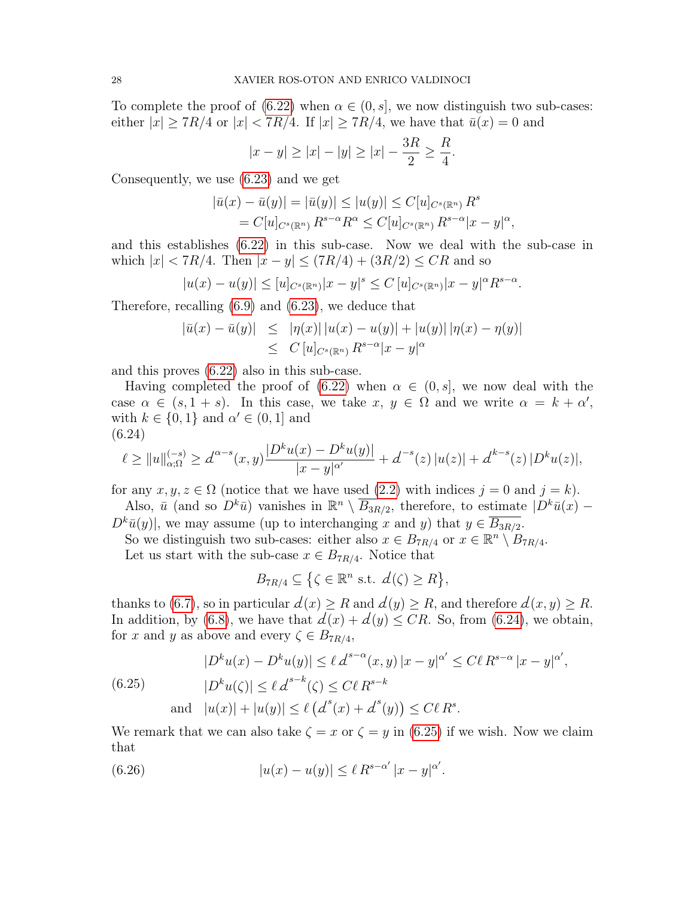To complete the proof of (6.22) when $\alpha \in (0, s]$, we now distinguish two sub-cases: either $|x| \geq 7R/4$ or $|x| < 7R/4$. If $|x| \geq 7R/4$, we have that $\bar{u}(x) = 0$ and

$$|x - y| \geq |x| - |y| \geq |x| - \frac{3R}{2} \geq \frac{R}{4}.$$

Consequently, we use (6.23) and we get

$$\begin{aligned} |\bar{u}(x) - \bar{u}(y)| &= |\bar{u}(y)| \leq |u(y)| \leq C[u]_{C^s(\mathbb{R}^n)} R^s \\ &= C[u]_{C^s(\mathbb{R}^n)} R^{s-\alpha} R^\alpha \leq C[u]_{C^s(\mathbb{R}^n)} R^{s-\alpha} |x-y|^\alpha, \end{aligned}$$

and this establishes (6.22) in this sub-case. Now we deal with the sub-case in which $|x| < 7R/4$. Then $|x - y| \leq (7R/4) + (3R/2) \leq CR$ and so

$$|u(x) - u(y)| \leq [u]_{C^s(\mathbb{R}^n)} |x-y|^s \leq C\, [u]_{C^s(\mathbb{R}^n)} |x-y|^\alpha R^{s-\alpha}.$$

Therefore, recalling (6.9) and (6.23), we deduce that

$$\begin{aligned} |\bar{u}(x) - \bar{u}(y)| &\leq |\eta(x)|\, |u(x) - u(y)| + |u(y)|\, |\eta(x) - \eta(y)| \\ &\leq C\, [u]_{C^s(\mathbb{R}^n)} R^{s-\alpha} |x-y|^\alpha \end{aligned}$$

and this proves (6.22) also in this sub-case.

Having completed the proof of (6.22) when $\alpha \in (0, s]$, we now deal with the case $\alpha \in (s, 1+s)$. In this case, we take $x, y \in \Omega$ and we write $\alpha = k + \alpha'$, with $k \in \{0, 1\}$ and $\alpha' \in (0, 1]$ and

(6.24)
$$\ell \geq \|u\|^{(-s)}_{\alpha;\Omega} \geq d^{\alpha-s}(x,y) \frac{|D^k u(x) - D^k u(y)|}{|x-y|^{\alpha'}} + d^{-s}(z)\, |u(z)| + d^{k-s}(z)\, |D^k u(z)|,$$

for any $x, y, z \in \Omega$ (notice that we have used (2.2) with indices $j = 0$ and $j = k$).

Also, $\bar{u}$ (and so $D^k \bar{u}$) vanishes in $\mathbb{R}^n \setminus \overline{B_{3R/2}}$, therefore, to estimate $|D^k \bar{u}(x) - D^k \bar{u}(y)|$, we may assume (up to interchanging $x$ and $y$) that $y \in \overline{B_{3R/2}}$.

So we distinguish two sub-cases: either also $x \in B_{7R/4}$ or $x \in \mathbb{R}^n \setminus B_{7R/4}$.

Let us start with the sub-case $x \in B_{7R/4}$. Notice that

$$B_{7R/4} \subseteq \big\{ \zeta \in \mathbb{R}^n \text{ s.t. } d(\zeta) \geq R \big\},$$

thanks to (6.7), so in particular $d(x) \geq R$ and $d(y) \geq R$, and therefore $d(x,y) \geq R$. In addition, by (6.8), we have that $d(x) + d(y) \leq CR$. So, from (6.24), we obtain, for $x$ and $y$ as above and every $\zeta \in B_{7R/4}$,

$$\begin{aligned} &|D^k u(x) - D^k u(y)| \leq \ell\, d^{s-\alpha}(x,y)\, |x-y|^{\alpha'} \leq C\ell\, R^{s-\alpha}\, |x-y|^{\alpha'}, \\ &|D^k u(\zeta)| \leq \ell\, d^{s-k}(\zeta) \leq C\ell\, R^{s-k} \\ \text{and} \quad &|u(x)| + |u(y)| \leq \ell\, \big( d^s(x) + d^s(y) \big) \leq C\ell\, R^s. \end{aligned} \tag{6.25}$$

We remark that we can also take $\zeta = x$ or $\zeta = y$ in (6.25) if we wish. Now we claim that

$$|u(x) - u(y)| \leq \ell\, R^{s-\alpha'}\, |x-y|^{\alpha'}. \tag{6.26}$$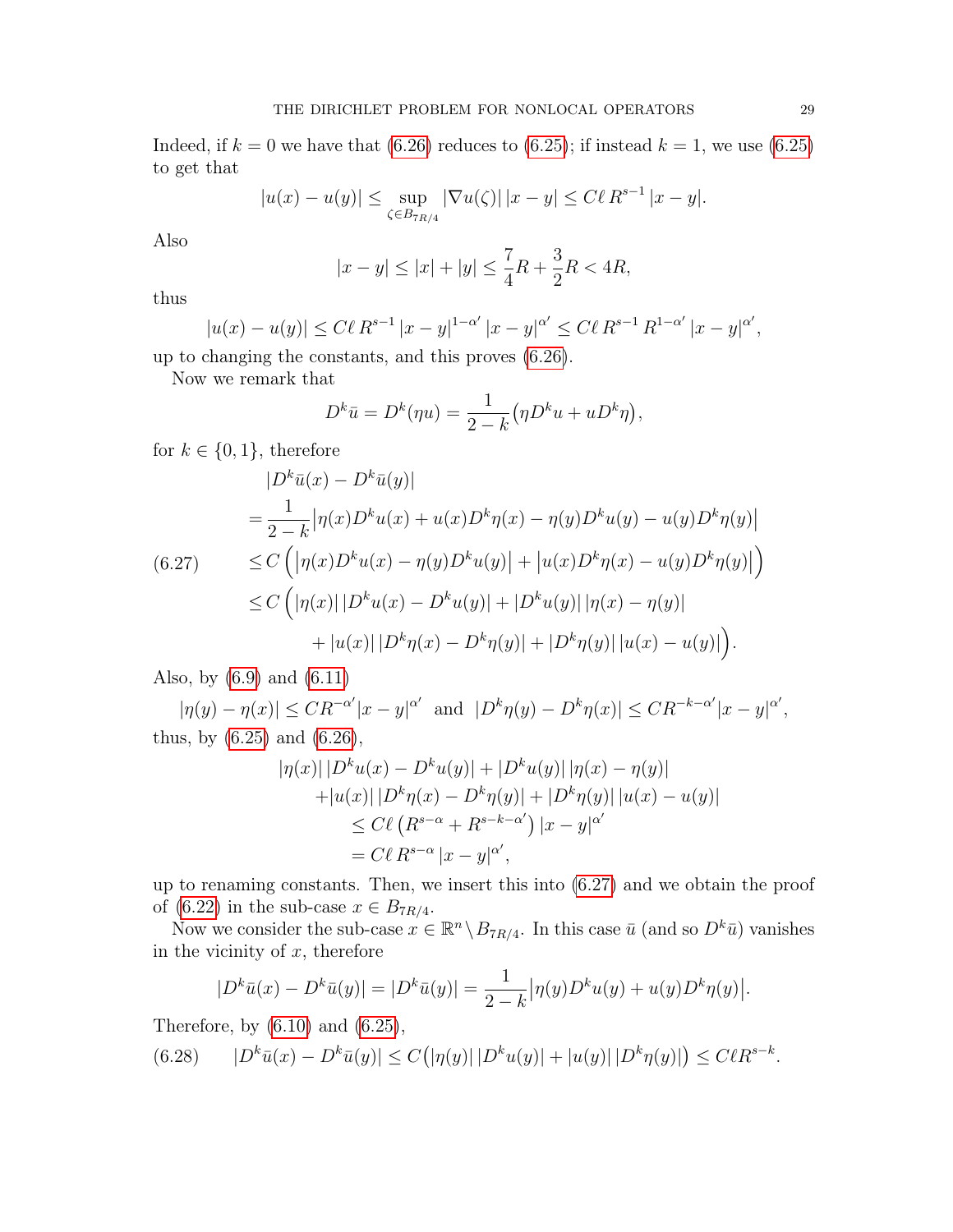Indeed, if $k = 0$ we have that (6.26) reduces to (6.25); if instead $k = 1$, we use (6.25) to get that

$$|u(x) - u(y)| \le \sup_{\zeta \in B_{7R/4}} |\nabla u(\zeta)|\,|x-y| \le C\ell\, R^{s-1}\,|x-y|.$$

Also

$$|x-y| \le |x| + |y| \le \frac{7}{4}R + \frac{3}{2}R < 4R,$$

thus

$$|u(x) - u(y)| \le C\ell\, R^{s-1}\,|x-y|^{1-\alpha'}\,|x-y|^{\alpha'} \le C\ell\, R^{s-1}\,R^{1-\alpha'}\,|x-y|^{\alpha'},$$

up to changing the constants, and this proves (6.26).

Now we remark that

$$D^k \bar u = D^k(\eta u) = \frac{1}{2-k}\big(\eta D^k u + u D^k \eta\big),$$

for $k \in \{0,1\}$, therefore

$$
\begin{aligned}
&|D^k\bar u(x) - D^k\bar u(y)| \\
&= \frac{1}{2-k}\big|\eta(x)D^k u(x) + u(x)D^k\eta(x) - \eta(y)D^k u(y) - u(y)D^k\eta(y)\big| \\
&\le C\Big(\big|\eta(x)D^k u(x) - \eta(y)D^k u(y)\big| + \big|u(x)D^k\eta(x) - u(y)D^k\eta(y)\big|\Big) \\
&\le C\Big(|\eta(x)|\,|D^k u(x) - D^k u(y)| + |D^k u(y)|\,|\eta(x)-\eta(y)| \\
&\qquad + |u(x)|\,|D^k\eta(x) - D^k\eta(y)| + |D^k\eta(y)|\,|u(x)-u(y)|\Big).
\end{aligned}
\tag{6.27}
$$

Also, by (6.9) and (6.11)

$$|\eta(y)-\eta(x)| \le CR^{-\alpha'}|x-y|^{\alpha'} \ \text{ and } \ |D^k\eta(y) - D^k\eta(x)| \le CR^{-k-\alpha'}|x-y|^{\alpha'},$$

thus, by (6.25) and (6.26),

$$
\begin{aligned}
&|\eta(x)|\,|D^k u(x) - D^k u(y)| + |D^k u(y)|\,|\eta(x)-\eta(y)| \\
&\quad + |u(x)|\,|D^k\eta(x) - D^k\eta(y)| + |D^k\eta(y)|\,|u(x)-u(y)| \\
&\qquad \le C\ell\left(R^{s-\alpha} + R^{s-k-\alpha'}\right)|x-y|^{\alpha'} \\
&\qquad = C\ell\, R^{s-\alpha}\,|x-y|^{\alpha'},
\end{aligned}
$$

up to renaming constants. Then, we insert this into (6.27) and we obtain the proof of (6.22) in the sub-case $x \in B_{7R/4}$.

Now we consider the sub-case $x \in \mathbb{R}^n \setminus B_{7R/4}$. In this case $\bar u$ (and so $D^k\bar u$) vanishes in the vicinity of $x$, therefore

$$|D^k\bar u(x) - D^k\bar u(y)| = |D^k\bar u(y)| = \frac{1}{2-k}\big|\eta(y)D^k u(y) + u(y)D^k\eta(y)\big|.$$

Therefore, by (6.10) and (6.25),

$$|D^k\bar u(x) - D^k\bar u(y)| \le C\big(|\eta(y)|\,|D^k u(y)| + |u(y)|\,|D^k\eta(y)|\big) \le C\ell R^{s-k}. \tag{6.28}$$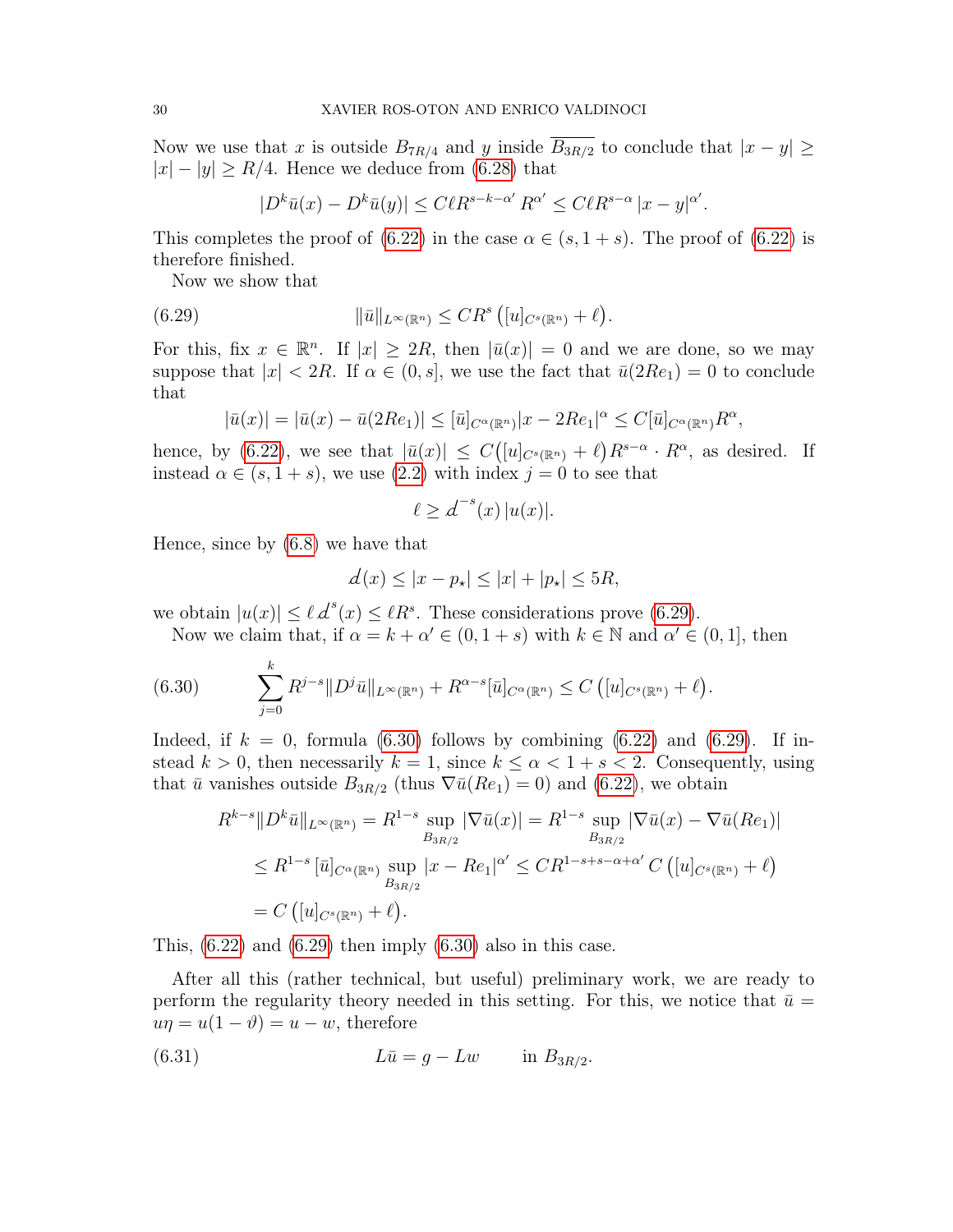Now we use that $x$ is outside $B_{7R/4}$ and $y$ inside $\overline{B_{3R/2}}$ to conclude that $|x-y| \geq |x| - |y| \geq R/4$. Hence we deduce from (6.28) that

$$|D^k \bar{u}(x) - D^k \bar{u}(y)| \leq C\ell R^{s-k-\alpha'} R^{\alpha'} \leq C\ell R^{s-\alpha} |x-y|^{\alpha'}.$$

This completes the proof of (6.22) in the case $\alpha \in (s, 1+s)$. The proof of (6.22) is therefore finished.

Now we show that

$$\|\bar{u}\|_{L^\infty(\mathbb{R}^n)} \leq CR^s \big([u]_{C^s(\mathbb{R}^n)} + \ell\big). \tag{6.29}$$

For this, fix $x \in \mathbb{R}^n$. If $|x| \geq 2R$, then $|\bar{u}(x)| = 0$ and we are done, so we may suppose that $|x| < 2R$. If $\alpha \in (0, s]$, we use the fact that $\bar{u}(2Re_1) = 0$ to conclude that

$$|\bar{u}(x)| = |\bar{u}(x) - \bar{u}(2Re_1)| \leq [\bar{u}]_{C^\alpha(\mathbb{R}^n)} |x - 2Re_1|^\alpha \leq C[\bar{u}]_{C^\alpha(\mathbb{R}^n)} R^\alpha,$$

hence, by (6.22), we see that $|\bar{u}(x)| \leq C\big([u]_{C^s(\mathbb{R}^n)} + \ell\big) R^{s-\alpha} \cdot R^\alpha$, as desired. If instead $\alpha \in (s, 1+s)$, we use (2.2) with index $j=0$ to see that

$$\ell \geq d^{-s}(x)\, |u(x)|.$$

Hence, since by (6.8) we have that

$$d(x) \leq |x - p_\star| \leq |x| + |p_\star| \leq 5R,$$

we obtain $|u(x)| \leq \ell\, d^s(x) \leq \ell R^s$. These considerations prove (6.29).

Now we claim that, if $\alpha = k + \alpha' \in (0, 1+s)$ with $k \in \mathbb{N}$ and $\alpha' \in (0,1]$, then

$$\sum_{j=0}^{k} R^{j-s} \|D^j \bar{u}\|_{L^\infty(\mathbb{R}^n)} + R^{\alpha - s} [\bar{u}]_{C^\alpha(\mathbb{R}^n)} \leq C\left([u]_{C^s(\mathbb{R}^n)} + \ell\right). \tag{6.30}$$

Indeed, if $k=0$, formula (6.30) follows by combining (6.22) and (6.29). If instead $k > 0$, then necessarily $k = 1$, since $k \leq \alpha < 1+s < 2$. Consequently, using that $\bar{u}$ vanishes outside $B_{3R/2}$ (thus $\nabla \bar{u}(Re_1) = 0$) and (6.22), we obtain

$$\begin{aligned}
R^{k-s} \|D^k \bar{u}\|_{L^\infty(\mathbb{R}^n)} &= R^{1-s} \sup_{B_{3R/2}} |\nabla \bar{u}(x)| = R^{1-s} \sup_{B_{3R/2}} |\nabla \bar{u}(x) - \nabla \bar{u}(Re_1)| \\
&\leq R^{1-s}\, [\bar{u}]_{C^\alpha(\mathbb{R}^n)} \sup_{B_{3R/2}} |x - Re_1|^{\alpha'} \leq CR^{1-s+s-\alpha+\alpha'}\, C\left([u]_{C^s(\mathbb{R}^n)} + \ell\right) \\
&= C\left([u]_{C^s(\mathbb{R}^n)} + \ell\right).
\end{aligned}$$

This, (6.22) and (6.29) then imply (6.30) also in this case.

After all this (rather technical, but useful) preliminary work, we are ready to perform the regularity theory needed in this setting. For this, we notice that $\bar{u} = u\eta = u(1-\vartheta) = u - w$, therefore

$$L\bar{u} = g - Lw \qquad \text{in } B_{3R/2}. \tag{6.31}$$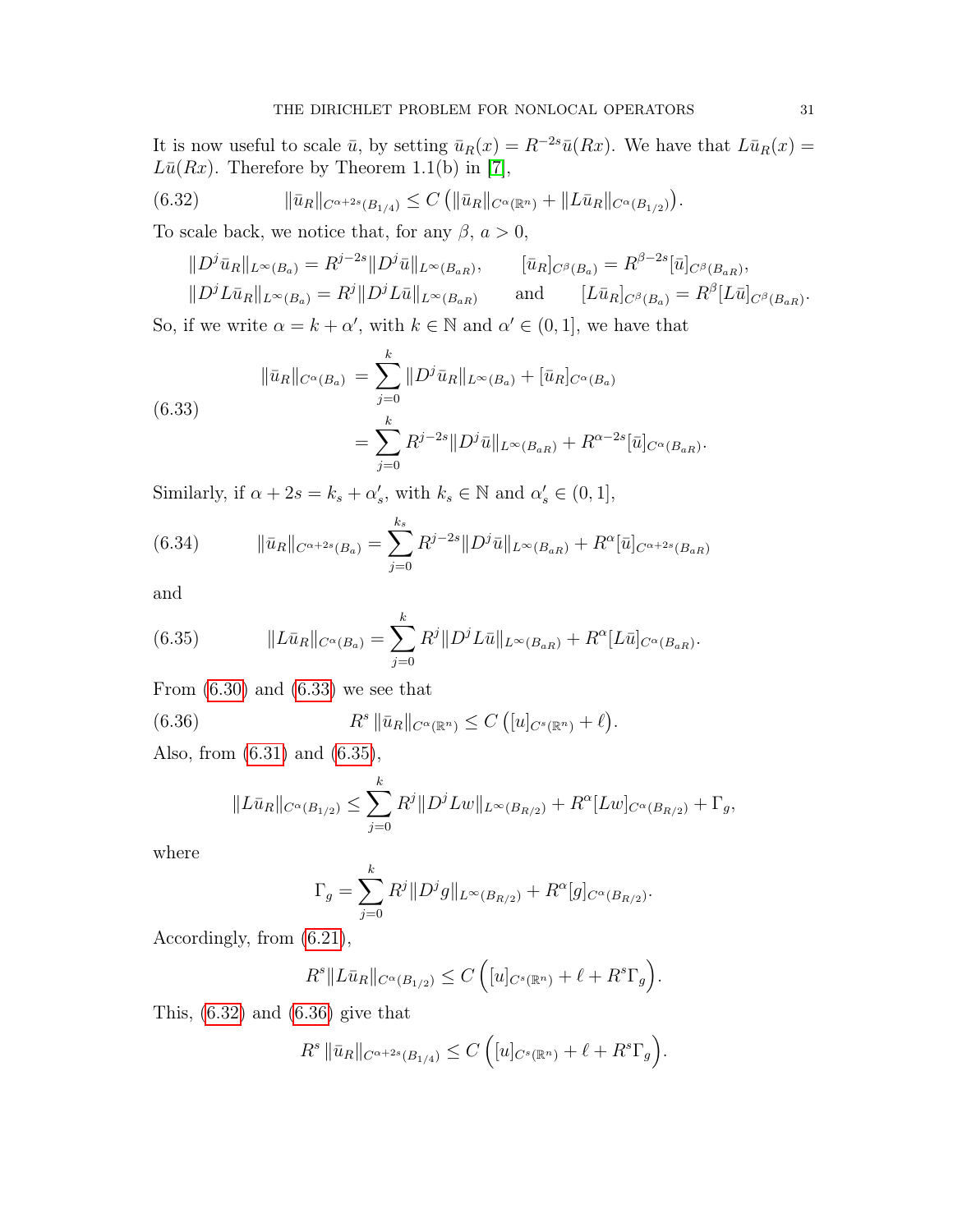It is now useful to scale $\bar{u}$, by setting $\bar{u}_R(x) = R^{-2s}\bar{u}(Rx)$. We have that $L\bar{u}_R(x) = L\bar{u}(Rx)$. Therefore by Theorem 1.1(b) in [7],

$$\|\bar{u}_R\|_{C^{\alpha+2s}(B_{1/4})} \leq C\left(\|\bar{u}_R\|_{C^{\alpha}(\mathbb{R}^n)} + \|L\bar{u}_R\|_{C^{\alpha}(B_{1/2})}\right). \tag{6.32}$$

To scale back, we notice that, for any $\beta$, $a > 0$,

$$\|D^j\bar{u}_R\|_{L^\infty(B_a)} = R^{j-2s}\|D^j\bar{u}\|_{L^\infty(B_{aR})}, \qquad [\bar{u}_R]_{C^\beta(B_a)} = R^{\beta-2s}[\bar{u}]_{C^\beta(B_{aR})},$$
$$\|D^jL\bar{u}_R\|_{L^\infty(B_a)} = R^{j}\|D^jL\bar{u}\|_{L^\infty(B_{aR})} \qquad \text{and} \qquad [L\bar{u}_R]_{C^\beta(B_a)} = R^{\beta}[L\bar{u}]_{C^\beta(B_{aR})}.$$

So, if we write $\alpha = k + \alpha'$, with $k \in \mathbb{N}$ and $\alpha' \in (0, 1]$, we have that

$$\begin{aligned} \|\bar{u}_R\|_{C^\alpha(B_a)} &= \sum_{j=0}^{k} \|D^j\bar{u}_R\|_{L^\infty(B_a)} + [\bar{u}_R]_{C^\alpha(B_a)} \\ &= \sum_{j=0}^{k} R^{j-2s}\|D^j\bar{u}\|_{L^\infty(B_{aR})} + R^{\alpha-2s}[\bar{u}]_{C^\alpha(B_{aR})}. \end{aligned} \tag{6.33}$$

Similarly, if $\alpha + 2s = k_s + \alpha'_s$, with $k_s \in \mathbb{N}$ and $\alpha'_s \in (0, 1]$,

$$\|\bar{u}_R\|_{C^{\alpha+2s}(B_a)} = \sum_{j=0}^{k_s} R^{j-2s}\|D^j\bar{u}\|_{L^\infty(B_{aR})} + R^{\alpha}[\bar{u}]_{C^{\alpha+2s}(B_{aR})} \tag{6.34}$$

and

$$\|L\bar{u}_R\|_{C^\alpha(B_a)} = \sum_{j=0}^{k} R^{j}\|D^jL\bar{u}\|_{L^\infty(B_{aR})} + R^{\alpha}[L\bar{u}]_{C^\alpha(B_{aR})}. \tag{6.35}$$

From (6.30) and (6.33) we see that

$$R^s\,\|\bar{u}_R\|_{C^\alpha(\mathbb{R}^n)} \leq C\left([u]_{C^s(\mathbb{R}^n)} + \ell\right). \tag{6.36}$$

Also, from (6.31) and (6.35),

$$\|L\bar{u}_R\|_{C^\alpha(B_{1/2})} \leq \sum_{j=0}^{k} R^j\|D^jLw\|_{L^\infty(B_{R/2})} + R^\alpha[Lw]_{C^\alpha(B_{R/2})} + \Gamma_g,$$

where

$$\Gamma_g = \sum_{j=0}^{k} R^j\|D^jg\|_{L^\infty(B_{R/2})} + R^\alpha[g]_{C^\alpha(B_{R/2})}.$$

Accordingly, from (6.21),

$$R^s\|L\bar{u}_R\|_{C^\alpha(B_{1/2})} \leq C\Big([u]_{C^s(\mathbb{R}^n)} + \ell + R^s\Gamma_g\Big).$$

This, (6.32) and (6.36) give that

$$R^s\,\|\bar{u}_R\|_{C^{\alpha+2s}(B_{1/4})} \leq C\Big([u]_{C^s(\mathbb{R}^n)} + \ell + R^s\Gamma_g\Big).$$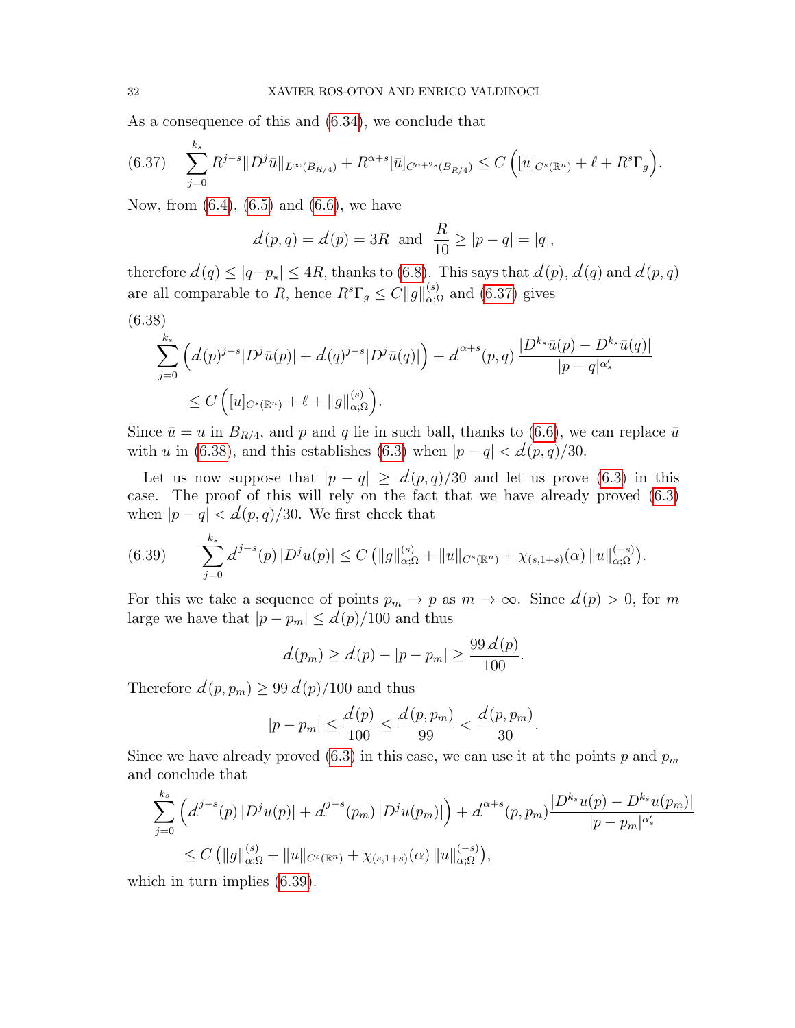As a consequence of this and (6.34), we conclude that

$$
\sum_{j=0}^{k_s} R^{j-s}\|D^j\bar u\|_{L^\infty(B_{R/4})} + R^{\alpha+s}[\bar u]_{C^{\alpha+2s}(B_{R/4})} \le C\Big([u]_{C^s(\mathbb{R}^n)} + \ell + R^s\Gamma_g\Big). \tag{6.37}
$$

Now, from (6.4), (6.5) and (6.6), we have

$$
d(p,q) = d(p) = 3R \quad \text{and} \quad \frac{R}{10} \ge |p-q| = |q|,
$$

therefore $d(q) \le |q-p_\star| \le 4R$, thanks to (6.8). This says that $d(p)$, $d(q)$ and $d(p,q)$ are all comparable to $R$, hence $R^s\Gamma_g \le C\|g\|^{(s)}_{\alpha;\Omega}$ and (6.37) gives

$$
\begin{aligned}
&\sum_{j=0}^{k_s}\Big(d(p)^{j-s}|D^j\bar u(p)| + d(q)^{j-s}|D^j\bar u(q)|\Big) + d^{\alpha+s}(p,q)\,\frac{|D^{k_s}\bar u(p) - D^{k_s}\bar u(q)|}{|p-q|^{\alpha'_s}} \\
&\qquad \le C\Big([u]_{C^s(\mathbb{R}^n)} + \ell + \|g\|^{(s)}_{\alpha;\Omega}\Big).
\end{aligned} \tag{6.38}
$$

Since $\bar u = u$ in $B_{R/4}$, and $p$ and $q$ lie in such ball, thanks to (6.6), we can replace $\bar u$ with $u$ in (6.38), and this establishes (6.3) when $|p-q| < d(p,q)/30$.

Let us now suppose that $|p-q| \ge d(p,q)/30$ and let us prove (6.3) in this case. The proof of this will rely on the fact that we have already proved (6.3) when $|p-q| < d(p,q)/30$. We first check that

$$
\sum_{j=0}^{k_s} d^{j-s}(p)\,|D^j u(p)| \le C\big(\|g\|^{(s)}_{\alpha;\Omega} + \|u\|_{C^s(\mathbb{R}^n)} + \chi_{(s,1+s)}(\alpha)\,\|u\|^{(-s)}_{\alpha;\Omega}\big). \tag{6.39}
$$

For this we take a sequence of points $p_m \to p$ as $m\to\infty$. Since $d(p) > 0$, for $m$ large we have that $|p-p_m| \le d(p)/100$ and thus

$$
d(p_m) \ge d(p) - |p-p_m| \ge \frac{99\,d(p)}{100}.
$$

Therefore $d(p,p_m) \ge 99\,d(p)/100$ and thus

$$
|p-p_m| \le \frac{d(p)}{100} \le \frac{d(p,p_m)}{99} < \frac{d(p,p_m)}{30}.
$$

Since we have already proved (6.3) in this case, we can use it at the points $p$ and $p_m$ and conclude that

$$
\begin{aligned}
&\sum_{j=0}^{k_s}\Big(d^{j-s}(p)\,|D^j u(p)| + d^{j-s}(p_m)\,|D^j u(p_m)|\Big) + d^{\alpha+s}(p,p_m)\frac{|D^{k_s}u(p) - D^{k_s}u(p_m)|}{|p-p_m|^{\alpha'_s}} \\
&\qquad \le C\big(\|g\|^{(s)}_{\alpha;\Omega} + \|u\|_{C^s(\mathbb{R}^n)} + \chi_{(s,1+s)}(\alpha)\,\|u\|^{(-s)}_{\alpha;\Omega}\big),
\end{aligned}
$$

which in turn implies (6.39).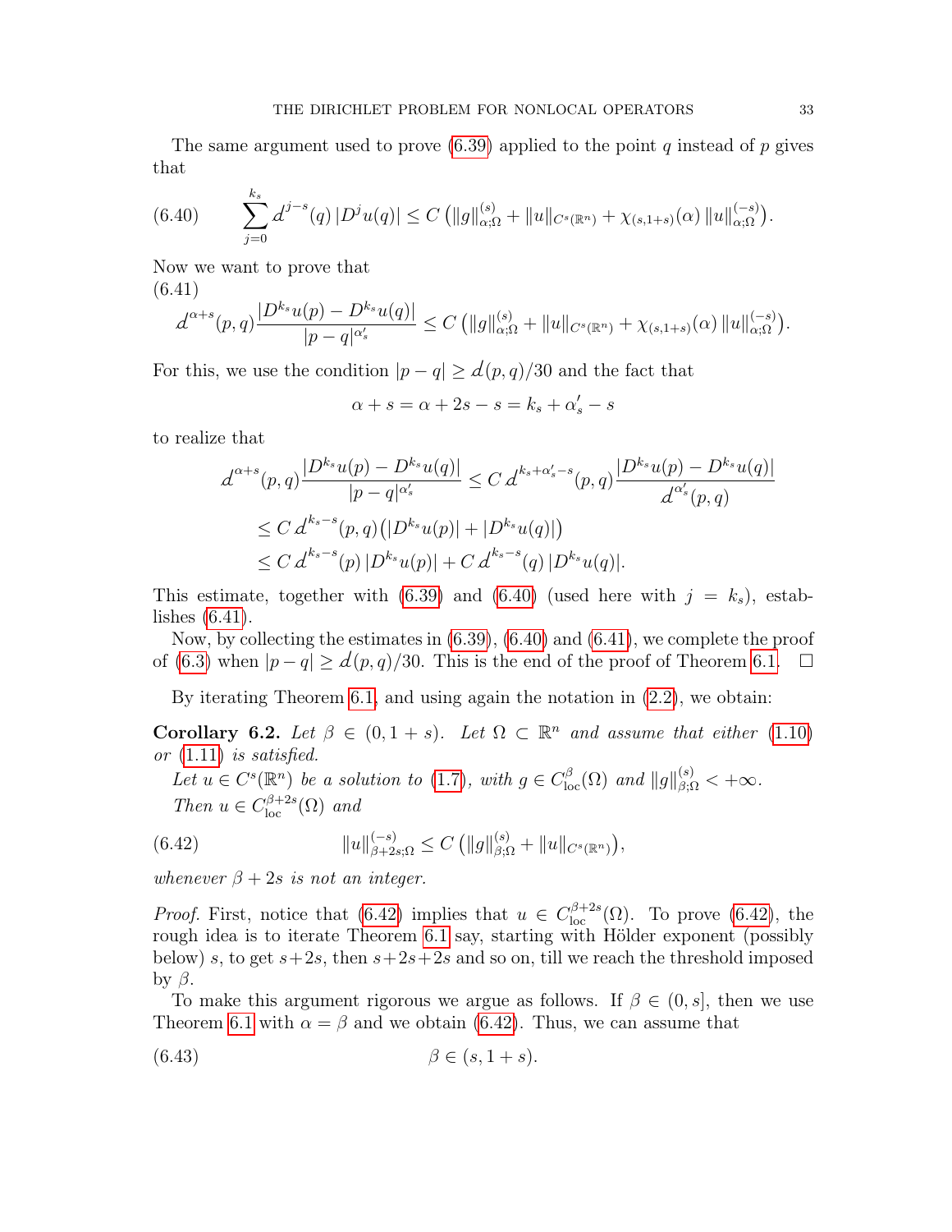The same argument used to prove (6.39) applied to the point $q$ instead of $p$ gives that

$$\sum_{j=0}^{k_s} d^{j-s}(q)\,|D^j u(q)| \le C\left(\|g\|^{(s)}_{\alpha;\Omega} + \|u\|_{C^s(\mathbb{R}^n)} + \chi_{(s,1+s)}(\alpha)\,\|u\|^{(-s)}_{\alpha;\Omega}\right). \tag{6.40}$$

Now we want to prove that

$$d^{\alpha+s}(p,q)\frac{|D^{k_s}u(p)-D^{k_s}u(q)|}{|p-q|^{\alpha'_s}} \le C\left(\|g\|^{(s)}_{\alpha;\Omega} + \|u\|_{C^s(\mathbb{R}^n)} + \chi_{(s,1+s)}(\alpha)\,\|u\|^{(-s)}_{\alpha;\Omega}\right). \tag{6.41}$$

For this, we use the condition $|p-q|\ge d(p,q)/30$ and the fact that

$$\alpha+s=\alpha+2s-s=k_s+\alpha'_s-s$$

to realize that

$$\begin{aligned}
d^{\alpha+s}(p,q)\frac{|D^{k_s}u(p)-D^{k_s}u(q)|}{|p-q|^{\alpha'_s}} &\le C\,d^{k_s+\alpha'_s-s}(p,q)\frac{|D^{k_s}u(p)-D^{k_s}u(q)|}{d^{\alpha'_s}(p,q)}\\
&\le C\,d^{k_s-s}(p,q)\big(|D^{k_s}u(p)|+|D^{k_s}u(q)|\big)\\
&\le C\,d^{k_s-s}(p)\,|D^{k_s}u(p)| + C\,d^{k_s-s}(q)\,|D^{k_s}u(q)|.
\end{aligned}$$

This estimate, together with (6.39) and (6.40) (used here with $j=k_s$), establishes (6.41).

Now, by collecting the estimates in (6.39), (6.40) and (6.41), we complete the proof of (6.3) when $|p-q|\ge d(p,q)/30$. This is the end of the proof of Theorem 6.1. $\square$

By iterating Theorem 6.1, and using again the notation in (2.2), we obtain:

**Corollary 6.2.** *Let $\beta\in(0,1+s)$. Let $\Omega\subset\mathbb{R}^n$ and assume that either (1.10) or (1.11) is satisfied.*

*Let $u\in C^s(\mathbb{R}^n)$ be a solution to (1.7), with $g\in C^\beta_{\rm loc}(\Omega)$ and $\|g\|^{(s)}_{\beta;\Omega}<+\infty$.*

*Then $u\in C^{\beta+2s}_{\rm loc}(\Omega)$ and*

$$\|u\|^{(-s)}_{\beta+2s;\Omega} \le C\left(\|g\|^{(s)}_{\beta;\Omega} + \|u\|_{C^s(\mathbb{R}^n)}\right), \tag{6.42}$$

*whenever $\beta+2s$ is not an integer.*

*Proof.* First, notice that (6.42) implies that $u\in C^{\beta+2s}_{\rm loc}(\Omega)$. To prove (6.42), the rough idea is to iterate Theorem 6.1 say, starting with Hölder exponent (possibly below) $s$, to get $s+2s$, then $s+2s+2s$ and so on, till we reach the threshold imposed by $\beta$.

To make this argument rigorous we argue as follows. If $\beta\in(0,s]$, then we use Theorem 6.1 with $\alpha=\beta$ and we obtain (6.42). Thus, we can assume that

$$\beta\in(s,1+s). \tag{6.43}$$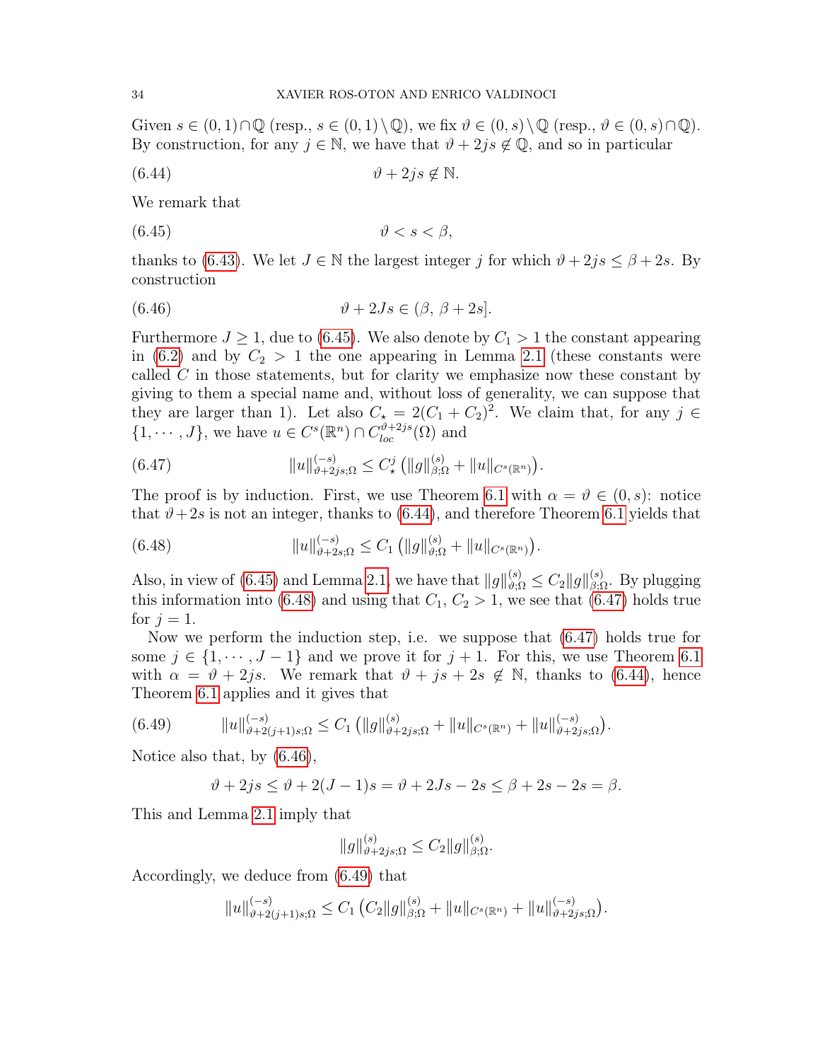Given $s \in (0,1) \cap \mathbb{Q}$ (resp., $s \in (0,1) \setminus \mathbb{Q}$), we fix $\vartheta \in (0,s) \setminus \mathbb{Q}$ (resp., $\vartheta \in (0,s) \cap \mathbb{Q}$). By construction, for any $j \in \mathbb{N}$, we have that $\vartheta + 2js \notin \mathbb{Q}$, and so in particular

$$\vartheta + 2js \notin \mathbb{N}. \tag{6.44}$$

We remark that

$$\vartheta < s < \beta, \tag{6.45}$$

thanks to (6.43). We let $J \in \mathbb{N}$ the largest integer $j$ for which $\vartheta + 2js \le \beta + 2s$. By construction

$$\vartheta + 2Js \in (\beta,\, \beta + 2s]. \tag{6.46}$$

Furthermore $J \ge 1$, due to (6.45). We also denote by $C_1 > 1$ the constant appearing in (6.2) and by $C_2 > 1$ the one appearing in Lemma 2.1 (these constants were called $C$ in those statements, but for clarity we emphasize now these constant by giving to them a special name and, without loss of generality, we can suppose that they are larger than 1). Let also $C_\star = 2(C_1 + C_2)^2$. We claim that, for any $j \in \{1, \cdots, J\}$, we have $u \in C^s(\mathbb{R}^n) \cap C^{\vartheta+2js}_{loc}(\Omega)$ and

$$\|u\|^{(-s)}_{\vartheta+2js;\Omega} \le C_\star^j \left( \|g\|^{(s)}_{\beta;\Omega} + \|u\|_{C^s(\mathbb{R}^n)} \right). \tag{6.47}$$

The proof is by induction. First, we use Theorem 6.1 with $\alpha = \vartheta \in (0,s)$: notice that $\vartheta + 2s$ is not an integer, thanks to (6.44), and therefore Theorem 6.1 yields that

$$\|u\|^{(-s)}_{\vartheta+2s;\Omega} \le C_1 \left( \|g\|^{(s)}_{\vartheta;\Omega} + \|u\|_{C^s(\mathbb{R}^n)} \right). \tag{6.48}$$

Also, in view of (6.45) and Lemma 2.1, we have that $\|g\|^{(s)}_{\vartheta;\Omega} \le C_2 \|g\|^{(s)}_{\beta;\Omega}$. By plugging this information into (6.48) and using that $C_1, C_2 > 1$, we see that (6.47) holds true for $j = 1$.

Now we perform the induction step, i.e. we suppose that (6.47) holds true for some $j \in \{1, \cdots, J-1\}$ and we prove it for $j+1$. For this, we use Theorem 6.1 with $\alpha = \vartheta + 2js$. We remark that $\vartheta + js + 2s \notin \mathbb{N}$, thanks to (6.44), hence Theorem 6.1 applies and it gives that

$$\|u\|^{(-s)}_{\vartheta+2(j+1)s;\Omega} \le C_1 \left( \|g\|^{(s)}_{\vartheta+2js;\Omega} + \|u\|_{C^s(\mathbb{R}^n)} + \|u\|^{(-s)}_{\vartheta+2js;\Omega} \right). \tag{6.49}$$

Notice also that, by (6.46),

$$\vartheta + 2js \le \vartheta + 2(J-1)s = \vartheta + 2Js - 2s \le \beta + 2s - 2s = \beta.$$

This and Lemma 2.1 imply that

$$\|g\|^{(s)}_{\vartheta+2js;\Omega} \le C_2 \|g\|^{(s)}_{\beta;\Omega}.$$

Accordingly, we deduce from (6.49) that

$$\|u\|^{(-s)}_{\vartheta+2(j+1)s;\Omega} \le C_1 \left( C_2 \|g\|^{(s)}_{\beta;\Omega} + \|u\|_{C^s(\mathbb{R}^n)} + \|u\|^{(-s)}_{\vartheta+2js;\Omega} \right).$$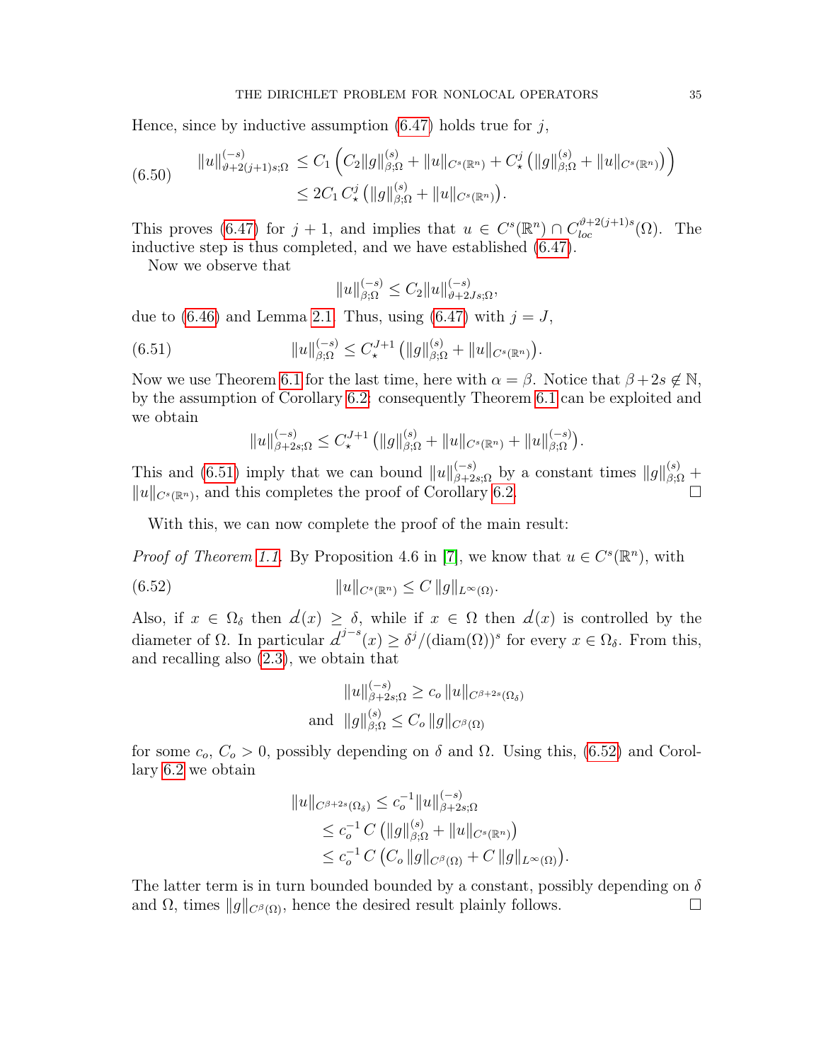Hence, since by inductive assumption (6.47) holds true for $j$,

$$\begin{aligned} \|u\|^{(-s)}_{\vartheta+2(j+1)s;\Omega} &\leq C_1 \Big( C_2 \|g\|^{(s)}_{\beta;\Omega} + \|u\|_{C^s(\mathbb{R}^n)} + C^j_\star \big( \|g\|^{(s)}_{\beta;\Omega} + \|u\|_{C^s(\mathbb{R}^n)} \big) \Big) \\ &\leq 2C_1 \, C^j_\star \big( \|g\|^{(s)}_{\beta;\Omega} + \|u\|_{C^s(\mathbb{R}^n)} \big). \end{aligned} \tag{6.50}$$

This proves (6.47) for $j+1$, and implies that $u \in C^s(\mathbb{R}^n) \cap C^{\vartheta+2(j+1)s}_{loc}(\Omega)$. The inductive step is thus completed, and we have established (6.47).

Now we observe that

$$\|u\|^{(-s)}_{\beta;\Omega} \leq C_2 \|u\|^{(-s)}_{\vartheta+2Js;\Omega},$$

due to (6.46) and Lemma 2.1. Thus, using (6.47) with $j = J$,

$$\|u\|^{(-s)}_{\beta;\Omega} \leq C^{J+1}_\star \big( \|g\|^{(s)}_{\beta;\Omega} + \|u\|_{C^s(\mathbb{R}^n)} \big). \tag{6.51}$$

Now we use Theorem 6.1 for the last time, here with $\alpha = \beta$. Notice that $\beta + 2s \notin \mathbb{N}$, by the assumption of Corollary 6.2: consequently Theorem 6.1 can be exploited and we obtain

$$\|u\|^{(-s)}_{\beta+2s;\Omega} \leq C^{J+1}_\star \big( \|g\|^{(s)}_{\beta;\Omega} + \|u\|_{C^s(\mathbb{R}^n)} + \|u\|^{(-s)}_{\beta;\Omega} \big).$$

This and (6.51) imply that we can bound $\|u\|^{(-s)}_{\beta+2s;\Omega}$ by a constant times $\|g\|^{(s)}_{\beta;\Omega} + \|u\|_{C^s(\mathbb{R}^n)}$, and this completes the proof of Corollary 6.2. $\square$

With this, we can now complete the proof of the main result:

*Proof of Theorem 1.1.* By Proposition 4.6 in [7], we know that $u \in C^s(\mathbb{R}^n)$, with

$$\|u\|_{C^s(\mathbb{R}^n)} \leq C \, \|g\|_{L^\infty(\Omega)}. \tag{6.52}$$

Also, if $x \in \Omega_\delta$ then $d(x) \geq \delta$, while if $x \in \Omega$ then $d(x)$ is controlled by the diameter of $\Omega$. In particular $d^{j-s}(x) \geq \delta^j / (\mathrm{diam}(\Omega))^s$ for every $x \in \Omega_\delta$. From this, and recalling also (2.3), we obtain that

$$\begin{aligned} &\|u\|^{(-s)}_{\beta+2s;\Omega} \geq c_o \, \|u\|_{C^{\beta+2s}(\Omega_\delta)} \\ \text{and} \quad &\|g\|^{(s)}_{\beta;\Omega} \leq C_o \, \|g\|_{C^\beta(\Omega)} \end{aligned}$$

for some $c_o$, $C_o > 0$, possibly depending on $\delta$ and $\Omega$. Using this, (6.52) and Corollary 6.2 we obtain

$$\begin{aligned} \|u\|_{C^{\beta+2s}(\Omega_\delta)} &\leq c_o^{-1} \|u\|^{(-s)}_{\beta+2s;\Omega} \\ &\leq c_o^{-1} \, C \big( \|g\|^{(s)}_{\beta;\Omega} + \|u\|_{C^s(\mathbb{R}^n)} \big) \\ &\leq c_o^{-1} \, C \big( C_o \, \|g\|_{C^\beta(\Omega)} + C \, \|g\|_{L^\infty(\Omega)} \big). \end{aligned}$$

The latter term is in turn bounded bounded by a constant, possibly depending on $\delta$ and $\Omega$, times $\|g\|_{C^\beta(\Omega)}$, hence the desired result plainly follows. $\square$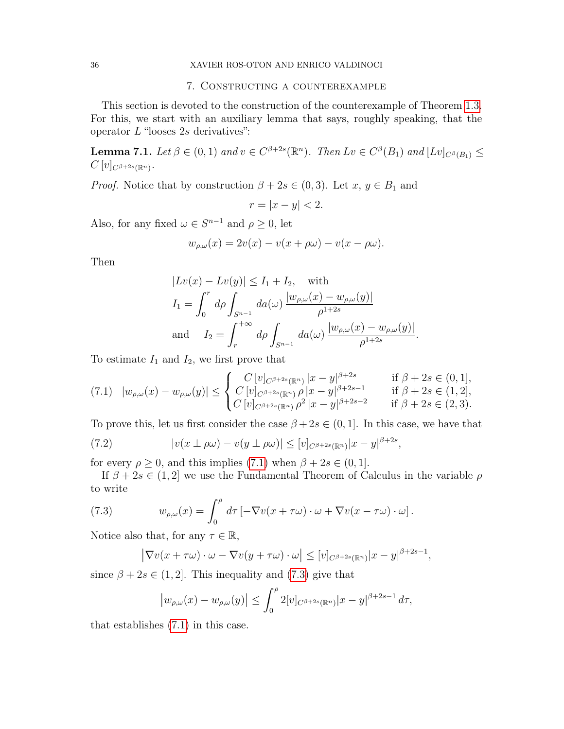## 7. Constructing a counterexample

This section is devoted to the construction of the counterexample of Theorem 1.3. For this, we start with an auxiliary lemma that says, roughly speaking, that the operator $L$ "looses $2s$ derivatives":

**Lemma 7.1.** *Let $\beta \in (0,1)$ and $v \in C^{\beta+2s}(\mathbb{R}^n)$. Then $Lv \in C^\beta(B_1)$ and $[Lv]_{C^\beta(B_1)} \leq C\,[v]_{C^{\beta+2s}(\mathbb{R}^n)}$.*

*Proof.* Notice that by construction $\beta + 2s \in (0,3)$. Let $x$, $y \in B_1$ and

$$r = |x-y| < 2.$$

Also, for any fixed $\omega \in S^{n-1}$ and $\rho \geq 0$, let

$$w_{\rho,\omega}(x) = 2v(x) - v(x+\rho\omega) - v(x-\rho\omega).$$

Then

$$\begin{aligned}
&|Lv(x) - Lv(y)| \leq I_1 + I_2, \quad \text{with} \\
&I_1 = \int_0^r d\rho \int_{S^{n-1}} da(\omega)\, \frac{|w_{\rho,\omega}(x) - w_{\rho,\omega}(y)|}{\rho^{1+2s}} \\
&\text{and} \quad I_2 = \int_r^{+\infty} d\rho \int_{S^{n-1}} da(\omega)\, \frac{|w_{\rho,\omega}(x) - w_{\rho,\omega}(y)|}{\rho^{1+2s}}.
\end{aligned}$$

To estimate $I_1$ and $I_2$, we first prove that

$$|w_{\rho,\omega}(x) - w_{\rho,\omega}(y)| \leq \begin{cases} C\,[v]_{C^{\beta+2s}(\mathbb{R}^n)}\,|x-y|^{\beta+2s} & \text{if } \beta+2s \in (0,1], \\ C\,[v]_{C^{\beta+2s}(\mathbb{R}^n)}\,\rho\,|x-y|^{\beta+2s-1} & \text{if } \beta+2s \in (1,2], \\ C\,[v]_{C^{\beta+2s}(\mathbb{R}^n)}\,\rho^2\,|x-y|^{\beta+2s-2} & \text{if } \beta+2s \in (2,3). \end{cases} \tag{7.1}$$

To prove this, let us first consider the case $\beta + 2s \in (0,1]$. In this case, we have that

$$|v(x \pm \rho\omega) - v(y \pm \rho\omega)| \leq [v]_{C^{\beta+2s}(\mathbb{R}^n)}|x-y|^{\beta+2s}, \tag{7.2}$$

for every $\rho \geq 0$, and this implies (7.1) when $\beta + 2s \in (0,1]$.

If $\beta + 2s \in (1,2]$ we use the Fundamental Theorem of Calculus in the variable $\rho$ to write

$$w_{\rho,\omega}(x) = \int_0^\rho d\tau \left[-\nabla v(x+\tau\omega)\cdot\omega + \nabla v(x-\tau\omega)\cdot\omega\right]. \tag{7.3}$$

Notice also that, for any $\tau \in \mathbb{R}$,

$$\left|\nabla v(x+\tau\omega)\cdot\omega - \nabla v(y+\tau\omega)\cdot\omega\right| \leq [v]_{C^{\beta+2s}(\mathbb{R}^n)}|x-y|^{\beta+2s-1},$$

since $\beta + 2s \in (1,2]$. This inequality and (7.3) give that

$$\left|w_{\rho,\omega}(x) - w_{\rho,\omega}(y)\right| \leq \int_0^\rho 2[v]_{C^{\beta+2s}(\mathbb{R}^n)}|x-y|^{\beta+2s-1}\,d\tau,$$

that establishes (7.1) in this case.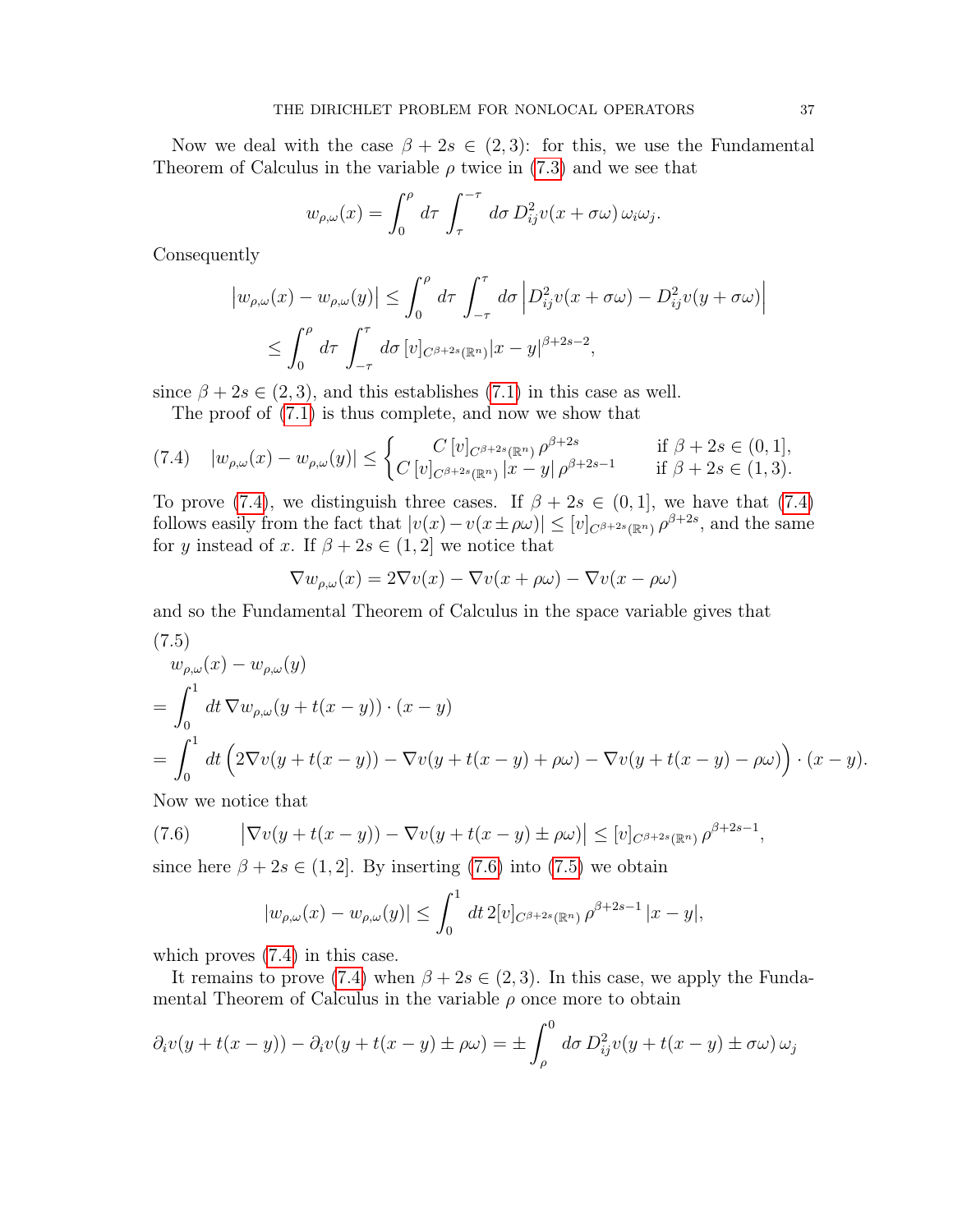Now we deal with the case $\beta + 2s \in (2, 3)$: for this, we use the Fundamental Theorem of Calculus in the variable $\rho$ twice in (7.3) and we see that

$$w_{\rho,\omega}(x) = \int_0^\rho d\tau \int_\tau^{-\tau} d\sigma \, D^2_{ij} v(x + \sigma\omega) \, \omega_i \omega_j.$$

Consequently

$$\begin{aligned} \left| w_{\rho,\omega}(x) - w_{\rho,\omega}(y) \right| &\le \int_0^\rho d\tau \int_{-\tau}^{\tau} d\sigma \left| D^2_{ij} v(x + \sigma\omega) - D^2_{ij} v(y + \sigma\omega) \right| \\ &\le \int_0^\rho d\tau \int_{-\tau}^{\tau} d\sigma \, [v]_{C^{\beta+2s}(\mathbb{R}^n)} |x - y|^{\beta + 2s - 2}, \end{aligned}$$

since $\beta + 2s \in (2, 3)$, and this establishes (7.1) in this case as well.

The proof of (7.1) is thus complete, and now we show that

$$|w_{\rho,\omega}(x) - w_{\rho,\omega}(y)| \le \begin{cases} C \, [v]_{C^{\beta+2s}(\mathbb{R}^n)} \, \rho^{\beta+2s} & \text{if } \beta + 2s \in (0, 1], \\ C \, [v]_{C^{\beta+2s}(\mathbb{R}^n)} \, |x - y| \, \rho^{\beta+2s-1} & \text{if } \beta + 2s \in (1, 3). \end{cases} \tag{7.4}$$

To prove (7.4), we distinguish three cases. If $\beta + 2s \in (0, 1]$, we have that (7.4) follows easily from the fact that $|v(x) - v(x \pm \rho\omega)| \le [v]_{C^{\beta+2s}(\mathbb{R}^n)} \, \rho^{\beta+2s}$, and the same for $y$ instead of $x$. If $\beta + 2s \in (1, 2]$ we notice that

$$\nabla w_{\rho,\omega}(x) = 2\nabla v(x) - \nabla v(x + \rho\omega) - \nabla v(x - \rho\omega)$$

and so the Fundamental Theorem of Calculus in the space variable gives that

$$\begin{aligned} & w_{\rho,\omega}(x) - w_{\rho,\omega}(y) \\ &= \int_0^1 dt \, \nabla w_{\rho,\omega}(y + t(x - y)) \cdot (x - y) \\ &= \int_0^1 dt \Big( 2\nabla v(y + t(x - y)) - \nabla v(y + t(x - y) + \rho\omega) - \nabla v(y + t(x - y) - \rho\omega) \Big) \cdot (x - y). \end{aligned} \tag{7.5}$$

Now we notice that

$$\left| \nabla v(y + t(x - y)) - \nabla v(y + t(x - y) \pm \rho\omega) \right| \le [v]_{C^{\beta+2s}(\mathbb{R}^n)} \, \rho^{\beta+2s-1}, \tag{7.6}$$

since here $\beta + 2s \in (1, 2]$. By inserting (7.6) into (7.5) we obtain

$$|w_{\rho,\omega}(x) - w_{\rho,\omega}(y)| \le \int_0^1 dt \, 2[v]_{C^{\beta+2s}(\mathbb{R}^n)} \, \rho^{\beta+2s-1} \, |x - y|,$$

which proves (7.4) in this case.

It remains to prove (7.4) when $\beta + 2s \in (2, 3)$. In this case, we apply the Fundamental Theorem of Calculus in the variable $\rho$ once more to obtain

$$\partial_i v(y + t(x - y)) - \partial_i v(y + t(x - y) \pm \rho\omega) = \pm \int_\rho^0 d\sigma \, D^2_{ij} v(y + t(x - y) \pm \sigma\omega) \, \omega_j$$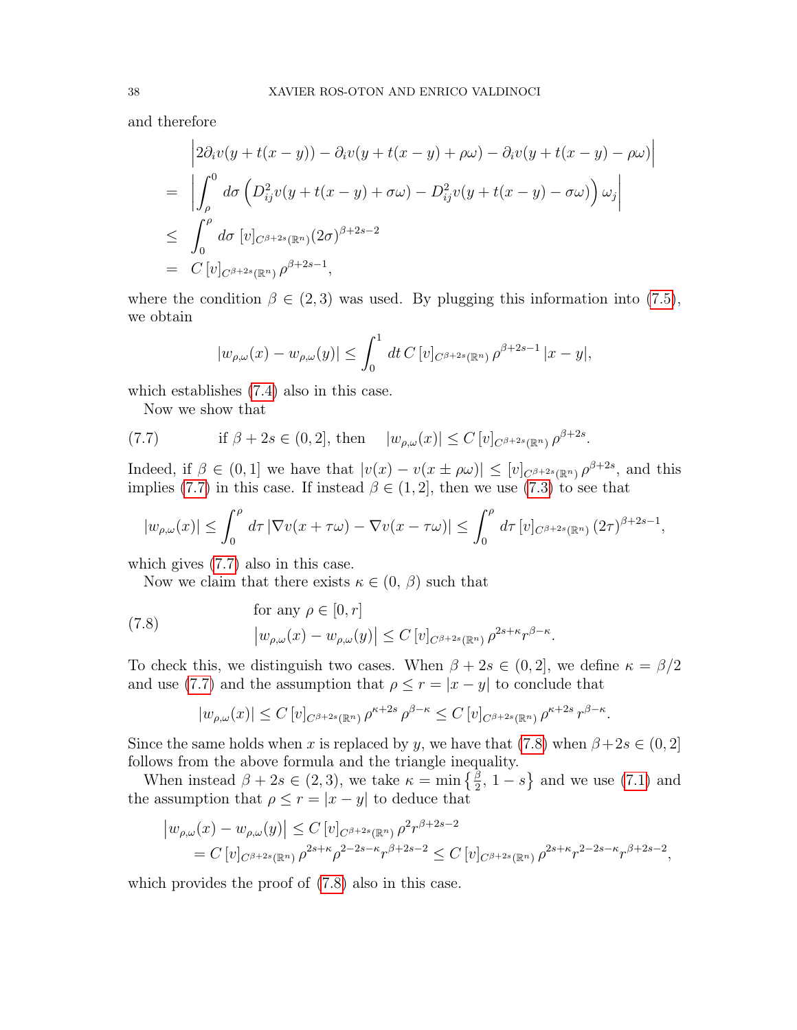and therefore

$$
\begin{aligned}
& \Big| 2\partial_i v(y+t(x-y)) - \partial_i v(y+t(x-y)+\rho\omega) - \partial_i v(y+t(x-y)-\rho\omega) \Big| \\
= \; & \left| \int_\rho^0 d\sigma \left( D^2_{ij} v(y+t(x-y)+\sigma\omega) - D^2_{ij} v(y+t(x-y)-\sigma\omega) \right) \omega_j \right| \\
\le \; & \int_0^\rho d\sigma \, [v]_{C^{\beta+2s}(\mathbb{R}^n)} (2\sigma)^{\beta+2s-2} \\
= \; & C \, [v]_{C^{\beta+2s}(\mathbb{R}^n)} \, \rho^{\beta+2s-1},
\end{aligned}
$$

where the condition $\beta \in (2,3)$ was used. By plugging this information into (7.5), we obtain

$$
|w_{\rho,\omega}(x) - w_{\rho,\omega}(y)| \le \int_0^1 dt \, C \, [v]_{C^{\beta+2s}(\mathbb{R}^n)} \, \rho^{\beta+2s-1} \, |x-y|,
$$

which establishes (7.4) also in this case.

Now we show that

$$
\text{if } \beta+2s \in (0,2], \text{ then} \quad |w_{\rho,\omega}(x)| \le C \, [v]_{C^{\beta+2s}(\mathbb{R}^n)} \, \rho^{\beta+2s}. \tag{7.7}
$$

Indeed, if $\beta \in (0,1]$ we have that $|v(x) - v(x \pm \rho\omega)| \le [v]_{C^{\beta+2s}(\mathbb{R}^n)} \, \rho^{\beta+2s}$, and this implies (7.7) in this case. If instead $\beta \in (1,2]$, then we use (7.3) to see that

$$
|w_{\rho,\omega}(x)| \le \int_0^\rho d\tau \, |\nabla v(x+\tau\omega) - \nabla v(x-\tau\omega)| \le \int_0^\rho d\tau \, [v]_{C^{\beta+2s}(\mathbb{R}^n)} \, (2\tau)^{\beta+2s-1},
$$

which gives (7.7) also in this case.

Now we claim that there exists $\kappa \in (0, \beta)$ such that

$$
\begin{aligned}
& \text{for any } \rho \in [0,r] \\
& \big| w_{\rho,\omega}(x) - w_{\rho,\omega}(y) \big| \le C \, [v]_{C^{\beta+2s}(\mathbb{R}^n)} \, \rho^{2s+\kappa} r^{\beta-\kappa}.
\end{aligned} \tag{7.8}
$$

To check this, we distinguish two cases. When $\beta+2s \in (0,2]$, we define $\kappa = \beta/2$ and use (7.7) and the assumption that $\rho \le r = |x-y|$ to conclude that

$$
|w_{\rho,\omega}(x)| \le C \, [v]_{C^{\beta+2s}(\mathbb{R}^n)} \, \rho^{\kappa+2s} \, \rho^{\beta-\kappa} \le C \, [v]_{C^{\beta+2s}(\mathbb{R}^n)} \, \rho^{\kappa+2s} \, r^{\beta-\kappa}.
$$

Since the same holds when $x$ is replaced by $y$, we have that (7.8) when $\beta+2s \in (0,2]$ follows from the above formula and the triangle inequality.

When instead $\beta+2s \in (2,3)$, we take $\kappa = \min\left\{\frac{\beta}{2}, \, 1-s\right\}$ and we use (7.1) and the assumption that $\rho \le r = |x-y|$ to deduce that

$$
\begin{aligned}
\big| w_{\rho,\omega}(x) - w_{\rho,\omega}(y) \big| & \le C \, [v]_{C^{\beta+2s}(\mathbb{R}^n)} \, \rho^2 r^{\beta+2s-2} \\
& = C \, [v]_{C^{\beta+2s}(\mathbb{R}^n)} \, \rho^{2s+\kappa} \rho^{2-2s-\kappa} r^{\beta+2s-2} \le C \, [v]_{C^{\beta+2s}(\mathbb{R}^n)} \, \rho^{2s+\kappa} r^{2-2s-\kappa} r^{\beta+2s-2},
\end{aligned}
$$

which provides the proof of (7.8) also in this case.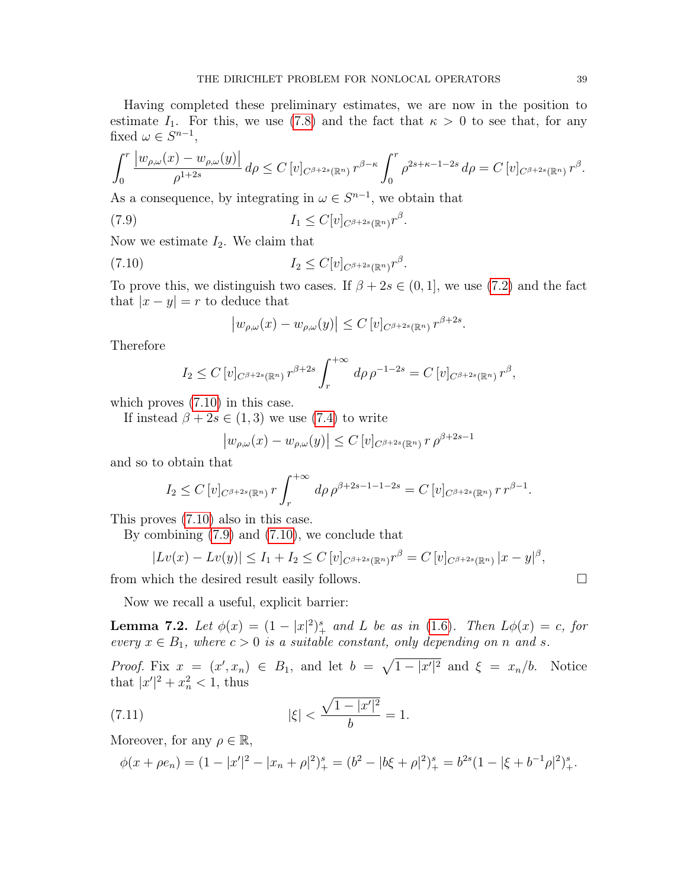Having completed these preliminary estimates, we are now in the position to estimate $I_1$. For this, we use (7.8) and the fact that $\kappa > 0$ to see that, for any fixed $\omega \in S^{n-1}$,

$$\int_0^r \frac{|w_{\rho,\omega}(x) - w_{\rho,\omega}(y)|}{\rho^{1+2s}}\, d\rho \leq C\, [v]_{C^{\beta+2s}(\mathbb{R}^n)}\, r^{\beta-\kappa} \int_0^r \rho^{2s+\kappa-1-2s}\, d\rho = C\, [v]_{C^{\beta+2s}(\mathbb{R}^n)}\, r^{\beta}.$$

As a consequence, by integrating in $\omega \in S^{n-1}$, we obtain that

$$I_1 \leq C[v]_{C^{\beta+2s}(\mathbb{R}^n)} r^{\beta}. \tag{7.9}$$

Now we estimate $I_2$. We claim that

$$I_2 \leq C[v]_{C^{\beta+2s}(\mathbb{R}^n)} r^{\beta}. \tag{7.10}$$

To prove this, we distinguish two cases. If $\beta + 2s \in (0, 1]$, we use (7.2) and the fact that $|x - y| = r$ to deduce that

$$|w_{\rho,\omega}(x) - w_{\rho,\omega}(y)| \leq C\, [v]_{C^{\beta+2s}(\mathbb{R}^n)}\, r^{\beta+2s}.$$

Therefore

$$I_2 \leq C\, [v]_{C^{\beta+2s}(\mathbb{R}^n)}\, r^{\beta+2s} \int_r^{+\infty} d\rho\, \rho^{-1-2s} = C\, [v]_{C^{\beta+2s}(\mathbb{R}^n)}\, r^{\beta},$$

which proves (7.10) in this case.

If instead $\beta + 2s \in (1, 3)$ we use (7.4) to write

$$|w_{\rho,\omega}(x) - w_{\rho,\omega}(y)| \leq C\, [v]_{C^{\beta+2s}(\mathbb{R}^n)}\, r\, \rho^{\beta+2s-1}$$

and so to obtain that

$$I_2 \leq C\, [v]_{C^{\beta+2s}(\mathbb{R}^n)}\, r \int_r^{+\infty} d\rho\, \rho^{\beta+2s-1-1-2s} = C\, [v]_{C^{\beta+2s}(\mathbb{R}^n)}\, r\, r^{\beta-1}.$$

This proves (7.10) also in this case.

By combining (7.9) and (7.10), we conclude that

$$|Lv(x) - Lv(y)| \leq I_1 + I_2 \leq C\, [v]_{C^{\beta+2s}(\mathbb{R}^n)} r^{\beta} = C\, [v]_{C^{\beta+2s}(\mathbb{R}^n)}\, |x - y|^{\beta},$$

from which the desired result easily follows. $\square$

Now we recall a useful, explicit barrier:

**Lemma 7.2.** *Let $\phi(x) = (1 - |x|^2)_+^s$ and $L$ be as in (1.6). Then $L\phi(x) = c$, for every $x \in B_1$, where $c > 0$ is a suitable constant, only depending on $n$ and $s$.*

*Proof.* Fix $x = (x', x_n) \in B_1$, and let $b = \sqrt{1 - |x'|^2}$ and $\xi = x_n/b$. Notice that $|x'|^2 + x_n^2 < 1$, thus

$$|\xi| < \frac{\sqrt{1 - |x'|^2}}{b} = 1. \tag{7.11}$$

Moreover, for any $\rho \in \mathbb{R}$,

$$\phi(x + \rho e_n) = (1 - |x'|^2 - |x_n + \rho|^2)_+^s = (b^2 - |b\xi + \rho|^2)_+^s = b^{2s}(1 - |\xi + b^{-1}\rho|^2)_+^s.$$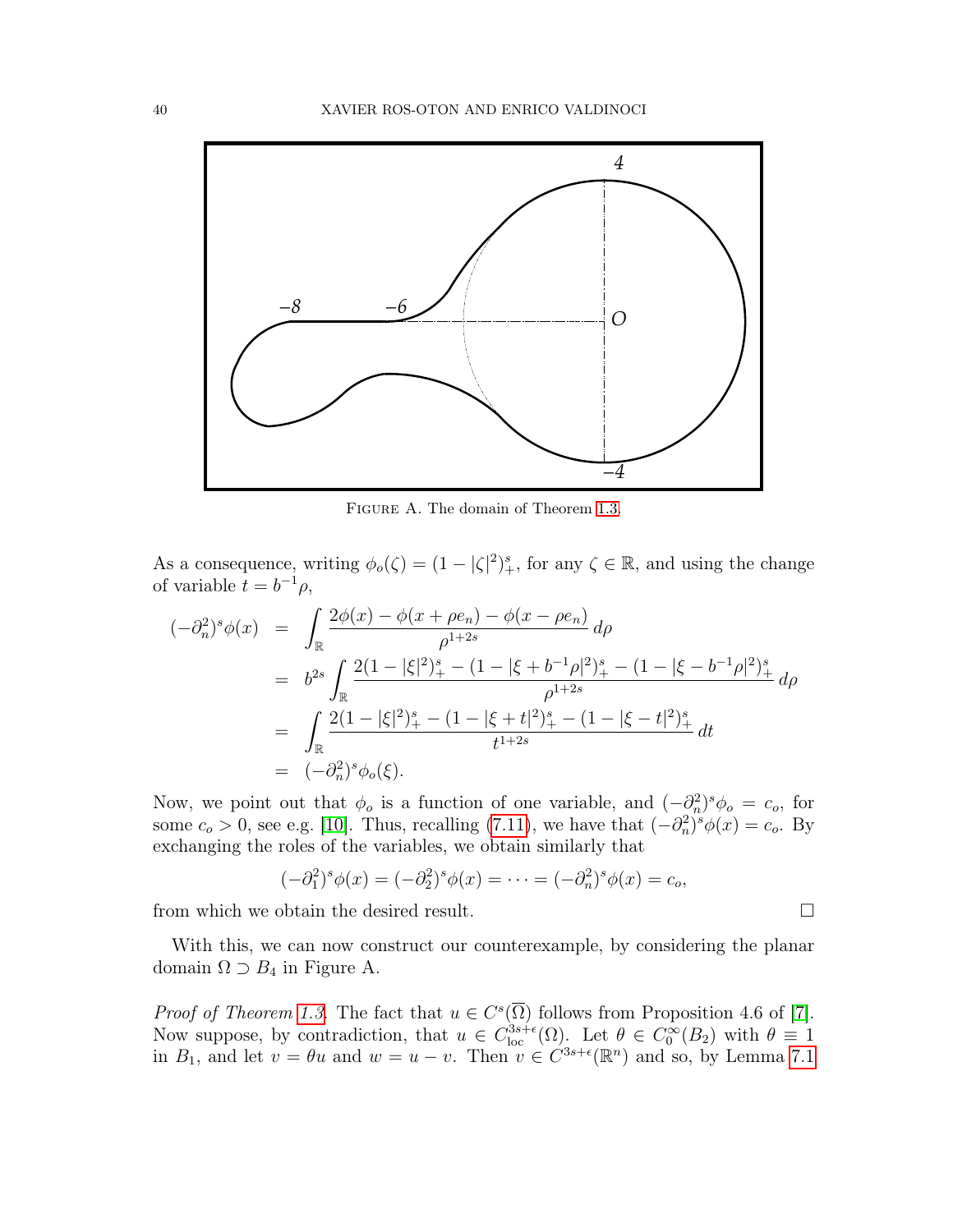FIGURE A. The domain of Theorem 1.3.

As a consequence, writing $\phi_o(\zeta) = (1 - |\zeta|^2)_+^s$, for any $\zeta \in \mathbb{R}$, and using the change of variable $t = b^{-1}\rho$,

$$
\begin{aligned}
(-\partial_n^2)^s \phi(x) &= \int_{\mathbb{R}} \frac{2\phi(x) - \phi(x + \rho e_n) - \phi(x - \rho e_n)}{\rho^{1+2s}} \, d\rho \\
&= b^{2s} \int_{\mathbb{R}} \frac{2(1 - |\xi|^2)_+^s - (1 - |\xi + b^{-1}\rho|^2)_+^s - (1 - |\xi - b^{-1}\rho|^2)_+^s}{\rho^{1+2s}} \, d\rho \\
&= \int_{\mathbb{R}} \frac{2(1 - |\xi|^2)_+^s - (1 - |\xi + t|^2)_+^s - (1 - |\xi - t|^2)_+^s}{t^{1+2s}} \, dt \\
&= (-\partial_n^2)^s \phi_o(\xi).
\end{aligned}
$$

Now, we point out that $\phi_o$ is a function of one variable, and $(-\partial_n^2)^s \phi_o = c_o$, for some $c_o > 0$, see e.g. [10]. Thus, recalling (7.11), we have that $(-\partial_n^2)^s \phi(x) = c_o$. By exchanging the roles of the variables, we obtain similarly that

$$
(-\partial_1^2)^s \phi(x) = (-\partial_2^2)^s \phi(x) = \cdots = (-\partial_n^2)^s \phi(x) = c_o,
$$

from which we obtain the desired result. □

With this, we can now construct our counterexample, by considering the planar domain $\Omega \supset B_4$ in Figure A.

*Proof of Theorem 1.3.* The fact that $u \in C^s(\overline{\Omega})$ follows from Proposition 4.6 of [7]. Now suppose, by contradiction, that $u \in C^{3s+\epsilon}_{\mathrm{loc}}(\Omega)$. Let $\theta \in C_0^\infty(B_2)$ with $\theta \equiv 1$ in $B_1$, and let $v = \theta u$ and $w = u - v$. Then $v \in C^{3s+\epsilon}(\mathbb{R}^n)$ and so, by Lemma 7.1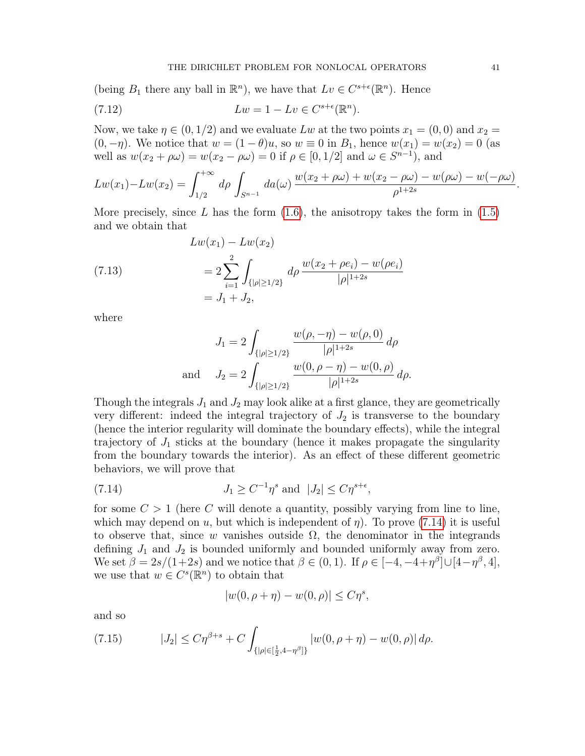(being $B_1$ there any ball in $\mathbb{R}^n$), we have that $Lv \in C^{s+\epsilon}(\mathbb{R}^n)$. Hence

$$Lw = 1 - Lv \in C^{s+\epsilon}(\mathbb{R}^n). \tag{7.12}$$

Now, we take $\eta \in (0, 1/2)$ and we evaluate $Lw$ at the two points $x_1 = (0, 0)$ and $x_2 = (0, -\eta)$. We notice that $w = (1 - \theta)u$, so $w \equiv 0$ in $B_1$, hence $w(x_1) = w(x_2) = 0$ (as well as $w(x_2 + \rho\omega) = w(x_2 - \rho\omega) = 0$ if $\rho \in [0, 1/2]$ and $\omega \in S^{n-1}$), and

$$Lw(x_1) - Lw(x_2) = \int_{1/2}^{+\infty} d\rho \int_{S^{n-1}} da(\omega)\, \frac{w(x_2 + \rho\omega) + w(x_2 - \rho\omega) - w(\rho\omega) - w(-\rho\omega)}{\rho^{1+2s}}.$$

More precisely, since $L$ has the form (1.6), the anisotropy takes the form in (1.5) and we obtain that

$$\begin{aligned}
&Lw(x_1) - Lw(x_2) \\
&\quad = 2\sum_{i=1}^{2} \int_{\{|\rho| \geq 1/2\}} d\rho\, \frac{w(x_2 + \rho e_i) - w(\rho e_i)}{|\rho|^{1+2s}} \\
&\quad = J_1 + J_2,
\end{aligned} \tag{7.13}$$

where

$$J_1 = 2\int_{\{|\rho| \geq 1/2\}} \frac{w(\rho, -\eta) - w(\rho, 0)}{|\rho|^{1+2s}}\, d\rho$$

$$\text{and} \quad J_2 = 2\int_{\{|\rho| \geq 1/2\}} \frac{w(0, \rho - \eta) - w(0, \rho)}{|\rho|^{1+2s}}\, d\rho.$$

Though the integrals $J_1$ and $J_2$ may look alike at a first glance, they are geometrically very different: indeed the integral trajectory of $J_2$ is transverse to the boundary (hence the interior regularity will dominate the boundary effects), while the integral trajectory of $J_1$ sticks at the boundary (hence it makes propagate the singularity from the boundary towards the interior). As an effect of these different geometric behaviors, we will prove that

$$J_1 \geq C^{-1}\eta^s \text{ and } |J_2| \leq C\eta^{s+\epsilon}, \tag{7.14}$$

for some $C > 1$ (here $C$ will denote a quantity, possibly varying from line to line, which may depend on $u$, but which is independent of $\eta$). To prove (7.14) it is useful to observe that, since $w$ vanishes outside $\Omega$, the denominator in the integrands defining $J_1$ and $J_2$ is bounded uniformly and bounded uniformly away from zero. We set $\beta = 2s/(1+2s)$ and we notice that $\beta \in (0, 1)$. If $\rho \in [-4, -4+\eta^\beta] \cup [4-\eta^\beta, 4]$, we use that $w \in C^s(\mathbb{R}^n)$ to obtain that

$$|w(0, \rho + \eta) - w(0, \rho)| \leq C\eta^s,$$

and so

$$|J_2| \leq C\eta^{\beta+s} + C\int_{\{|\rho| \in [\frac{1}{2}, 4-\eta^\beta]\}} |w(0, \rho + \eta) - w(0, \rho)|\, d\rho. \tag{7.15}$$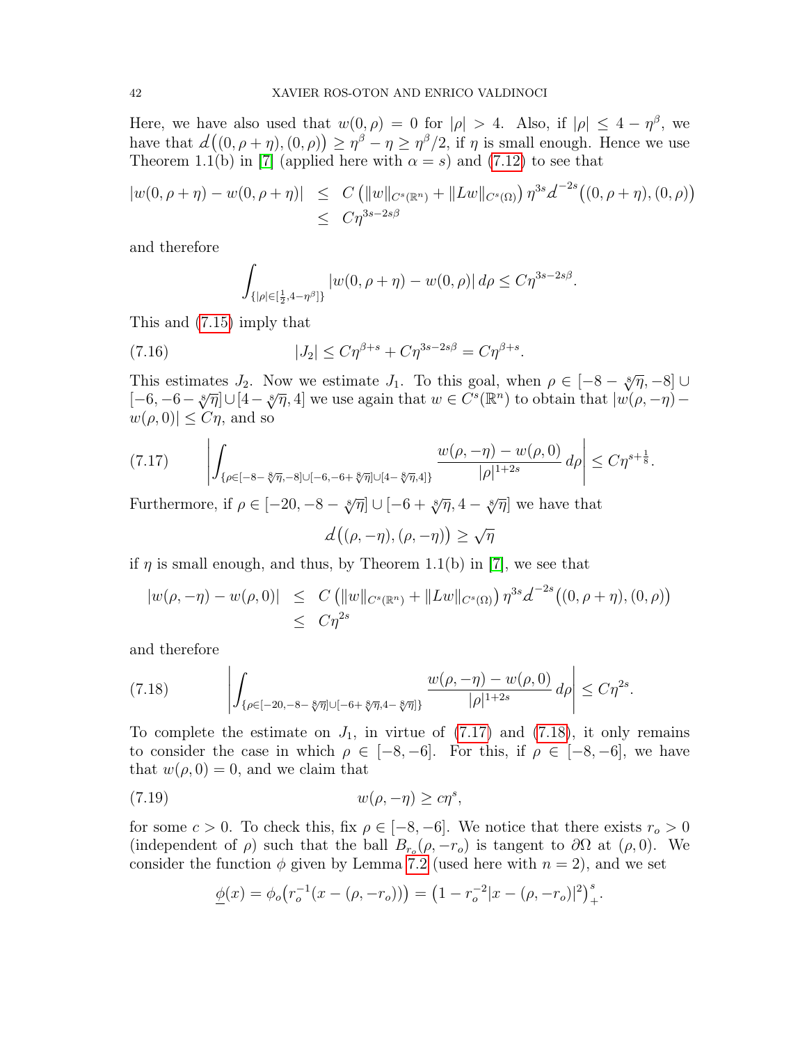Here, we have also used that $w(0,\rho) = 0$ for $|\rho| > 4$. Also, if $|\rho| \le 4 - \eta^\beta$, we have that $d\big((0,\rho+\eta),(0,\rho)\big) \ge \eta^\beta - \eta \ge \eta^\beta/2$, if $\eta$ is small enough. Hence we use Theorem 1.1(b) in [7] (applied here with $\alpha = s$) and (7.12) to see that

$$
\begin{aligned}
|w(0,\rho+\eta) - w(0,\rho+\eta)| &\le C\left(\|w\|_{C^s(\mathbb{R}^n)} + \|Lw\|_{C^s(\Omega)}\right)\eta^{3s} d^{-2s}\big((0,\rho+\eta),(0,\rho)\big) \\
&\le C\eta^{3s-2s\beta}
\end{aligned}
$$

and therefore

$$
\int_{\{|\rho|\in[\frac{1}{2},4-\eta^\beta]\}} |w(0,\rho+\eta) - w(0,\rho)|\,d\rho \le C\eta^{3s-2s\beta}.
$$

This and (7.15) imply that

$$
|J_2| \le C\eta^{\beta+s} + C\eta^{3s-2s\beta} = C\eta^{\beta+s}. \tag{7.16}
$$

This estimates $J_2$. Now we estimate $J_1$. To this goal, when $\rho \in [-8-\sqrt[8]{\eta},-8] \cup [-6,-6-\sqrt[8]{\eta}] \cup [4-\sqrt[8]{\eta},4]$ we use again that $w \in C^s(\mathbb{R}^n)$ to obtain that $|w(\rho,-\eta) - w(\rho,0)| \le C\eta$, and so

$$
\left| \int_{\{\rho\in[-8-\sqrt[8]{\eta},-8]\cup[-6,-6+\sqrt[8]{\eta}]\cup[4-\sqrt[8]{\eta},4]\}} \frac{w(\rho,-\eta)-w(\rho,0)}{|\rho|^{1+2s}}\,d\rho \right| \le C\eta^{s+\frac{1}{8}}. \tag{7.17}
$$

Furthermore, if $\rho \in [-20,-8-\sqrt[8]{\eta}] \cup [-6+\sqrt[8]{\eta},4-\sqrt[8]{\eta}]$ we have that

$$
d\big((\rho,-\eta),(\rho,-\eta)\big) \ge \sqrt{\eta}
$$

if $\eta$ is small enough, and thus, by Theorem 1.1(b) in [7], we see that

$$
\begin{aligned}
|w(\rho,-\eta) - w(\rho,0)| &\le C\left(\|w\|_{C^s(\mathbb{R}^n)} + \|Lw\|_{C^s(\Omega)}\right)\eta^{3s} d^{-2s}\big((0,\rho+\eta),(0,\rho)\big) \\
&\le C\eta^{2s}
\end{aligned}
$$

and therefore

$$
\left| \int_{\{\rho\in[-20,-8-\sqrt[8]{\eta}]\cup[-6+\sqrt[8]{\eta},4-\sqrt[8]{\eta}]\}} \frac{w(\rho,-\eta)-w(\rho,0)}{|\rho|^{1+2s}}\,d\rho \right| \le C\eta^{2s}. \tag{7.18}
$$

To complete the estimate on $J_1$, in virtue of (7.17) and (7.18), it only remains to consider the case in which $\rho \in [-8,-6]$. For this, if $\rho \in [-8,-6]$, we have that $w(\rho,0) = 0$, and we claim that

$$
w(\rho,-\eta) \ge c\eta^s, \tag{7.19}
$$

for some $c > 0$. To check this, fix $\rho \in [-8,-6]$. We notice that there exists $r_o > 0$ (independent of $\rho$) such that the ball $B_{r_o}(\rho,-r_o)$ is tangent to $\partial\Omega$ at $(\rho,0)$. We consider the function $\phi$ given by Lemma 7.2 (used here with $n = 2$), and we set

$$
\underline{\phi}(x) = \phi_o\big(r_o^{-1}(x-(\rho,-r_o))\big) = \big(1 - r_o^{-2}|x-(\rho,-r_o)|^2\big)_+^s.
$$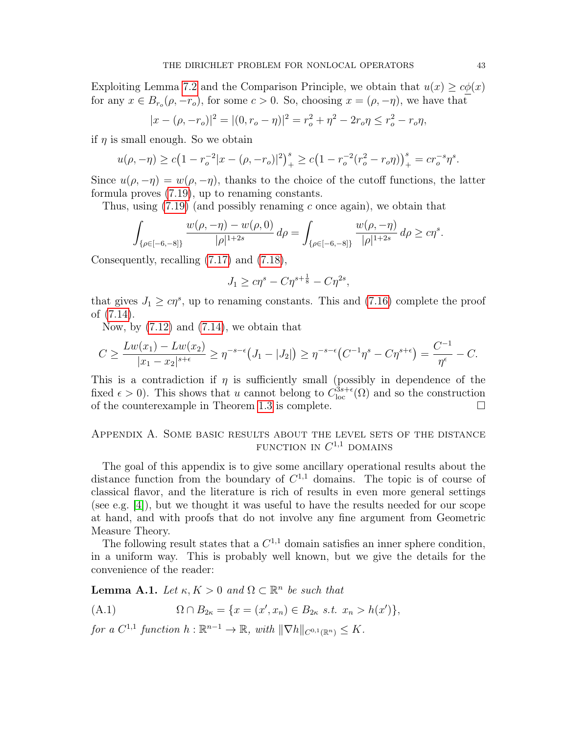Exploiting Lemma 7.2 and the Comparison Principle, we obtain that $u(x) \geq c\underline{\phi}(x)$ for any $x \in B_{r_o}(\rho, -r_o)$, for some $c > 0$. So, choosing $x = (\rho, -\eta)$, we have that

$$|x - (\rho, -r_o)|^2 = |(0, r_o - \eta)|^2 = r_o^2 + \eta^2 - 2r_o\eta \leq r_o^2 - r_o\eta,$$

if $\eta$ is small enough. So we obtain

$$u(\rho, -\eta) \geq c\big(1 - r_o^{-2}|x - (\rho, -r_o)|^2\big)_+^s \geq c\big(1 - r_o^{-2}(r_o^2 - r_o\eta)\big)_+^s = c r_o^{-s}\eta^s.$$

Since $u(\rho, -\eta) = w(\rho, -\eta)$, thanks to the choice of the cutoff functions, the latter formula proves (7.19), up to renaming constants.

Thus, using (7.19) (and possibly renaming $c$ once again), we obtain that

$$\int_{\{\rho\in[-6,-8]\}} \frac{w(\rho,-\eta) - w(\rho,0)}{|\rho|^{1+2s}}\,d\rho = \int_{\{\rho\in[-6,-8]\}} \frac{w(\rho,-\eta)}{|\rho|^{1+2s}}\,d\rho \geq c\eta^s.$$

Consequently, recalling (7.17) and (7.18),

$$J_1 \geq c\eta^s - C\eta^{s+\frac{1}{8}} - C\eta^{2s},$$

that gives $J_1 \geq c\eta^s$, up to renaming constants. This and (7.16) complete the proof of (7.14).

Now, by (7.12) and (7.14), we obtain that

$$C \geq \frac{Lw(x_1) - Lw(x_2)}{|x_1 - x_2|^{s+\epsilon}} \geq \eta^{-s-\epsilon}\big(J_1 - |J_2|\big) \geq \eta^{-s-\epsilon}\big(C^{-1}\eta^s - C\eta^{s+\epsilon}\big) = \frac{C^{-1}}{\eta^\epsilon} - C.$$

This is a contradiction if $\eta$ is sufficiently small (possibly in dependence of the fixed $\epsilon > 0$). This shows that $u$ cannot belong to $C^{3s+\epsilon}_{\rm loc}(\Omega)$ and so the construction of the counterexample in Theorem 1.3 is complete. $\square$

## Appendix A. Some basic results about the level sets of the distance function in $C^{1,1}$ domains

The goal of this appendix is to give some ancillary operational results about the distance function from the boundary of $C^{1,1}$ domains. The topic is of course of classical flavor, and the literature is rich of results in even more general settings (see e.g. [4]), but we thought it was useful to have the results needed for our scope at hand, and with proofs that do not involve any fine argument from Geometric Measure Theory.

The following result states that a $C^{1,1}$ domain satisfies an inner sphere condition, in a uniform way. This is probably well known, but we give the details for the convenience of the reader:

**Lemma A.1.** *Let $\kappa, K > 0$ and $\Omega \subset \mathbb{R}^n$ be such that*

$$\Omega \cap B_{2\kappa} = \{x = (x', x_n) \in B_{2\kappa} \text{ s.t. } x_n > h(x')\}, \tag{A.1}$$

*for a $C^{1,1}$ function $h : \mathbb{R}^{n-1} \to \mathbb{R}$, with $\|\nabla h\|_{C^{0,1}(\mathbb{R}^n)} \leq K$.*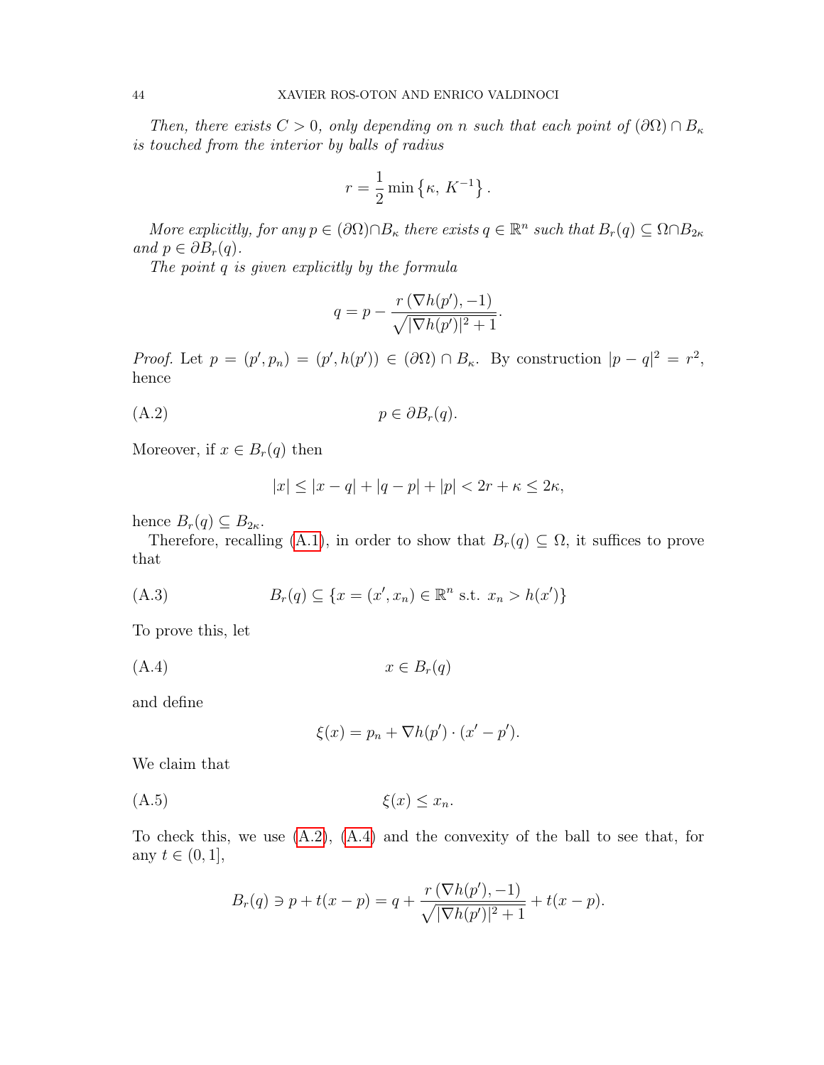*Then, there exists $C > 0$, only depending on $n$ such that each point of $(\partial\Omega) \cap B_\kappa$ is touched from the interior by balls of radius*

$$r = \frac{1}{2} \min\left\{\kappa,\ K^{-1}\right\}.$$

*More explicitly, for any $p \in (\partial\Omega) \cap B_\kappa$ there exists $q \in \mathbb{R}^n$ such that $B_r(q) \subseteq \Omega \cap B_{2\kappa}$ and $p \in \partial B_r(q)$.*

*The point $q$ is given explicitly by the formula*

$$q = p - \frac{r\,(\nabla h(p'), -1)}{\sqrt{|\nabla h(p')|^2 + 1}}.$$

*Proof.* Let $p = (p', p_n) = (p', h(p')) \in (\partial\Omega) \cap B_\kappa$. By construction $|p - q|^2 = r^2$, hence

$$p \in \partial B_r(q). \tag{A.2}$$

Moreover, if $x \in B_r(q)$ then

$$|x| \le |x - q| + |q - p| + |p| < 2r + \kappa \le 2\kappa,$$

hence $B_r(q) \subseteq B_{2\kappa}$.

Therefore, recalling (A.1), in order to show that $B_r(q) \subseteq \Omega$, it suffices to prove that

$$B_r(q) \subseteq \{x = (x', x_n) \in \mathbb{R}^n \text{ s.t. } x_n > h(x')\} \tag{A.3}$$

To prove this, let

$$x \in B_r(q) \tag{A.4}$$

and define

$$\xi(x) = p_n + \nabla h(p') \cdot (x' - p').$$

We claim that

$$\xi(x) \le x_n. \tag{A.5}$$

To check this, we use (A.2), (A.4) and the convexity of the ball to see that, for any $t \in (0, 1]$,

$$B_r(q) \ni p + t(x - p) = q + \frac{r\,(\nabla h(p'), -1)}{\sqrt{|\nabla h(p')|^2 + 1}} + t(x - p).$$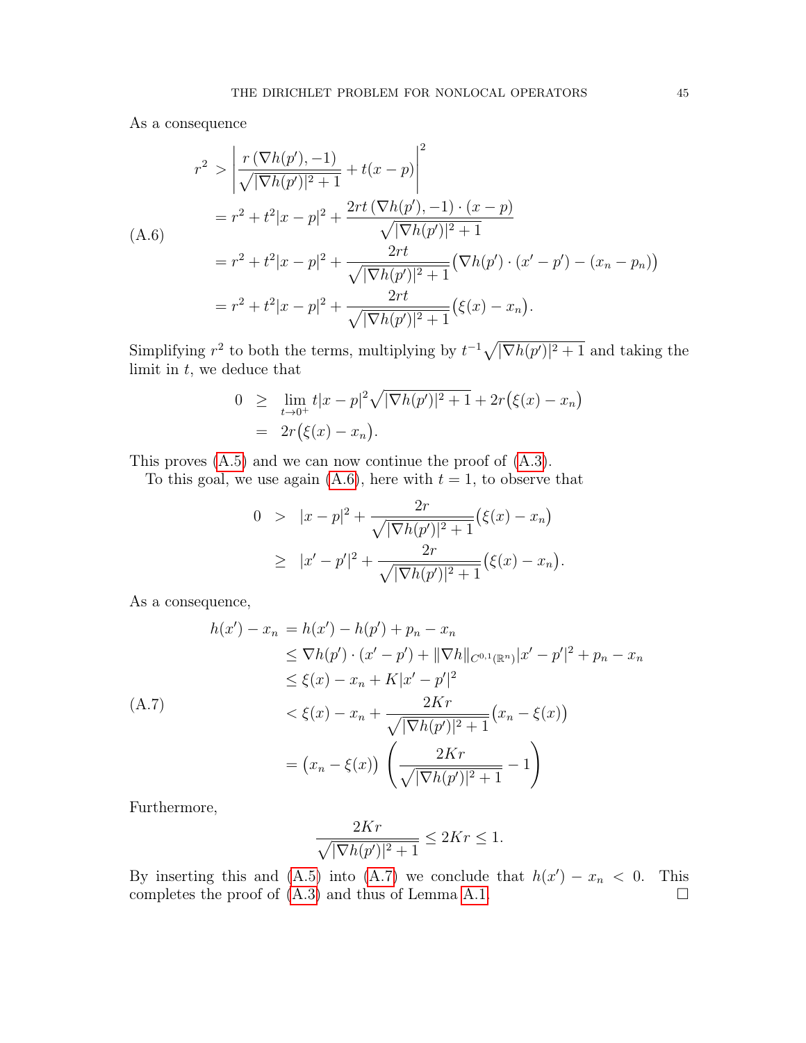As a consequence

$$
\begin{aligned}
r^2 &> \left| \frac{r\,(\nabla h(p'),-1)}{\sqrt{|\nabla h(p')|^2+1}} + t(x-p) \right|^2 \\
&= r^2 + t^2|x-p|^2 + \frac{2rt\,(\nabla h(p'),-1)\cdot(x-p)}{\sqrt{|\nabla h(p')|^2+1}} \\
&= r^2 + t^2|x-p|^2 + \frac{2rt}{\sqrt{|\nabla h(p')|^2+1}}\big(\nabla h(p')\cdot(x'-p') - (x_n-p_n)\big) \\
&= r^2 + t^2|x-p|^2 + \frac{2rt}{\sqrt{|\nabla h(p')|^2+1}}\big(\xi(x) - x_n\big).
\end{aligned} \tag{A.6}
$$

Simplifying $r^2$ to both the terms, multiplying by $t^{-1}\sqrt{|\nabla h(p')|^2+1}$ and taking the limit in $t$, we deduce that

$$
\begin{aligned}
0 &\geq \lim_{t\to 0^+} t|x-p|^2\sqrt{|\nabla h(p')|^2+1} + 2r\big(\xi(x)-x_n\big) \\
&= 2r\big(\xi(x)-x_n\big).
\end{aligned}
$$

This proves (A.5) and we can now continue the proof of (A.3).

To this goal, we use again (A.6), here with $t=1$, to observe that

$$
\begin{aligned}
0 &> |x-p|^2 + \frac{2r}{\sqrt{|\nabla h(p')|^2+1}}\big(\xi(x)-x_n\big) \\
&\geq |x'-p'|^2 + \frac{2r}{\sqrt{|\nabla h(p')|^2+1}}\big(\xi(x)-x_n\big).
\end{aligned}
$$

As a consequence,

$$
\begin{aligned}
h(x')-x_n &= h(x')-h(p')+p_n-x_n \\
&\leq \nabla h(p')\cdot(x'-p') + \|\nabla h\|_{C^{0,1}(\mathbb{R}^n)}|x'-p'|^2 + p_n - x_n \\
&\leq \xi(x) - x_n + K|x'-p'|^2 \\
&< \xi(x) - x_n + \frac{2Kr}{\sqrt{|\nabla h(p')|^2+1}}\big(x_n-\xi(x)\big) \\
&= \big(x_n-\xi(x)\big)\left(\frac{2Kr}{\sqrt{|\nabla h(p')|^2+1}} - 1\right)
\end{aligned} \tag{A.7}
$$

Furthermore,

$$
\frac{2Kr}{\sqrt{|\nabla h(p')|^2+1}} \leq 2Kr \leq 1.
$$

By inserting this and (A.5) into (A.7) we conclude that $h(x')-x_n<0$. This completes the proof of (A.3) and thus of Lemma A.1. $\square$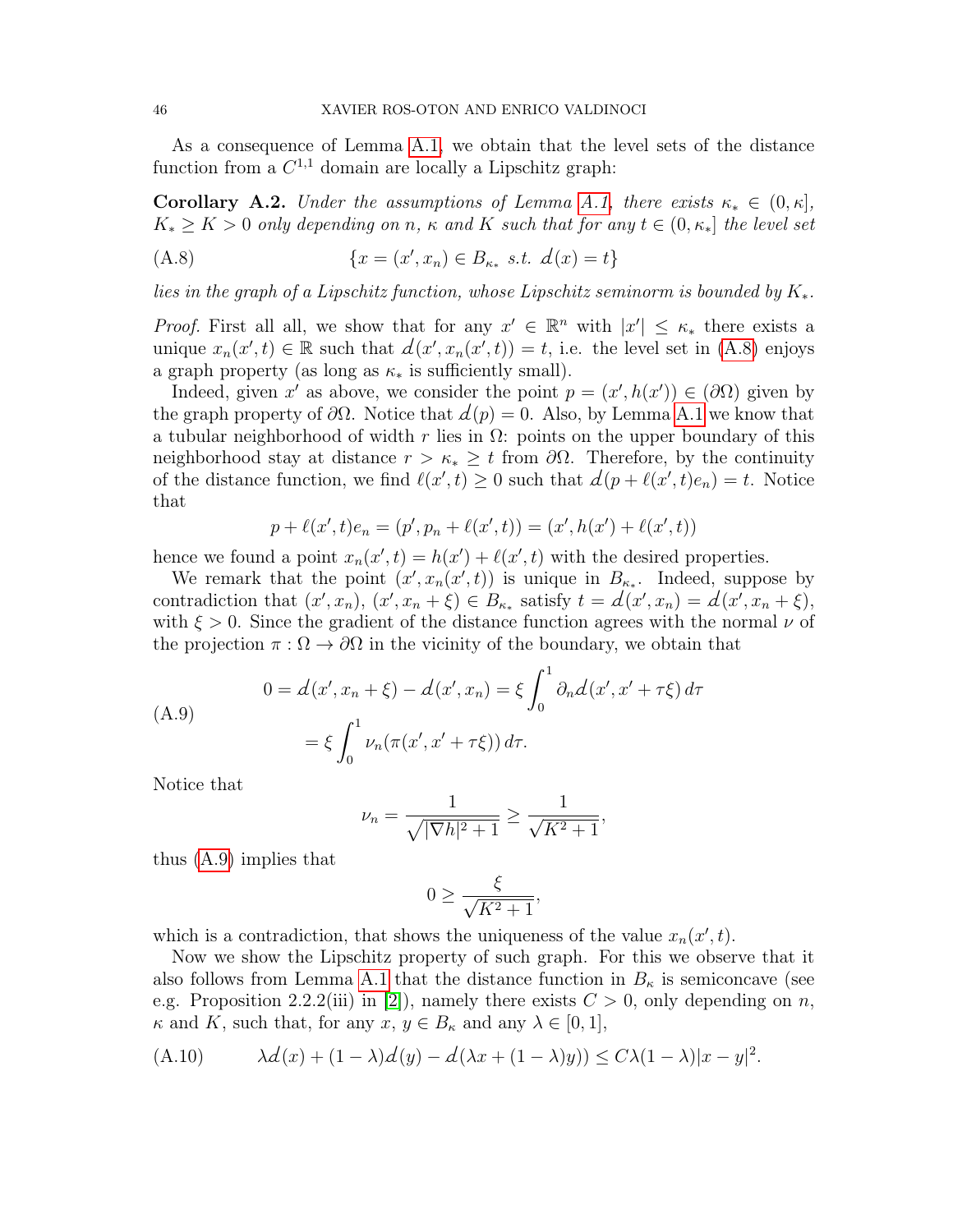As a consequence of Lemma A.1, we obtain that the level sets of the distance function from a $C^{1,1}$ domain are locally a Lipschitz graph:

**Corollary A.2.** *Under the assumptions of Lemma A.1, there exists $\kappa_* \in (0, \kappa]$, $K_* \geq K > 0$ only depending on $n$, $\kappa$ and $K$ such that for any $t \in (0, \kappa_*]$ the level set*

$$
\{x = (x', x_n) \in B_{\kappa_*} \text{ s.t. } d(x) = t\} \tag{A.8}
$$

*lies in the graph of a Lipschitz function, whose Lipschitz seminorm is bounded by $K_*$.*

*Proof.* First all all, we show that for any $x' \in \mathbb{R}^n$ with $|x'| \leq \kappa_*$ there exists a unique $x_n(x', t) \in \mathbb{R}$ such that $d(x', x_n(x', t)) = t$, i.e. the level set in (A.8) enjoys a graph property (as long as $\kappa_*$ is sufficiently small).

Indeed, given $x'$ as above, we consider the point $p = (x', h(x')) \in (\partial\Omega)$ given by the graph property of $\partial\Omega$. Notice that $d(p) = 0$. Also, by Lemma A.1 we know that a tubular neighborhood of width $r$ lies in $\Omega$: points on the upper boundary of this neighborhood stay at distance $r > \kappa_* \geq t$ from $\partial\Omega$. Therefore, by the continuity of the distance function, we find $\ell(x', t) \geq 0$ such that $d(p + \ell(x', t)e_n) = t$. Notice that

$$
p + \ell(x', t)e_n = (p', p_n + \ell(x', t)) = (x', h(x') + \ell(x', t))
$$

hence we found a point $x_n(x', t) = h(x') + \ell(x', t)$ with the desired properties.

We remark that the point $(x', x_n(x', t))$ is unique in $B_{\kappa_*}$. Indeed, suppose by contradiction that $(x', x_n)$, $(x', x_n + \xi) \in B_{\kappa_*}$ satisfy $t = d(x', x_n) = d(x', x_n + \xi)$, with $\xi > 0$. Since the gradient of the distance function agrees with the normal $\nu$ of the projection $\pi : \Omega \to \partial\Omega$ in the vicinity of the boundary, we obtain that

$$
\begin{aligned}
0 = d(x', x_n + \xi) - d(x', x_n) &= \xi \int_0^1 \partial_n d(x', x' + \tau\xi)\, d\tau \\
&= \xi \int_0^1 \nu_n(\pi(x', x' + \tau\xi))\, d\tau.
\end{aligned} \tag{A.9}
$$

Notice that

$$
\nu_n = \frac{1}{\sqrt{|\nabla h|^2 + 1}} \geq \frac{1}{\sqrt{K^2 + 1}},
$$

thus (A.9) implies that

$$
0 \geq \frac{\xi}{\sqrt{K^2 + 1}},
$$

which is a contradiction, that shows the uniqueness of the value $x_n(x', t)$.

Now we show the Lipschitz property of such graph. For this we observe that it also follows from Lemma A.1 that the distance function in $B_\kappa$ is semiconcave (see e.g. Proposition 2.2.2(iii) in [2]), namely there exists $C > 0$, only depending on $n$, $\kappa$ and $K$, such that, for any $x$, $y \in B_\kappa$ and any $\lambda \in [0, 1]$,

$$
\lambda d(x) + (1 - \lambda) d(y) - d(\lambda x + (1 - \lambda) y)) \leq C\lambda(1 - \lambda)|x - y|^2. \tag{A.10}
$$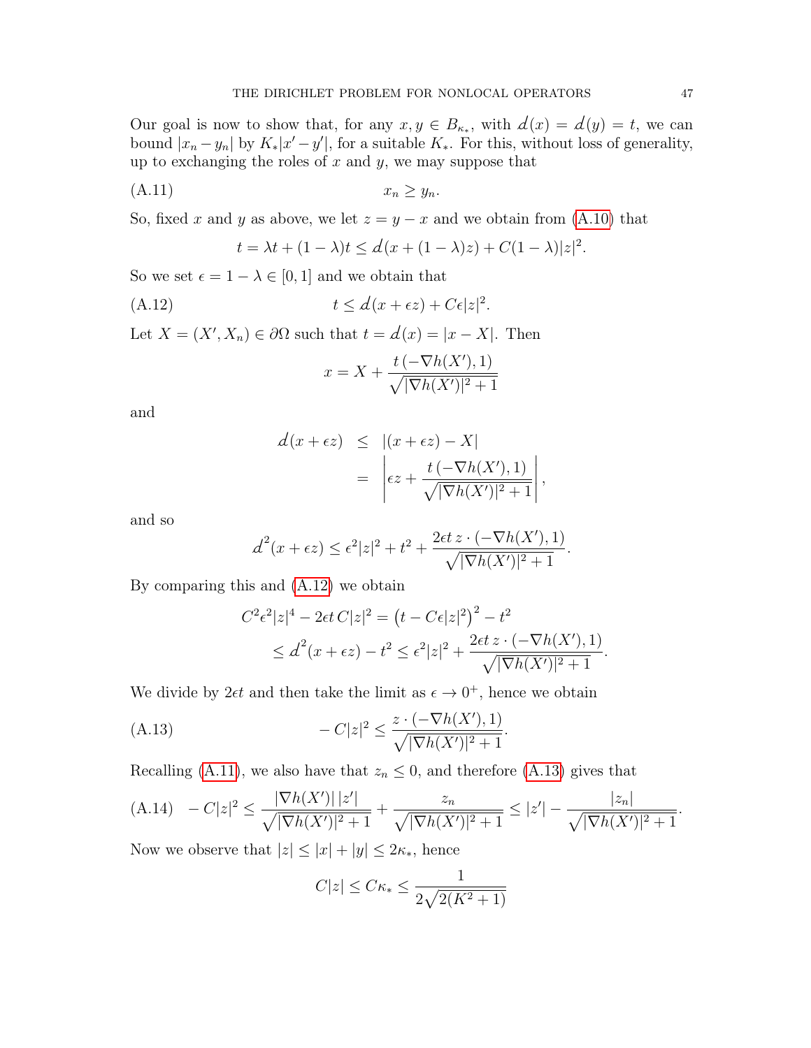Our goal is now to show that, for any $x, y \in B_{\kappa_*}$, with $d(x) = d(y) = t$, we can bound $|x_n - y_n|$ by $K_*|x' - y'|$, for a suitable $K_*$. For this, without loss of generality, up to exchanging the roles of $x$ and $y$, we may suppose that

$$x_n \geq y_n. \tag{A.11}$$

So, fixed $x$ and $y$ as above, we let $z = y - x$ and we obtain from (A.10) that

$$t = \lambda t + (1-\lambda)t \leq d(x + (1-\lambda)z) + C(1-\lambda)|z|^2.$$

So we set $\epsilon = 1 - \lambda \in [0,1]$ and we obtain that

$$t \leq d(x + \epsilon z) + C\epsilon |z|^2. \tag{A.12}$$

Let $X = (X', X_n) \in \partial\Omega$ such that $t = d(x) = |x - X|$. Then

$$x = X + \frac{t\,(-\nabla h(X'), 1)}{\sqrt{|\nabla h(X')|^2 + 1}}$$

and

$$\begin{aligned} d(x + \epsilon z) &\leq |(x + \epsilon z) - X| \\ &= \left| \epsilon z + \frac{t\,(-\nabla h(X'), 1)}{\sqrt{|\nabla h(X')|^2 + 1}} \right|, \end{aligned}$$

and so

$$d^2(x + \epsilon z) \leq \epsilon^2 |z|^2 + t^2 + \frac{2\epsilon t\, z \cdot (-\nabla h(X'), 1)}{\sqrt{|\nabla h(X')|^2 + 1}}.$$

By comparing this and (A.12) we obtain

$$\begin{aligned} C^2\epsilon^2|z|^4 - 2\epsilon t\, C|z|^2 &= \big(t - C\epsilon|z|^2\big)^2 - t^2 \\ &\leq d^2(x + \epsilon z) - t^2 \leq \epsilon^2 |z|^2 + \frac{2\epsilon t\, z \cdot (-\nabla h(X'), 1)}{\sqrt{|\nabla h(X')|^2 + 1}}. \end{aligned}$$

We divide by $2\epsilon t$ and then take the limit as $\epsilon \to 0^+$, hence we obtain

$$-C|z|^2 \leq \frac{z \cdot (-\nabla h(X'), 1)}{\sqrt{|\nabla h(X')|^2 + 1}}. \tag{A.13}$$

Recalling (A.11), we also have that $z_n \leq 0$, and therefore (A.13) gives that

$$-C|z|^2 \leq \frac{|\nabla h(X')|\,|z'|}{\sqrt{|\nabla h(X')|^2 + 1}} + \frac{z_n}{\sqrt{|\nabla h(X')|^2 + 1}} \leq |z'| - \frac{|z_n|}{\sqrt{|\nabla h(X')|^2 + 1}}. \tag{A.14}$$

Now we observe that $|z| \leq |x| + |y| \leq 2\kappa_*$, hence

$$C|z| \leq C\kappa_* \leq \frac{1}{2\sqrt{2(K^2 + 1)}}$$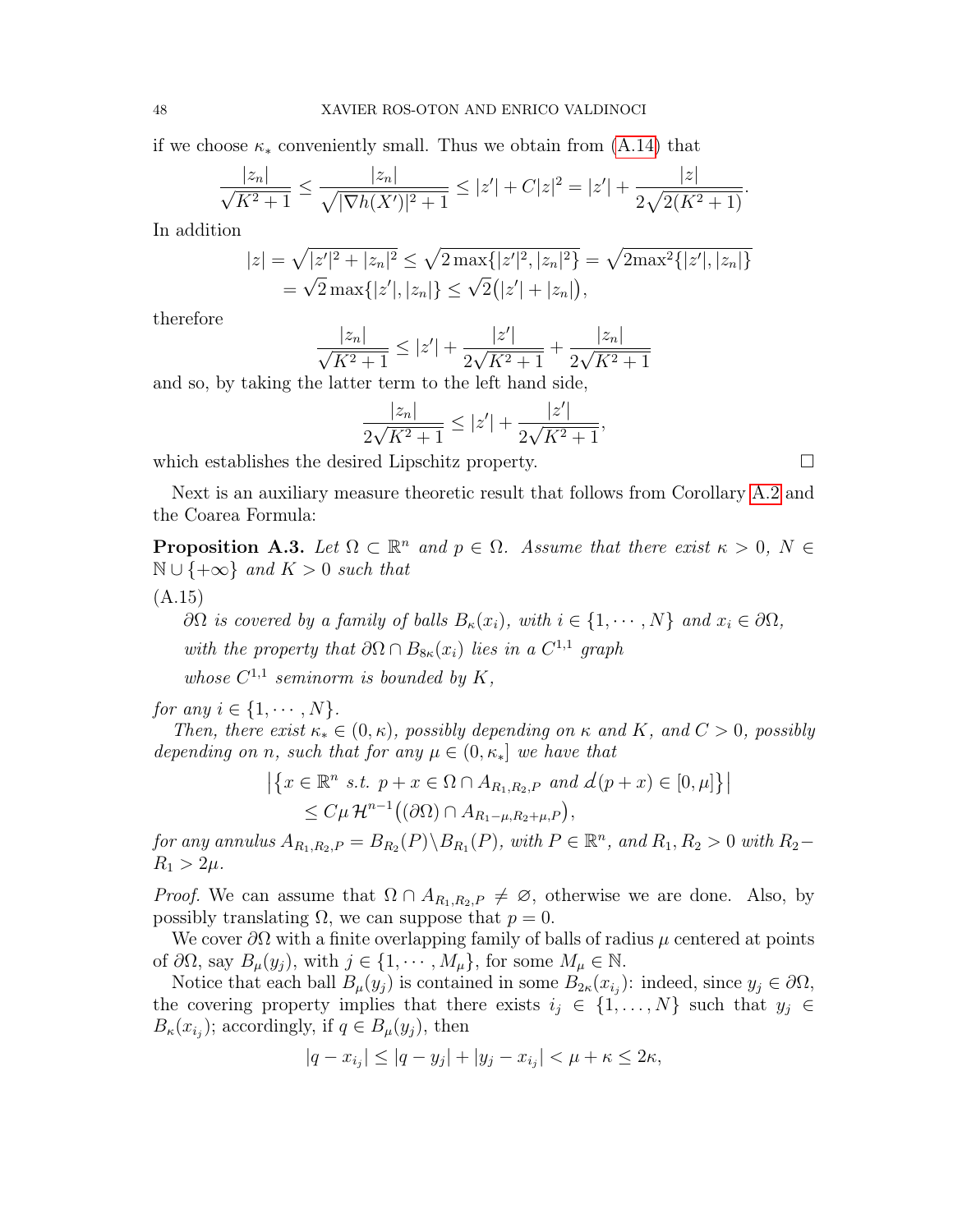if we choose $\kappa_*$ conveniently small. Thus we obtain from (A.14) that

$$\frac{|z_n|}{\sqrt{K^2+1}} \leq \frac{|z_n|}{\sqrt{|\nabla h(X')|^2+1}} \leq |z'| + C|z|^2 = |z'| + \frac{|z|}{2\sqrt{2(K^2+1)}}.$$

In addition

$$\begin{aligned} |z| = \sqrt{|z'|^2+|z_n|^2} &\leq \sqrt{2\max\{|z'|^2,|z_n|^2\}} = \sqrt{2\max^2\{|z'|,|z_n|\}} \\ &= \sqrt{2}\max\{|z'|,|z_n|\} \leq \sqrt{2}\big(|z'|+|z_n|\big), \end{aligned}$$

therefore

$$\frac{|z_n|}{\sqrt{K^2+1}} \leq |z'| + \frac{|z'|}{2\sqrt{K^2+1}} + \frac{|z_n|}{2\sqrt{K^2+1}}$$

and so, by taking the latter term to the left hand side,

$$\frac{|z_n|}{2\sqrt{K^2+1}} \leq |z'| + \frac{|z'|}{2\sqrt{K^2+1}},$$

which establishes the desired Lipschitz property. ◻

Next is an auxiliary measure theoretic result that follows from Corollary A.2 and the Coarea Formula:

**Proposition A.3.** *Let $\Omega \subset \mathbb{R}^n$ and $p \in \Omega$. Assume that there exist $\kappa > 0$, $N \in \mathbb{N}\cup\{+\infty\}$ and $K > 0$ such that*

(A.15)
*$\partial\Omega$ is covered by a family of balls $B_\kappa(x_i)$, with $i \in \{1,\cdots,N\}$ and $x_i \in \partial\Omega$,*
*with the property that $\partial\Omega \cap B_{8\kappa}(x_i)$ lies in a $C^{1,1}$ graph*
*whose $C^{1,1}$ seminorm is bounded by $K$,*

*for any $i \in \{1,\cdots,N\}$.*

*Then, there exist $\kappa_* \in (0,\kappa)$, possibly depending on $\kappa$ and $K$, and $C>0$, possibly depending on $n$, such that for any $\mu \in (0,\kappa_*]$ we have that*

$$\begin{aligned} &\big|\big\{x \in \mathbb{R}^n \text{ s.t. } p+x \in \Omega \cap A_{R_1,R_2,P} \text{ and } d(p+x) \in [0,\mu]\big\}\big| \\ &\qquad \leq C\mu\,\mathcal{H}^{n-1}\big((\partial\Omega)\cap A_{R_1-\mu,R_2+\mu,P}\big), \end{aligned}$$

*for any annulus $A_{R_1,R_2,P} = B_{R_2}(P)\setminus B_{R_1}(P)$, with $P \in \mathbb{R}^n$, and $R_1, R_2 > 0$ with $R_2 - R_1 > 2\mu$.*

*Proof.* We can assume that $\Omega \cap A_{R_1,R_2,P} \neq \varnothing$, otherwise we are done. Also, by possibly translating $\Omega$, we can suppose that $p = 0$.

We cover $\partial\Omega$ with a finite overlapping family of balls of radius $\mu$ centered at points of $\partial\Omega$, say $B_\mu(y_j)$, with $j \in \{1,\cdots,M_\mu\}$, for some $M_\mu \in \mathbb{N}$.

Notice that each ball $B_\mu(y_j)$ is contained in some $B_{2\kappa}(x_{i_j})$: indeed, since $y_j \in \partial\Omega$, the covering property implies that there exists $i_j \in \{1,\ldots,N\}$ such that $y_j \in B_\kappa(x_{i_j})$; accordingly, if $q \in B_\mu(y_j)$, then

$$|q - x_{i_j}| \leq |q-y_j| + |y_j - x_{i_j}| < \mu + \kappa \leq 2\kappa,$$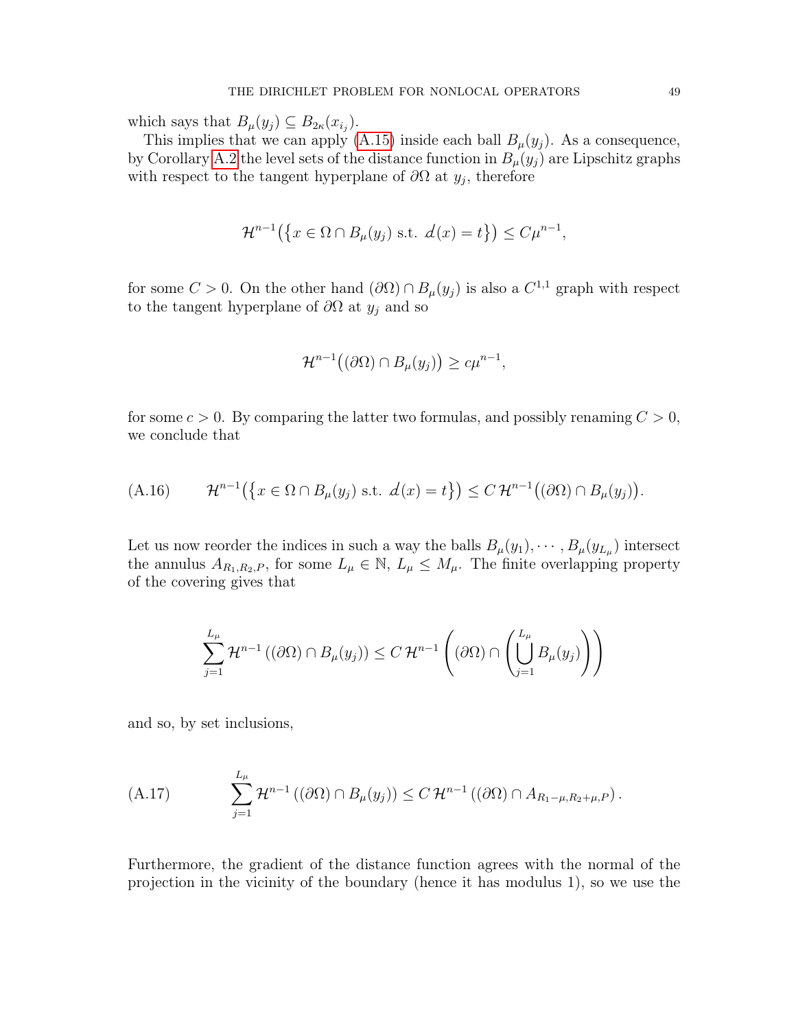which says that $B_\mu(y_j) \subseteq B_{2\kappa}(x_{i_j})$.

This implies that we can apply (A.15) inside each ball $B_\mu(y_j)$. As a consequence, by Corollary A.2 the level sets of the distance function in $B_\mu(y_j)$ are Lipschitz graphs with respect to the tangent hyperplane of $\partial\Omega$ at $y_j$, therefore

$$\mathcal{H}^{n-1}\big(\{x \in \Omega \cap B_\mu(y_j) \text{ s.t. } d(x) = t\}\big) \leq C\mu^{n-1},$$

for some $C > 0$. On the other hand $(\partial\Omega) \cap B_\mu(y_j)$ is also a $C^{1,1}$ graph with respect to the tangent hyperplane of $\partial\Omega$ at $y_j$ and so

$$\mathcal{H}^{n-1}\big((\partial\Omega) \cap B_\mu(y_j)\big) \geq c\mu^{n-1},$$

for some $c > 0$. By comparing the latter two formulas, and possibly renaming $C > 0$, we conclude that

$$\mathcal{H}^{n-1}\big(\{x \in \Omega \cap B_\mu(y_j) \text{ s.t. } d(x) = t\}\big) \leq C\,\mathcal{H}^{n-1}\big((\partial\Omega) \cap B_\mu(y_j)\big). \tag{A.16}$$

Let us now reorder the indices in such a way the balls $B_\mu(y_1), \cdots, B_\mu(y_{L_\mu})$ intersect the annulus $A_{R_1,R_2,P}$, for some $L_\mu \in \mathbb{N}$, $L_\mu \leq M_\mu$. The finite overlapping property of the covering gives that

$$\sum_{j=1}^{L_\mu} \mathcal{H}^{n-1}\left((\partial\Omega) \cap B_\mu(y_j)\right) \leq C\,\mathcal{H}^{n-1}\left((\partial\Omega) \cap \left(\bigcup_{j=1}^{L_\mu} B_\mu(y_j)\right)\right)$$

and so, by set inclusions,

$$\sum_{j=1}^{L_\mu} \mathcal{H}^{n-1}\left((\partial\Omega) \cap B_\mu(y_j)\right) \leq C\,\mathcal{H}^{n-1}\left((\partial\Omega) \cap A_{R_1-\mu,R_2+\mu,P}\right). \tag{A.17}$$

Furthermore, the gradient of the distance function agrees with the normal of the projection in the vicinity of the boundary (hence it has modulus 1), so we use the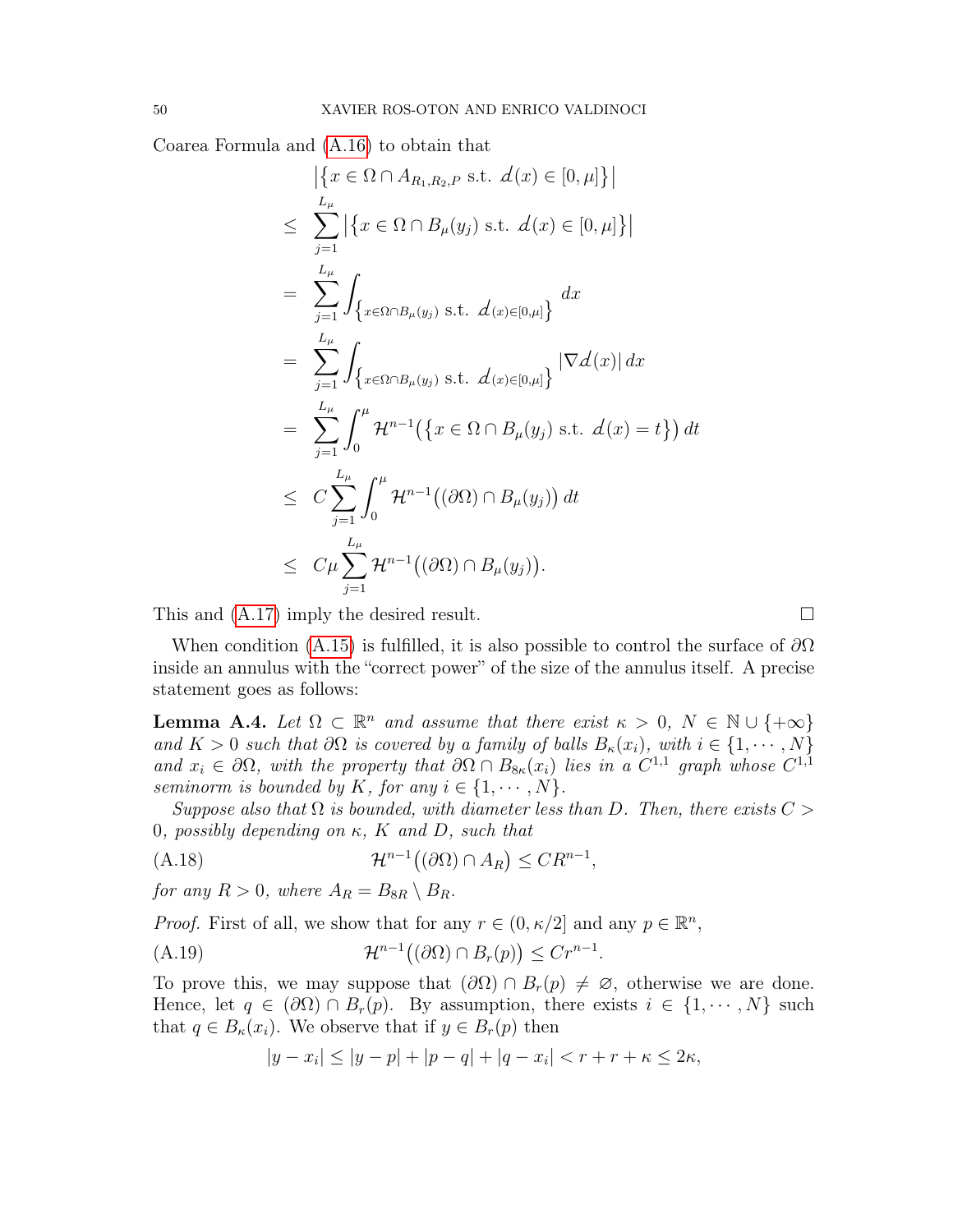Coarea Formula and (A.16) to obtain that

$$
\begin{aligned}
& \big|\big\{x\in\Omega\cap A_{R_1,R_2,P} \text{ s.t. } d(x)\in[0,\mu]\big\}\big| \\
\le\ & \sum_{j=1}^{L_\mu} \big|\big\{x\in\Omega\cap B_\mu(y_j) \text{ s.t. } d(x)\in[0,\mu]\big\}\big| \\
=\ & \sum_{j=1}^{L_\mu} \int_{\big\{x\in\Omega\cap B_\mu(y_j) \text{ s.t. } d(x)\in[0,\mu]\big\}} dx \\
=\ & \sum_{j=1}^{L_\mu} \int_{\big\{x\in\Omega\cap B_\mu(y_j) \text{ s.t. } d(x)\in[0,\mu]\big\}} |\nabla d(x)|\,dx \\
=\ & \sum_{j=1}^{L_\mu} \int_0^\mu \mathcal{H}^{n-1}\big(\big\{x\in\Omega\cap B_\mu(y_j) \text{ s.t. } d(x)=t\big\}\big)\,dt \\
\le\ & C\sum_{j=1}^{L_\mu} \int_0^\mu \mathcal{H}^{n-1}\big((\partial\Omega)\cap B_\mu(y_j)\big)\,dt \\
\le\ & C\mu\sum_{j=1}^{L_\mu} \mathcal{H}^{n-1}\big((\partial\Omega)\cap B_\mu(y_j)\big).
\end{aligned}
$$

This and (A.17) imply the desired result. $\square$

When condition (A.15) is fulfilled, it is also possible to control the surface of $\partial\Omega$ inside an annulus with the "correct power" of the size of the annulus itself. A precise statement goes as follows:

**Lemma A.4.** *Let $\Omega\subset\mathbb{R}^n$ and assume that there exist $\kappa>0$, $N\in\mathbb{N}\cup\{+\infty\}$ and $K>0$ such that $\partial\Omega$ is covered by a family of balls $B_\kappa(x_i)$, with $i\in\{1,\cdots,N\}$ and $x_i\in\partial\Omega$, with the property that $\partial\Omega\cap B_{8\kappa}(x_i)$ lies in a $C^{1,1}$ graph whose $C^{1,1}$ seminorm is bounded by $K$, for any $i\in\{1,\cdots,N\}$.*

*Suppose also that $\Omega$ is bounded, with diameter less than $D$. Then, there exists $C>0$, possibly depending on $\kappa$, $K$ and $D$, such that*

$$
\mathcal{H}^{n-1}\big((\partial\Omega)\cap A_R\big)\le CR^{n-1}, \tag{A.18}
$$

*for any $R>0$, where $A_R=B_{8R}\setminus B_R$.*

*Proof.* First of all, we show that for any $r\in(0,\kappa/2]$ and any $p\in\mathbb{R}^n$,

$$
\mathcal{H}^{n-1}\big((\partial\Omega)\cap B_r(p)\big)\le Cr^{n-1}. \tag{A.19}
$$

To prove this, we may suppose that $(\partial\Omega)\cap B_r(p)\neq\varnothing$, otherwise we are done. Hence, let $q\in(\partial\Omega)\cap B_r(p)$. By assumption, there exists $i\in\{1,\cdots,N\}$ such that $q\in B_\kappa(x_i)$. We observe that if $y\in B_r(p)$ then

$$
|y-x_i|\le|y-p|+|p-q|+|q-x_i|<r+r+\kappa\le 2\kappa,
$$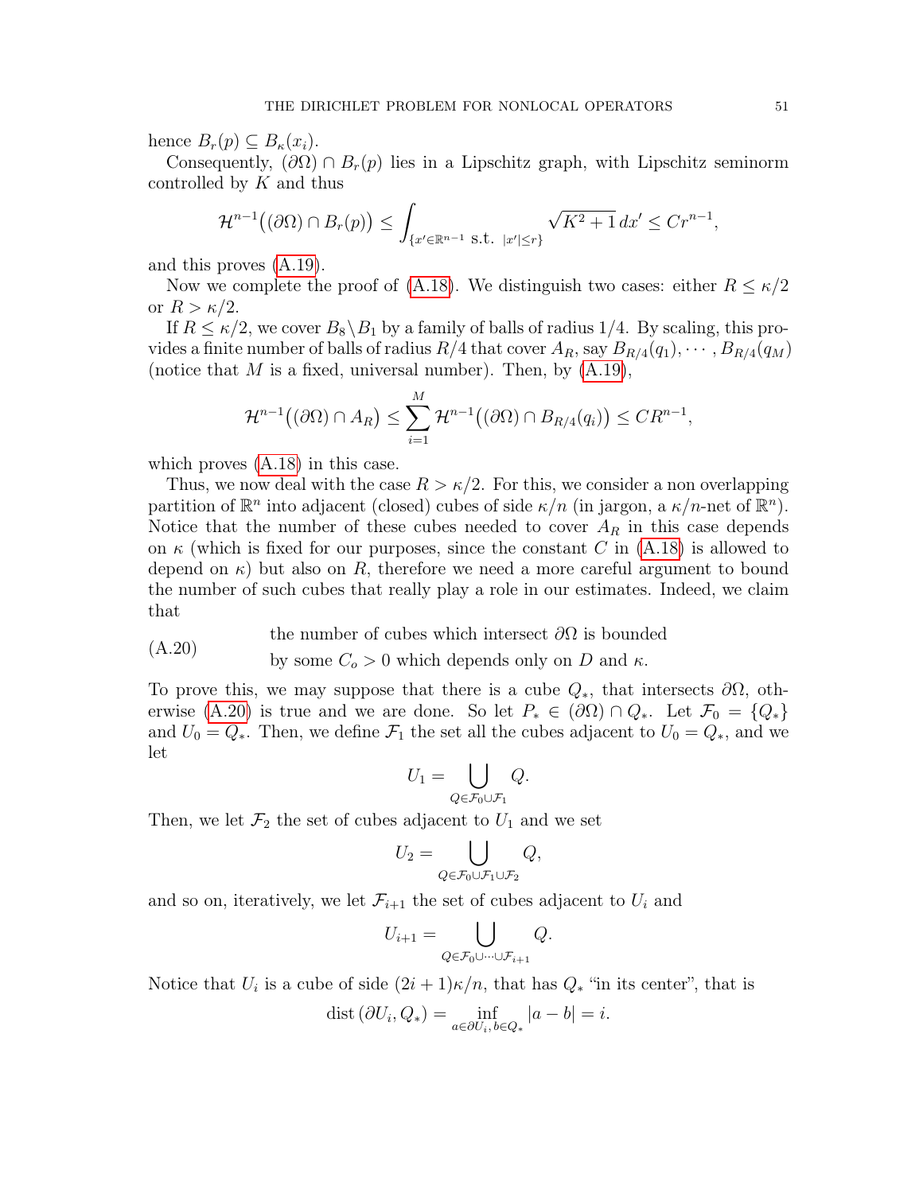hence $B_r(p) \subseteq B_\kappa(x_i)$.

Consequently, $(\partial\Omega) \cap B_r(p)$ lies in a Lipschitz graph, with Lipschitz seminorm controlled by $K$ and thus

$$\mathcal{H}^{n-1}\big((\partial\Omega) \cap B_r(p)\big) \le \int_{\{x' \in \mathbb{R}^{n-1} \text{ s.t. } |x'| \le r\}} \sqrt{K^2+1}\, dx' \le C r^{n-1},$$

and this proves (A.19).

Now we complete the proof of (A.18). We distinguish two cases: either $R \le \kappa/2$ or $R > \kappa/2$.

If $R \le \kappa/2$, we cover $B_8 \setminus B_1$ by a family of balls of radius $1/4$. By scaling, this provides a finite number of balls of radius $R/4$ that cover $A_R$, say $B_{R/4}(q_1), \cdots, B_{R/4}(q_M)$ (notice that $M$ is a fixed, universal number). Then, by (A.19),

$$\mathcal{H}^{n-1}\big((\partial\Omega) \cap A_R\big) \le \sum_{i=1}^{M} \mathcal{H}^{n-1}\big((\partial\Omega) \cap B_{R/4}(q_i)\big) \le C R^{n-1},$$

which proves (A.18) in this case.

Thus, we now deal with the case $R > \kappa/2$. For this, we consider a non overlapping partition of $\mathbb{R}^n$ into adjacent (closed) cubes of side $\kappa/n$ (in jargon, a $\kappa/n$-net of $\mathbb{R}^n$). Notice that the number of these cubes needed to cover $A_R$ in this case depends on $\kappa$ (which is fixed for our purposes, since the constant $C$ in (A.18) is allowed to depend on $\kappa$) but also on $R$, therefore we need a more careful argument to bound the number of such cubes that really play a role in our estimates. Indeed, we claim that

(A.20) the number of cubes which intersect $\partial\Omega$ is bounded by some $C_o > 0$ which depends only on $D$ and $\kappa$.

To prove this, we may suppose that there is a cube $Q_*$, that intersects $\partial\Omega$, otherwise (A.20) is true and we are done. So let $P_* \in (\partial\Omega) \cap Q_*$. Let $\mathcal{F}_0 = \{Q_*\}$ and $U_0 = Q_*$. Then, we define $\mathcal{F}_1$ the set all the cubes adjacent to $U_0 = Q_*$, and we let

$$U_1 = \bigcup_{Q \in \mathcal{F}_0 \cup \mathcal{F}_1} Q.$$

Then, we let $\mathcal{F}_2$ the set of cubes adjacent to $U_1$ and we set

$$U_2 = \bigcup_{Q \in \mathcal{F}_0 \cup \mathcal{F}_1 \cup \mathcal{F}_2} Q,$$

and so on, iteratively, we let $\mathcal{F}_{i+1}$ the set of cubes adjacent to $U_i$ and

$$U_{i+1} = \bigcup_{Q \in \mathcal{F}_0 \cup \cdots \cup \mathcal{F}_{i+1}} Q.$$

Notice that $U_i$ is a cube of side $(2i+1)\kappa/n$, that has $Q_*$ "in its center", that is

$$\operatorname{dist}(\partial U_i, Q_*) = \inf_{a \in \partial U_i,\, b \in Q_*} |a-b| = i.$$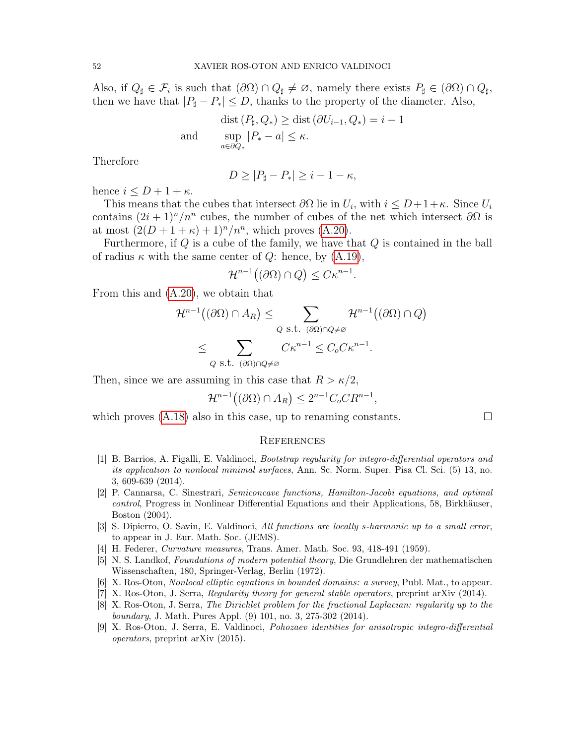Also, if $Q_\sharp \in \mathcal{F}_i$ is such that $(\partial\Omega) \cap Q_\sharp \neq \varnothing$, namely there exists $P_\sharp \in (\partial\Omega) \cap Q_\sharp$, then we have that $|P_\sharp - P_*| \leq D$, thanks to the property of the diameter. Also,

$$\operatorname{dist}(P_\sharp, Q_*) \geq \operatorname{dist}(\partial U_{i-1}, Q_*) = i - 1$$

$$\text{and} \qquad \sup_{a \in \partial Q_*} |P_* - a| \leq \kappa.$$

Therefore

$$D \geq |P_\sharp - P_*| \geq i - 1 - \kappa,$$

hence $i \leq D + 1 + \kappa$.

This means that the cubes that intersect $\partial\Omega$ lie in $U_i$, with $i \leq D + 1 + \kappa$. Since $U_i$ contains $(2i+1)^n/n^n$ cubes, the number of cubes of the net which intersect $\partial\Omega$ is at most $(2(D+1+\kappa)+1)^n/n^n$, which proves (A.20).

Furthermore, if $Q$ is a cube of the family, we have that $Q$ is contained in the ball of radius $\kappa$ with the same center of $Q$: hence, by (A.19),

$$\mathcal{H}^{n-1}\big((\partial\Omega) \cap Q\big) \leq C\kappa^{n-1}.$$

From this and (A.20), we obtain that

$$\begin{aligned}
\mathcal{H}^{n-1}\big((\partial\Omega) \cap A_R\big) &\leq \sum_{Q \text{ s.t. } (\partial\Omega) \cap Q \neq \varnothing} \mathcal{H}^{n-1}\big((\partial\Omega) \cap Q\big) \\
&\leq \sum_{Q \text{ s.t. } (\partial\Omega) \cap Q \neq \varnothing} C\kappa^{n-1} \leq C_o C \kappa^{n-1}.
\end{aligned}$$

Then, since we are assuming in this case that $R > \kappa/2$,

$$\mathcal{H}^{n-1}\big((\partial\Omega) \cap A_R\big) \leq 2^{n-1} C_o C R^{n-1},$$

which proves (A.18) also in this case, up to renaming constants. $\square$

## References

[1] B. Barrios, A. Figalli, E. Valdinoci, *Bootstrap regularity for integro-differential operators and its application to nonlocal minimal surfaces*, Ann. Sc. Norm. Super. Pisa Cl. Sci. (5) 13, no. 3, 609-639 (2014).

[2] P. Cannarsa, C. Sinestrari, *Semiconcave functions, Hamilton-Jacobi equations, and optimal control*, Progress in Nonlinear Differential Equations and their Applications, 58, Birkhäuser, Boston (2004).

[3] S. Dipierro, O. Savin, E. Valdinoci, *All functions are locally s-harmonic up to a small error*, to appear in J. Eur. Math. Soc. (JEMS).

[4] H. Federer, *Curvature measures*, Trans. Amer. Math. Soc. 93, 418-491 (1959).

[5] N. S. Landkof, *Foundations of modern potential theory*, Die Grundlehren der mathematischen Wissenschaften, 180, Springer-Verlag, Berlin (1972).

[6] X. Ros-Oton, *Nonlocal elliptic equations in bounded domains: a survey*, Publ. Mat., to appear.

[7] X. Ros-Oton, J. Serra, *Regularity theory for general stable operators*, preprint arXiv (2014).

[8] X. Ros-Oton, J. Serra, *The Dirichlet problem for the fractional Laplacian: regularity up to the boundary*, J. Math. Pures Appl. (9) 101, no. 3, 275-302 (2014).

[9] X. Ros-Oton, J. Serra, E. Valdinoci, *Pohozaev identities for anisotropic integro-differential operators*, preprint arXiv (2015).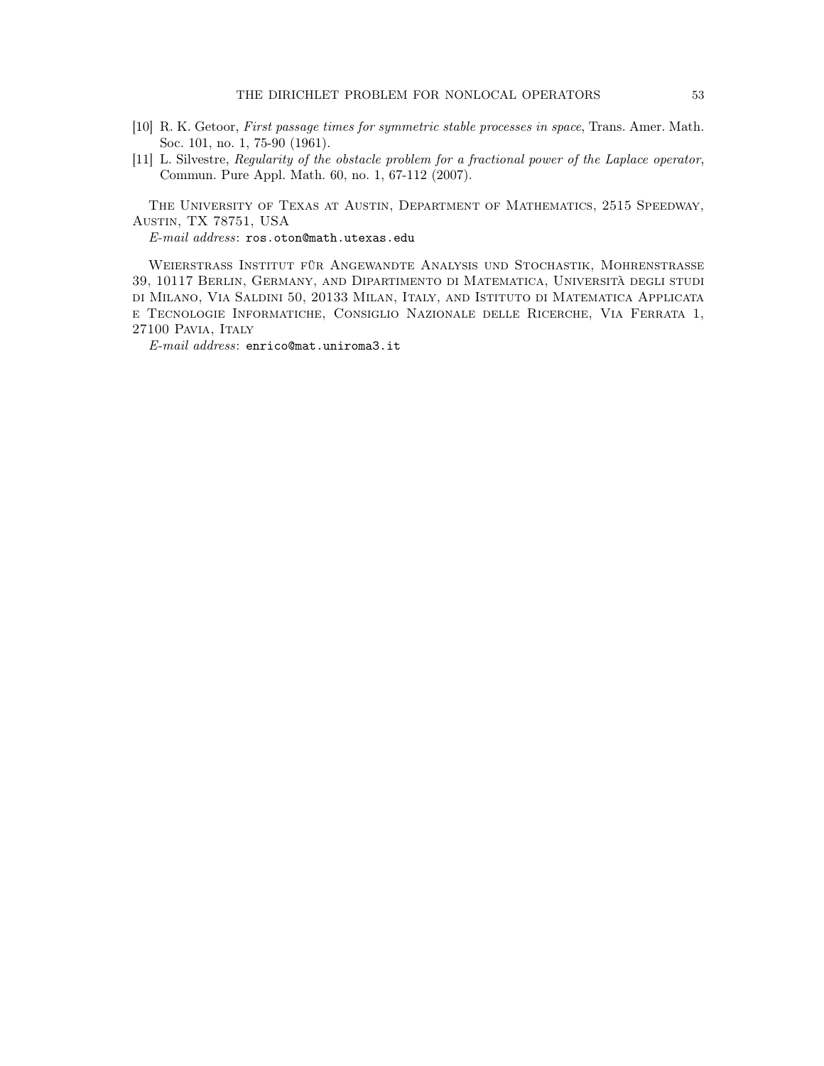[10] R. K. Getoor, *First passage times for symmetric stable processes in space*, Trans. Amer. Math. Soc. 101, no. 1, 75-90 (1961).

[11] L. Silvestre, *Regularity of the obstacle problem for a fractional power of the Laplace operator*, Commun. Pure Appl. Math. 60, no. 1, 67-112 (2007).

The University of Texas at Austin, Department of Mathematics, 2515 Speedway, Austin, TX 78751, USA

*E-mail address*: `ros.oton@math.utexas.edu`

Weierstrass Institut für Angewandte Analysis und Stochastik, Mohrenstrasse 39, 10117 Berlin, Germany, and Dipartimento di Matematica, Università degli studi di Milano, Via Saldini 50, 20133 Milan, Italy, and Istituto di Matematica Applicata e Tecnologie Informatiche, Consiglio Nazionale delle Ricerche, Via Ferrata 1, 27100 Pavia, Italy

*E-mail address*: `enrico@mat.uniroma3.it`